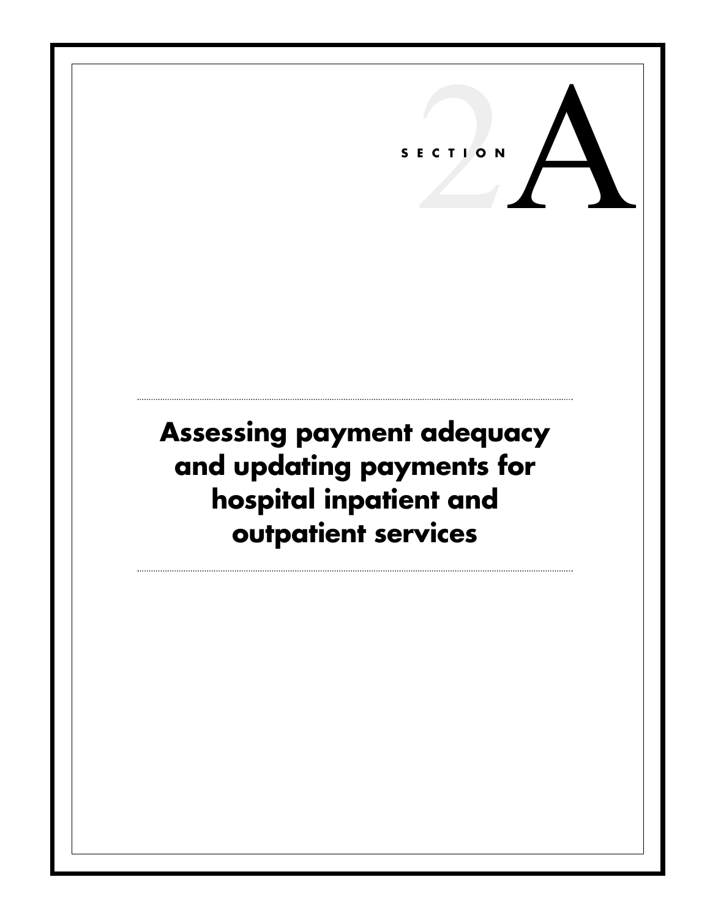SECTION 2A

# Assessing payment adequacy and updating payments for hospital inpatient and outpatient services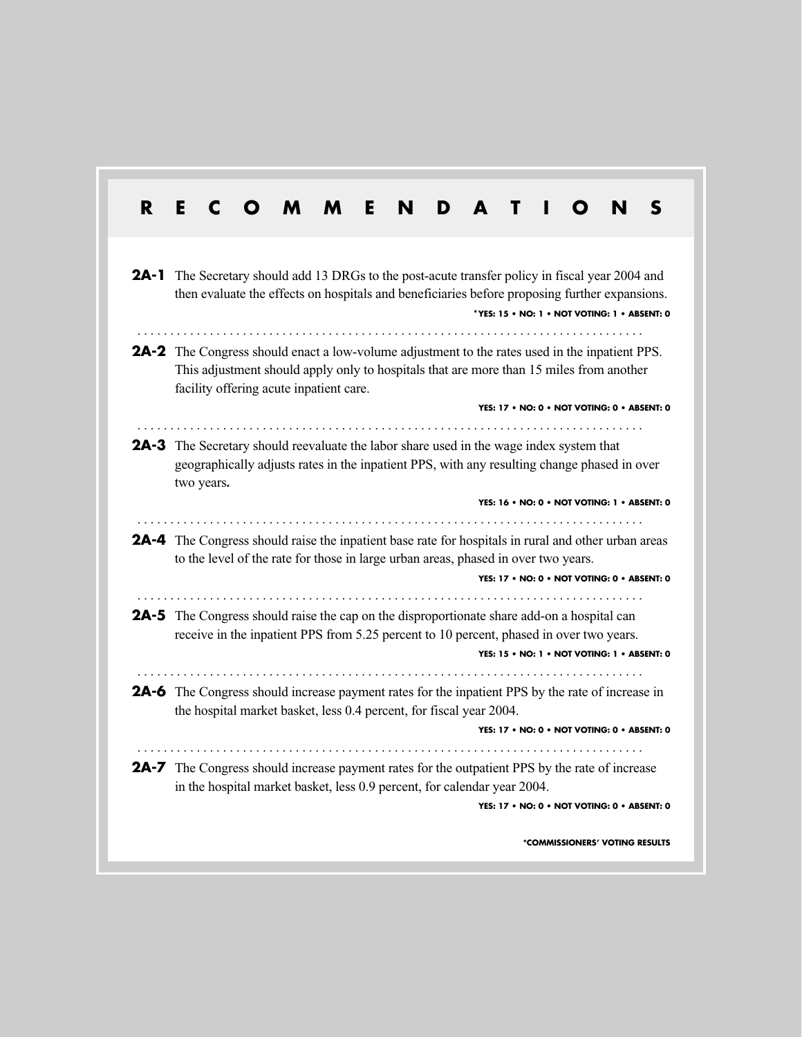# RECOMMENDATIONS

**2A-1** The Secretary should add 13 DRGs to the post-acute transfer policy in fiscal year 2004 and then evaluate the effects on hospitals and beneficiaries before proposing further expansions.

**\*YES: 15 • NO: 1 • NOT VOTING: 1 • ABSENT: 0**

**2A-2** The Congress should enact a low-volume adjustment to the rates used in the inpatient PPS. This adjustment should apply only to hospitals that are more than 15 miles from another facility offering acute inpatient care.

**YES: 17 • NO: 0 • NOT VOTING: 0 • ABSENT: 0**

**2A-3** The Secretary should reevaluate the labor share used in the wage index system that geographically adjusts rates in the inpatient PPS, with any resulting change phased in over two years.

**YES: 16 • NO: 0 • NOT VOTING: 1 • ABSENT: 0**

**2A-4** The Congress should raise the inpatient base rate for hospitals in rural and other urban areas to the level of the rate for those in large urban areas, phased in over two years.

**YES: 17 • NO: 0 • NOT VOTING: 0 • ABSENT: 0**

**2A-5** The Congress should raise the cap on the disproportionate share add-on a hospital can receive in the inpatient PPS from 5.25 percent to 10 percent, phased in over two years.

**YES: 15 • NO: 1 • NOT VOTING: 1 • ABSENT: 0**

**2A-6** The Congress should increase payment rates for the inpatient PPS by the rate of increase in the hospital market basket, less 0.4 percent, for fiscal year 2004.

**YES: 17 • NO: 0 • NOT VOTING: 0 • ABSENT: 0**

**2A-7** The Congress should increase payment rates for the outpatient PPS by the rate of increase in the hospital market basket, less 0.9 percent, for calendar year 2004.

**YES: 17 • NO: 0 • NOT VOTING: 0 • ABSENT: 0**

**\*COMMISSIONERS' VOTING RESULTS**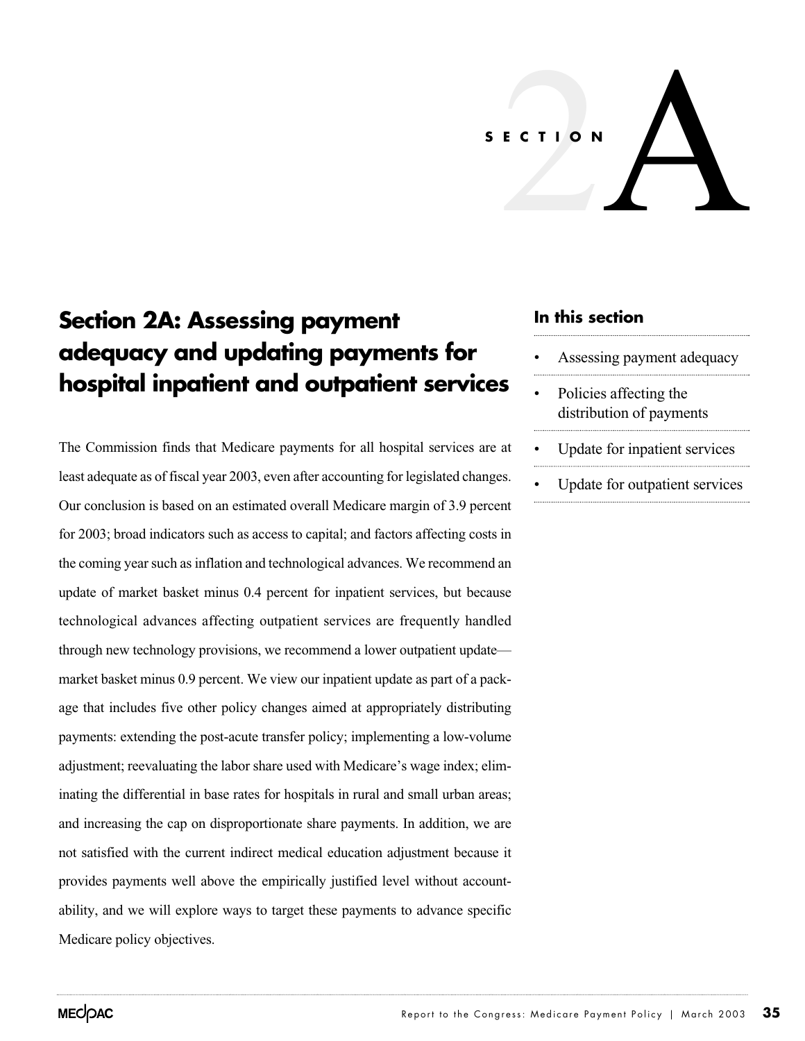SECTION 2A

# Section 2A: Assessing payment adequacy and updating payments for hospital inpatient and outpatient services

The Commission finds that Medicare payments for all hospital services are at least adequate as of fiscal year 2003, even after accounting for legislated changes. Our conclusion is based on an estimated overall Medicare margin of 3.9 percent for 2003; broad indicators such as access to capital; and factors affecting costs in the coming year such as inflation and technological advances. We recommend an update of market basket minus 0.4 percent for inpatient services, but because technological advances affecting outpatient services are frequently handled through new technology provisions, we recommend a lower outpatient update—market basket minus 0.9 percent. We view our inpatient update as part of a package that includes five other policy changes aimed at appropriately distributing payments: extending the post-acute transfer policy; implementing a low-volume adjustment; reevaluating the labor share used with Medicare's wage index; eliminating the differential in base rates for hospitals in rural and small urban areas; and increasing the cap on disproportionate share payments. In addition, we are not satisfied with the current indirect medical education adjustment because it provides payments well above the empirically justified level without accountability, and we will explore ways to target these payments to advance specific Medicare policy objectives.

### In this section

- Assessing payment adequacy
- Policies affecting the distribution of payments
- Update for inpatient services
- Update for outpatient services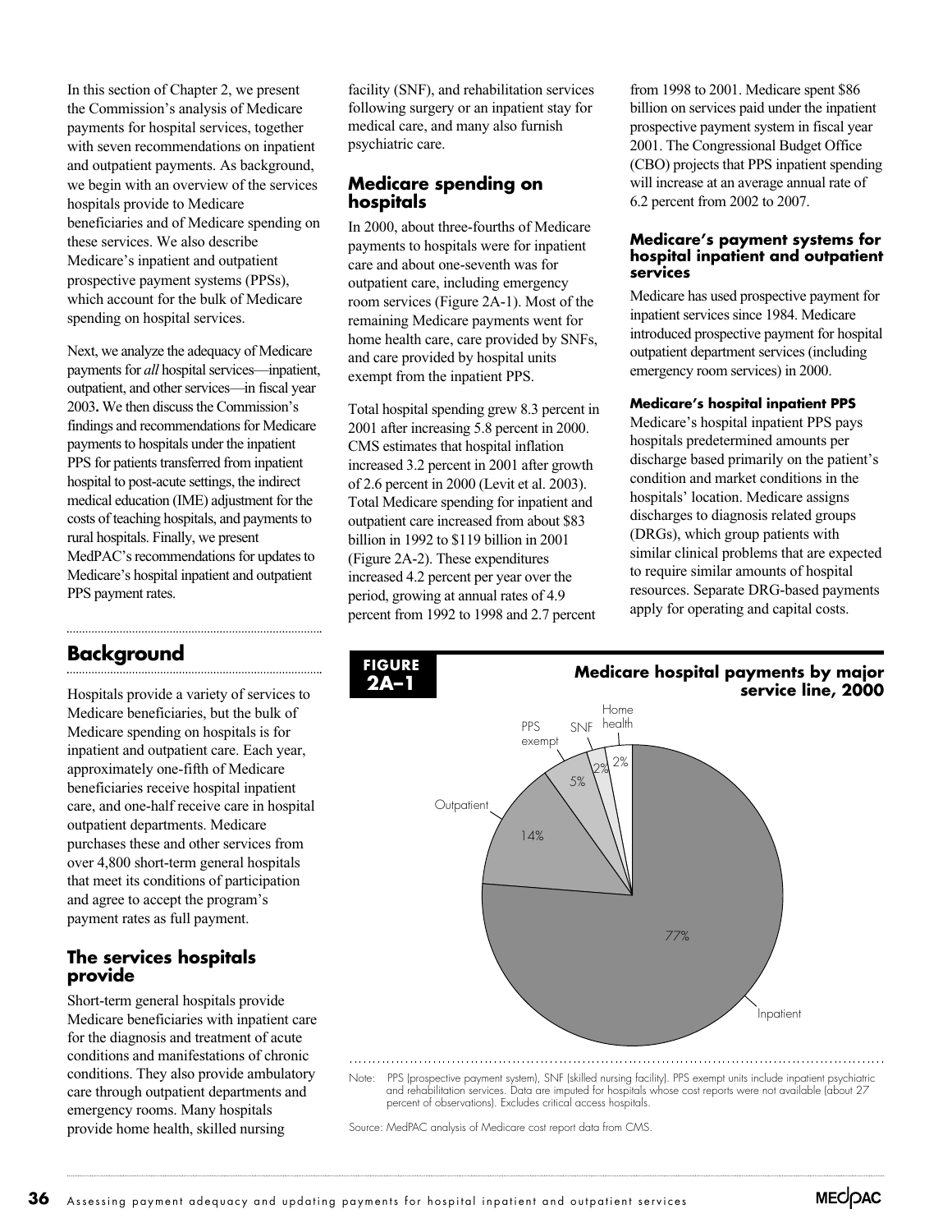In this section of Chapter 2, we present the Commission's analysis of Medicare payments for hospital services, together with seven recommendations on inpatient and outpatient payments. As background, we begin with an overview of the services hospitals provide to Medicare beneficiaries and of Medicare spending on these services. We also describe Medicare's inpatient and outpatient prospective payment systems (PPSs), which account for the bulk of Medicare spending on hospital services.

Next, we analyze the adequacy of Medicare payments for *all* hospital services—inpatient, outpatient, and other services—in fiscal year 2003**.** We then discuss the Commission's findings and recommendations for Medicare payments to hospitals under the inpatient PPS for patients transferred from inpatient hospital to post-acute settings, the indirect medical education (IME) adjustment for the costs of teaching hospitals, and payments to rural hospitals. Finally, we present MedPAC's recommendations for updates to Medicare's hospital inpatient and outpatient PPS payment rates.

## Background

Hospitals provide a variety of services to Medicare beneficiaries, but the bulk of Medicare spending on hospitals is for inpatient and outpatient care. Each year, approximately one-fifth of Medicare beneficiaries receive hospital inpatient care, and one-half receive care in hospital outpatient departments. Medicare purchases these and other services from over 4,800 short-term general hospitals that meet its conditions of participation and agree to accept the program's payment rates as full payment.

### The services hospitals provide

Short-term general hospitals provide Medicare beneficiaries with inpatient care for the diagnosis and treatment of acute conditions and manifestations of chronic conditions. They also provide ambulatory care through outpatient departments and emergency rooms. Many hospitals provide home health, skilled nursing facility (SNF), and rehabilitation services following surgery or an inpatient stay for medical care, and many also furnish psychiatric care.

### Medicare spending on hospitals

In 2000, about three-fourths of Medicare payments to hospitals were for inpatient care and about one-seventh was for outpatient care, including emergency room services (Figure 2A-1). Most of the remaining Medicare payments went for home health care, care provided by SNFs, and care provided by hospital units exempt from the inpatient PPS.

Total hospital spending grew 8.3 percent in 2001 after increasing 5.8 percent in 2000. CMS estimates that hospital inflation increased 3.2 percent in 2001 after growth of 2.6 percent in 2000 (Levit et al. 2003). Total Medicare spending for inpatient and outpatient care increased from about $83 billion in 1992 to $119 billion in 2001 (Figure 2A-2). These expenditures increased 4.2 percent per year over the period, growing at annual rates of 4.9 percent from 1992 to 1998 and 2.7 percent from 1998 to 2001. Medicare spent $86 billion on services paid under the inpatient prospective payment system in fiscal year 2001. The Congressional Budget Office (CBO) projects that PPS inpatient spending will increase at an average annual rate of 6.2 percent from 2002 to 2007.

#### Medicare's payment systems for hospital inpatient and outpatient services

Medicare has used prospective payment for inpatient services since 1984. Medicare introduced prospective payment for hospital outpatient department services (including emergency room services) in 2000.

**Medicare's hospital inpatient PPS**

Medicare's hospital inpatient PPS pays hospitals predetermined amounts per discharge based primarily on the patient's condition and market conditions in the hospitals' location. Medicare assigns discharges to diagnosis related groups (DRGs), which group patients with similar clinical problems that are expected to require similar amounts of hospital resources. Separate DRG-based payments apply for operating and capital costs.

**FIGURE 2A–1** **Medicare hospital payments by major service line, 2000**

| Service line | Share |
|---|---|
| Inpatient | 77% |
| Outpatient | 14% |
| PPS exempt | 5% |
| SNF | 2% |
| Home health | 2% |

Note: PPS (prospective payment system), SNF (skilled nursing facility). PPS exempt units include inpatient psychiatric and rehabilitation services. Data are imputed for hospitals whose cost reports were not available (about 27 percent of observations). Excludes critical access hospitals.

Source: MedPAC analysis of Medicare cost report data from CMS.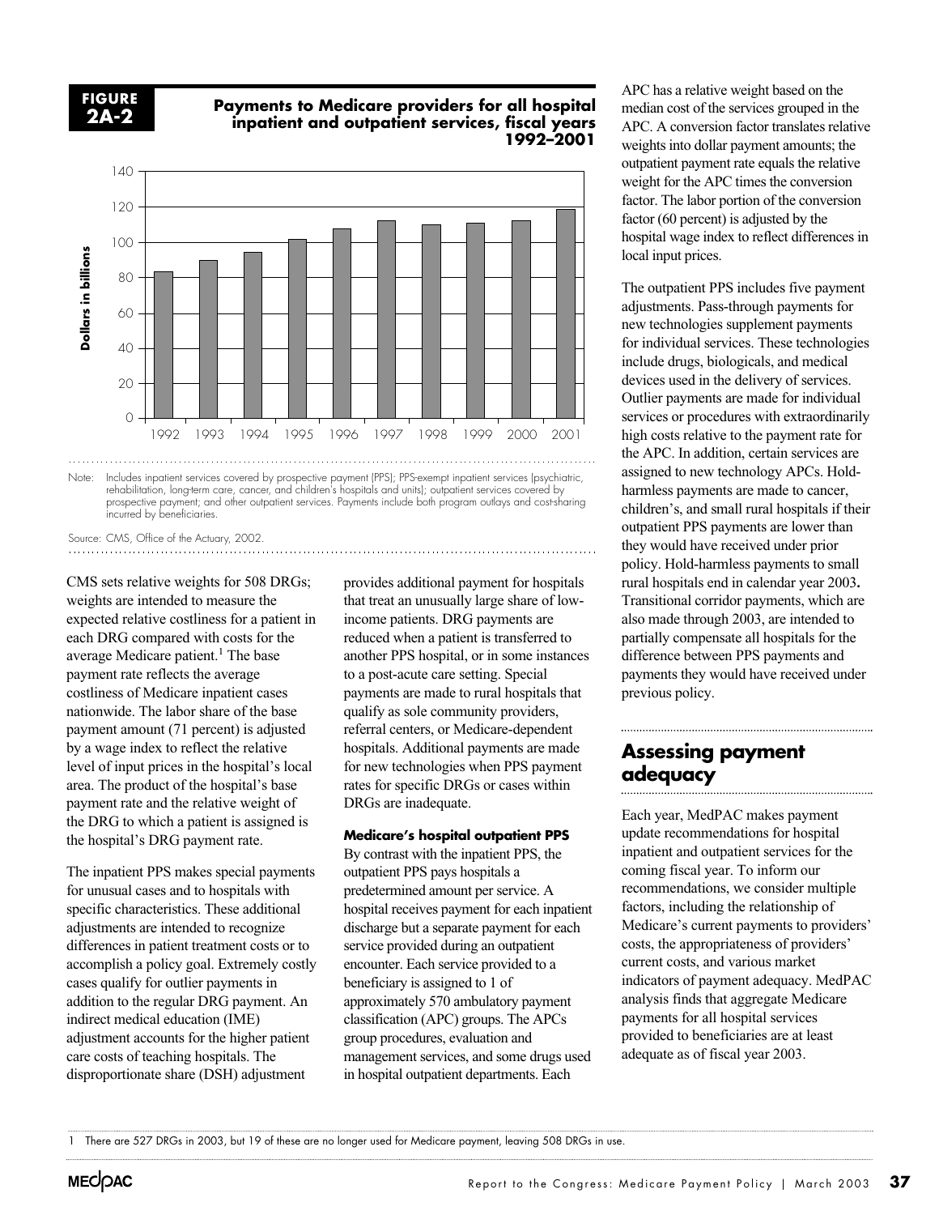**FIGURE 2A-2**

**Payments to Medicare providers for all hospital inpatient and outpatient services, fiscal years 1992–2001**

| Year | Dollars in billions (approx.) |
|---|---|
| 1992 | 83 |
| 1993 | 90 |
| 1994 | 94 |
| 1995 | 101 |
| 1996 | 107 |
| 1997 | 112 |
| 1998 | 110 |
| 1999 | 110 |
| 2000 | 112 |
| 2001 | 118 |

Note: Includes inpatient services covered by prospective payment (PPS); PPS-exempt inpatient services (psychiatric, rehabilitation, long-term care, cancer, and children's hospitals and units); outpatient services covered by prospective payment; and other outpatient services. Payments include both program outlays and cost-sharing incurred by beneficiaries.

Source: CMS, Office of the Actuary, 2002.

CMS sets relative weights for 508 DRGs; weights are intended to measure the expected relative costliness for a patient in each DRG compared with costs for the average Medicare patient.[1] The base payment rate reflects the average costliness of Medicare inpatient cases nationwide. The labor share of the base payment amount (71 percent) is adjusted by a wage index to reflect the relative level of input prices in the hospital's local area. The product of the hospital's base payment rate and the relative weight of the DRG to which a patient is assigned is the hospital's DRG payment rate.

The inpatient PPS makes special payments for unusual cases and to hospitals with specific characteristics. These additional adjustments are intended to recognize differences in patient treatment costs or to accomplish a policy goal. Extremely costly cases qualify for outlier payments in addition to the regular DRG payment. An indirect medical education (IME) adjustment accounts for the higher patient care costs of teaching hospitals. The disproportionate share (DSH) adjustment provides additional payment for hospitals that treat an unusually large share of low-income patients. DRG payments are reduced when a patient is transferred to another PPS hospital, or in some instances to a post-acute care setting. Special payments are made to rural hospitals that qualify as sole community providers, referral centers, or Medicare-dependent hospitals. Additional payments are made for new technologies when PPS payment rates for specific DRGs or cases within DRGs are inadequate.

#### Medicare's hospital outpatient PPS

By contrast with the inpatient PPS, the outpatient PPS pays hospitals a predetermined amount per service. A hospital receives payment for each inpatient discharge but a separate payment for each service provided during an outpatient encounter. Each service provided to a beneficiary is assigned to 1 of approximately 570 ambulatory payment classification (APC) groups. The APCs group procedures, evaluation and management services, and some drugs used in hospital outpatient departments. Each APC has a relative weight based on the median cost of the services grouped in the APC. A conversion factor translates relative weights into dollar payment amounts; the outpatient payment rate equals the relative weight for the APC times the conversion factor. The labor portion of the conversion factor (60 percent) is adjusted by the hospital wage index to reflect differences in local input prices.

The outpatient PPS includes five payment adjustments. Pass-through payments for new technologies supplement payments for individual services. These technologies include drugs, biologicals, and medical devices used in the delivery of services. Outlier payments are made for individual services or procedures with extraordinarily high costs relative to the payment rate for the APC. In addition, certain services are assigned to new technology APCs. Hold-harmless payments are made to cancer, children's, and small rural hospitals if their outpatient PPS payments are lower than they would have received under prior policy. Hold-harmless payments to small rural hospitals end in calendar year 2003**.** Transitional corridor payments, which are also made through 2003, are intended to partially compensate all hospitals for the difference between PPS payments and payments they would have received under previous policy.

## Assessing payment adequacy

Each year, MedPAC makes payment update recommendations for hospital inpatient and outpatient services for the coming fiscal year. To inform our recommendations, we consider multiple factors, including the relationship of Medicare's current payments to providers' costs, the appropriateness of providers' current costs, and various market indicators of payment adequacy. MedPAC analysis finds that aggregate Medicare payments for all hospital services provided to beneficiaries are at least adequate as of fiscal year 2003.

1 There are 527 DRGs in 2003, but 19 of these are no longer used for Medicare payment, leaving 508 DRGs in use.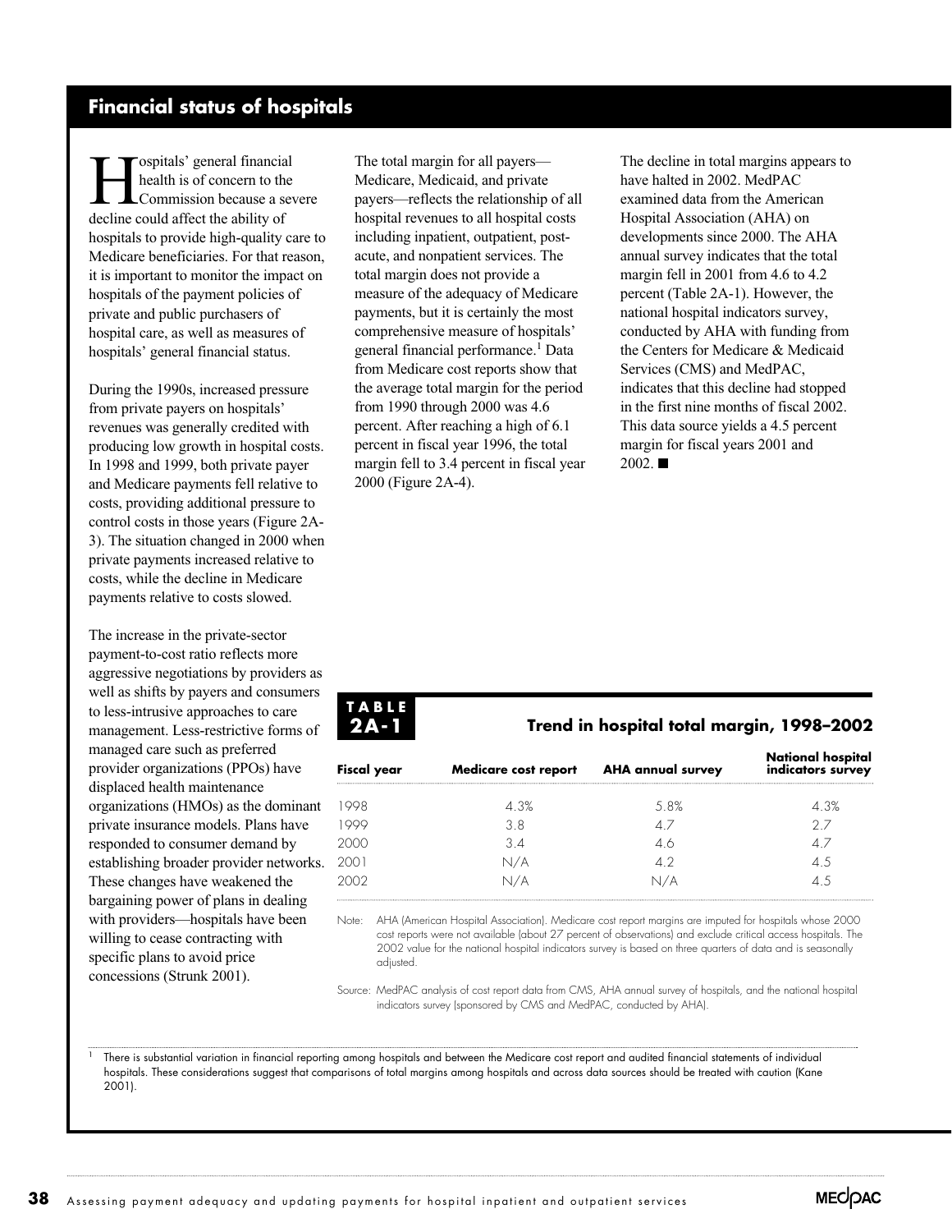## Financial status of hospitals

Hospitals' general financial health is of concern to the Commission because a severe decline could affect the ability of hospitals to provide high-quality care to Medicare beneficiaries. For that reason, it is important to monitor the impact on hospitals of the payment policies of private and public purchasers of hospital care, as well as measures of hospitals' general financial status.

During the 1990s, increased pressure from private payers on hospitals' revenues was generally credited with producing low growth in hospital costs. In 1998 and 1999, both private payer and Medicare payments fell relative to costs, providing additional pressure to control costs in those years (Figure 2A-3). The situation changed in 2000 when private payments increased relative to costs, while the decline in Medicare payments relative to costs slowed.

The increase in the private-sector payment-to-cost ratio reflects more aggressive negotiations by providers as well as shifts by payers and consumers to less-intrusive approaches to care management. Less-restrictive forms of managed care such as preferred provider organizations (PPOs) have displaced health maintenance organizations (HMOs) as the dominant private insurance models. Plans have responded to consumer demand by establishing broader provider networks. These changes have weakened the bargaining power of plans in dealing with providers—hospitals have been willing to cease contracting with specific plans to avoid price concessions (Strunk 2001).

The total margin for all payers—Medicare, Medicaid, and private payers—reflects the relationship of all hospital revenues to all hospital costs including inpatient, outpatient, post-acute, and nonpatient services. The total margin does not provide a measure of the adequacy of Medicare payments, but it is certainly the most comprehensive measure of hospitals' general financial performance.[1] Data from Medicare cost reports show that the average total margin for the period from 1990 through 2000 was 4.6 percent. After reaching a high of 6.1 percent in fiscal year 1996, the total margin fell to 3.4 percent in fiscal year 2000 (Figure 2A-4).

The decline in total margins appears to have halted in 2002. MedPAC examined data from the American Hospital Association (AHA) on developments since 2000. The AHA annual survey indicates that the total margin fell in 2001 from 4.6 to 4.2 percent (Table 2A-1). However, the national hospital indicators survey, conducted by AHA with funding from the Centers for Medicare & Medicaid Services (CMS) and MedPAC, indicates that this decline had stopped in the first nine months of fiscal 2002. This data source yields a 4.5 percent margin for fiscal years 2001 and 2002. ■

**TABLE 2A-1 Trend in hospital total margin, 1998–2002**

| Fiscal year | Medicare cost report | AHA annual survey | National hospital indicators survey |
|---|---|---|---|
| 1998 | 4.3% | 5.8% | 4.3% |
| 1999 | 3.8 | 4.7 | 2.7 |
| 2000 | 3.4 | 4.6 | 4.7 |
| 2001 | N/A | 4.2 | 4.5 |
| 2002 | N/A | N/A | 4.5 |

Note: AHA (American Hospital Association). Medicare cost report margins are imputed for hospitals whose 2000 cost reports were not available (about 27 percent of observations) and exclude critical access hospitals. The 2002 value for the national hospital indicators survey is based on three quarters of data and is seasonally adjusted.

Source: MedPAC analysis of cost report data from CMS, AHA annual survey of hospitals, and the national hospital indicators survey (sponsored by CMS and MedPAC, conducted by AHA).

[1] There is substantial variation in financial reporting among hospitals and between the Medicare cost report and audited financial statements of individual hospitals. These considerations suggest that comparisons of total margins among hospitals and across data sources should be treated with caution (Kane 2001).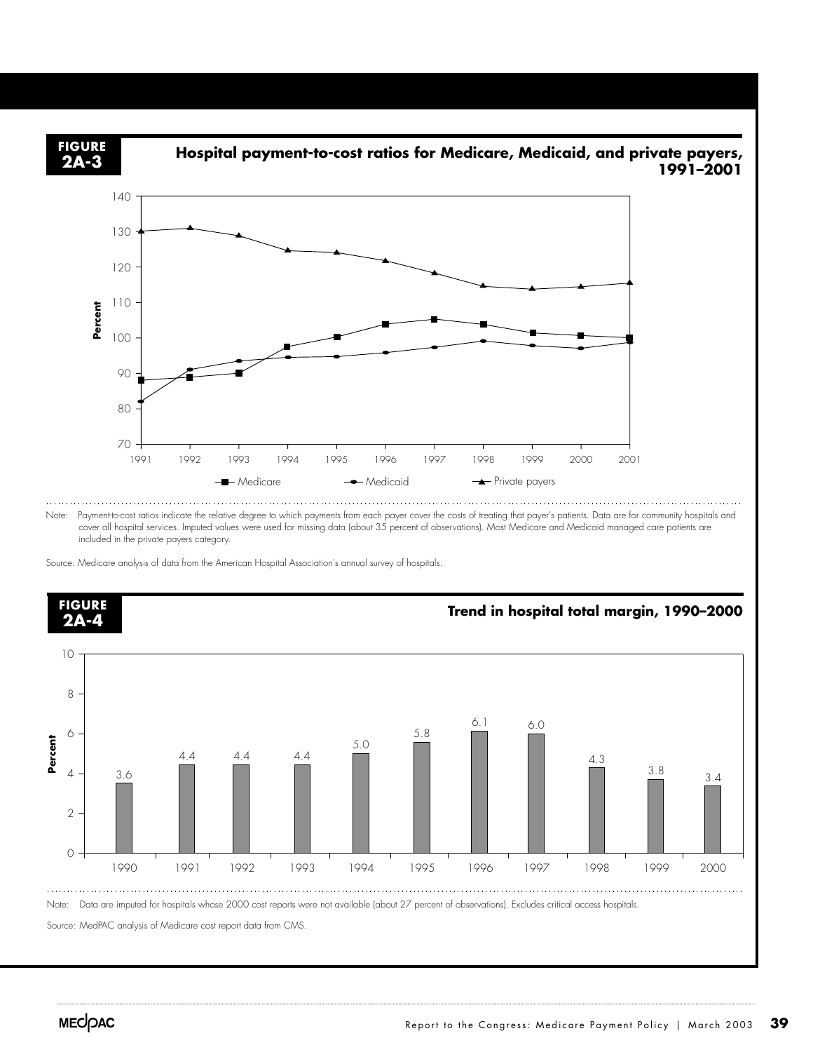**FIGURE 2A-3**

**Hospital payment-to-cost ratios for Medicare, Medicaid, and private payers, 1991–2001**

Note: Payment-to-cost ratios indicate the relative degree to which payments from each payer cover the costs of treating that payer's patients. Data are for community hospitals and cover all hospital services. Imputed values were used for missing data (about 35 percent of observations). Most Medicare and Medicaid managed care patients are included in the private payers category.

Source: Medicare analysis of data from the American Hospital Association's annual survey of hospitals.

**FIGURE 2A-4**

**Trend in hospital total margin, 1990–2000**

| Year | Percent |
|---|---|
| 1990 | 3.6 |
| 1991 | 4.4 |
| 1992 | 4.4 |
| 1993 | 4.4 |
| 1994 | 5.0 |
| 1995 | 5.8 |
| 1996 | 6.1 |
| 1997 | 6.0 |
| 1998 | 4.3 |
| 1999 | 3.8 |
| 2000 | 3.4 |

Note: Data are imputed for hospitals whose 2000 cost reports were not available (about 27 percent of observations). Excludes critical access hospitals.

Source: MedPAC analysis of Medicare cost report data from CMS.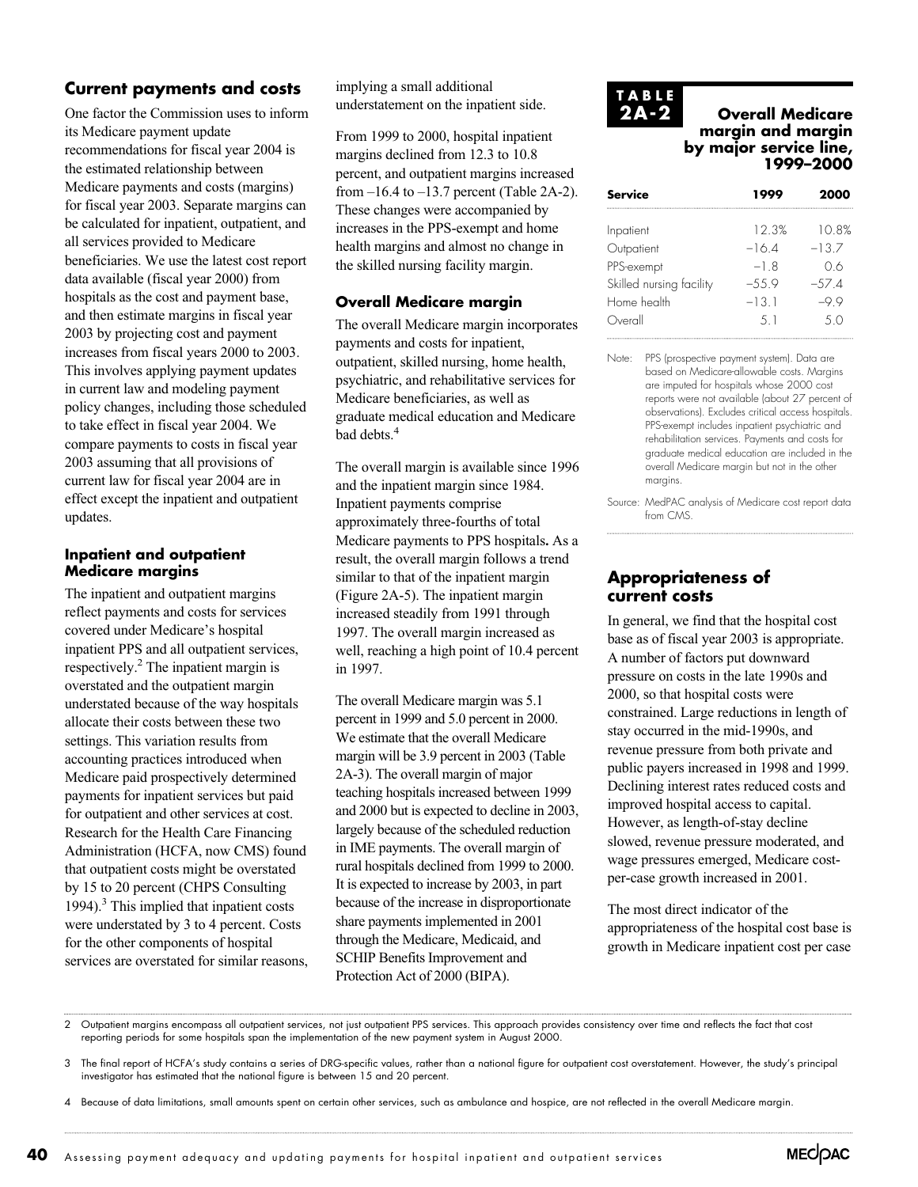## Current payments and costs

One factor the Commission uses to inform its Medicare payment update recommendations for fiscal year 2004 is the estimated relationship between Medicare payments and costs (margins) for fiscal year 2003. Separate margins can be calculated for inpatient, outpatient, and all services provided to Medicare beneficiaries. We use the latest cost report data available (fiscal year 2000) from hospitals as the cost and payment base, and then estimate margins in fiscal year 2003 by projecting cost and payment increases from fiscal years 2000 to 2003. This involves applying payment updates in current law and modeling payment policy changes, including those scheduled to take effect in fiscal year 2004. We compare payments to costs in fiscal year 2003 assuming that all provisions of current law for fiscal year 2004 are in effect except the inpatient and outpatient updates.

### Inpatient and outpatient Medicare margins

The inpatient and outpatient margins reflect payments and costs for services covered under Medicare's hospital inpatient PPS and all outpatient services, respectively.[2] The inpatient margin is overstated and the outpatient margin understated because of the way hospitals allocate their costs between these two settings. This variation results from accounting practices introduced when Medicare paid prospectively determined payments for inpatient services but paid for outpatient and other services at cost. Research for the Health Care Financing Administration (HCFA, now CMS) found that outpatient costs might be overstated by 15 to 20 percent (CHPS Consulting 1994).[3] This implied that inpatient costs were understated by 3 to 4 percent. Costs for the other components of hospital services are overstated for similar reasons, implying a small additional understatement on the inpatient side.

From 1999 to 2000, hospital inpatient margins declined from 12.3 to 10.8 percent, and outpatient margins increased from –16.4 to –13.7 percent (Table 2A-2). These changes were accompanied by increases in the PPS-exempt and home health margins and almost no change in the skilled nursing facility margin.

### Overall Medicare margin

The overall Medicare margin incorporates payments and costs for inpatient, outpatient, skilled nursing, home health, psychiatric, and rehabilitative services for Medicare beneficiaries, as well as graduate medical education and Medicare bad debts.[4]

The overall margin is available since 1996 and the inpatient margin since 1984. Inpatient payments comprise approximately three-fourths of total Medicare payments to PPS hospitals. As a result, the overall margin follows a trend similar to that of the inpatient margin (Figure 2A-5). The inpatient margin increased steadily from 1991 through 1997. The overall margin increased as well, reaching a high point of 10.4 percent in 1997.

The overall Medicare margin was 5.1 percent in 1999 and 5.0 percent in 2000. We estimate that the overall Medicare margin will be 3.9 percent in 2003 (Table 2A-3). The overall margin of major teaching hospitals increased between 1999 and 2000 but is expected to decline in 2003, largely because of the scheduled reduction in IME payments. The overall margin of rural hospitals declined from 1999 to 2000. It is expected to increase by 2003, in part because of the increase in disproportionate share payments implemented in 2001 through the Medicare, Medicaid, and SCHIP Benefits Improvement and Protection Act of 2000 (BIPA).

**TABLE 2A-2 Overall Medicare margin and margin by major service line, 1999–2000**

| Service | 1999 | 2000 |
|---|---|---|
| Inpatient | 12.3% | 10.8% |
| Outpatient | –16.4 | –13.7 |
| PPS-exempt | –1.8 | 0.6 |
| Skilled nursing facility | –55.9 | –57.4 |
| Home health | –13.1 | –9.9 |
| Overall | 5.1 | 5.0 |

Note: PPS (prospective payment system). Data are based on Medicare-allowable costs. Margins are imputed for hospitals whose 2000 cost reports were not available (about 27 percent of observations). Excludes critical access hospitals. PPS-exempt includes inpatient psychiatric and rehabilitation services. Payments and costs for graduate medical education are included in the overall Medicare margin but not in the other margins.

Source: MedPAC analysis of Medicare cost report data from CMS.

## Appropriateness of current costs

In general, we find that the hospital cost base as of fiscal year 2003 is appropriate. A number of factors put downward pressure on costs in the late 1990s and 2000, so that hospital costs were constrained. Large reductions in length of stay occurred in the mid-1990s, and revenue pressure from both private and public payers increased in 1998 and 1999. Declining interest rates reduced costs and improved hospital access to capital. However, as length-of-stay decline slowed, revenue pressure moderated, and wage pressures emerged, Medicare cost-per-case growth increased in 2001.

The most direct indicator of the appropriateness of the hospital cost base is growth in Medicare inpatient cost per case

---

2 Outpatient margins encompass all outpatient services, not just outpatient PPS services. This approach provides consistency over time and reflects the fact that cost reporting periods for some hospitals span the implementation of the new payment system in August 2000.

3 The final report of HCFA's study contains a series of DRG-specific values, rather than a national figure for outpatient cost overstatement. However, the study's principal investigator has estimated that the national figure is between 15 and 20 percent.

4 Because of data limitations, small amounts spent on certain other services, such as ambulance and hospice, are not reflected in the overall Medicare margin.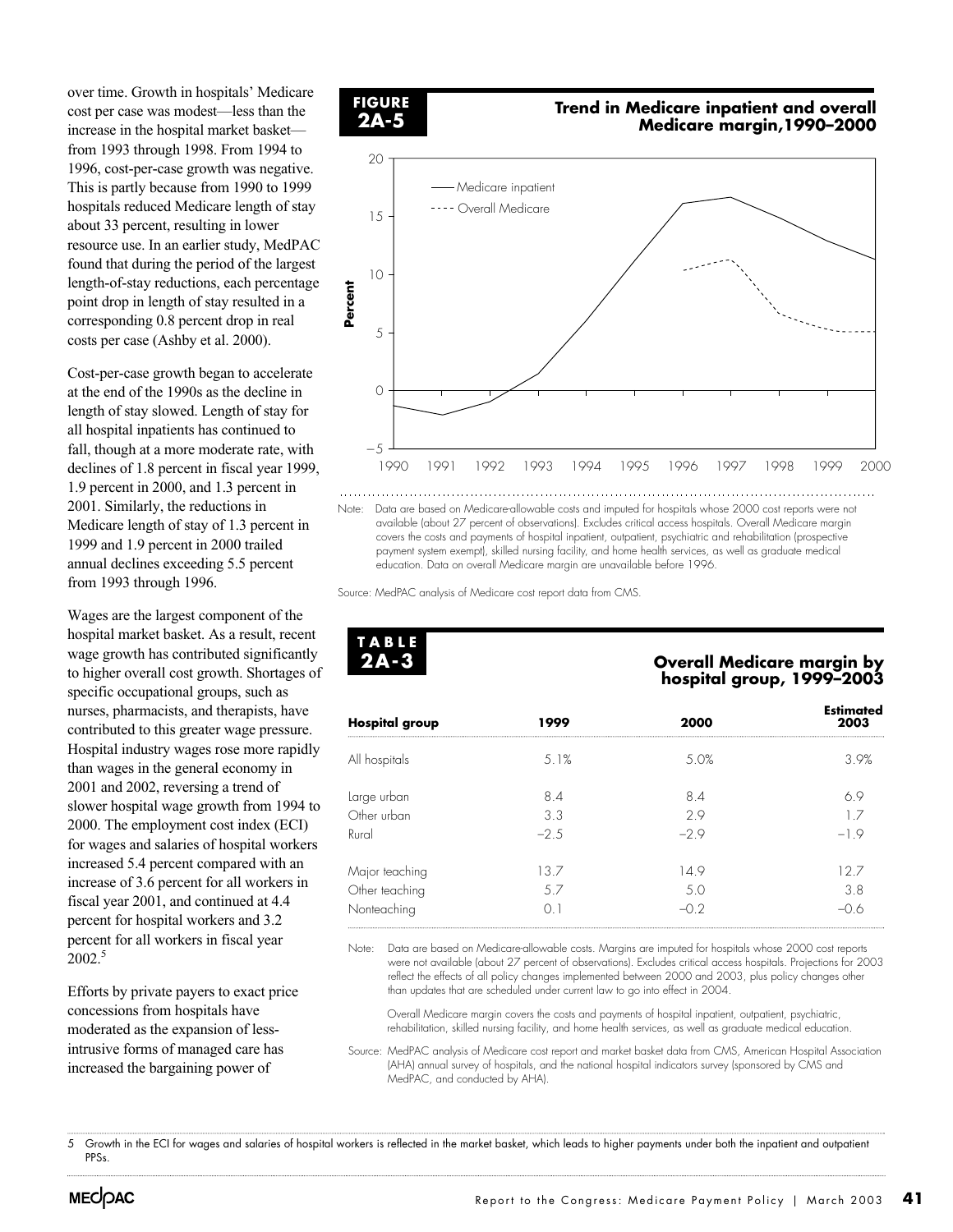over time. Growth in hospitals' Medicare cost per case was modest—less than the increase in the hospital market basket—from 1993 through 1998. From 1994 to 1996, cost-per-case growth was negative. This is partly because from 1990 to 1999 hospitals reduced Medicare length of stay about 33 percent, resulting in lower resource use. In an earlier study, MedPAC found that during the period of the largest length-of-stay reductions, each percentage point drop in length of stay resulted in a corresponding 0.8 percent drop in real costs per case (Ashby et al. 2000).

Cost-per-case growth began to accelerate at the end of the 1990s as the decline in length of stay slowed. Length of stay for all hospital inpatients has continued to fall, though at a more moderate rate, with declines of 1.8 percent in fiscal year 1999, 1.9 percent in 2000, and 1.3 percent in 2001. Similarly, the reductions in Medicare length of stay of 1.3 percent in 1999 and 1.9 percent in 2000 trailed annual declines exceeding 5.5 percent from 1993 through 1996.

Wages are the largest component of the hospital market basket. As a result, recent wage growth has contributed significantly to higher overall cost growth. Shortages of specific occupational groups, such as nurses, pharmacists, and therapists, have contributed to this greater wage pressure. Hospital industry wages rose more rapidly than wages in the general economy in 2001 and 2002, reversing a trend of slower hospital wage growth from 1994 to 2000. The employment cost index (ECI) for wages and salaries of hospital workers increased 5.4 percent compared with an increase of 3.6 percent for all workers in fiscal year 2001, and continued at 4.4 percent for hospital workers and 3.2 percent for all workers in fiscal year 2002.[5]

Efforts by private payers to exact price concessions from hospitals have moderated as the expansion of less-intrusive forms of managed care has increased the bargaining power of

**FIGURE 2A-5**

**Trend in Medicare inpatient and overall Medicare margin, 1990–2000**

Note: Data are based on Medicare-allowable costs and imputed for hospitals whose 2000 cost reports were not available (about 27 percent of observations). Excludes critical access hospitals. Overall Medicare margin covers the costs and payments of hospital inpatient, outpatient, psychiatric and rehabilitation (prospective payment system exempt), skilled nursing facility, and home health services, as well as graduate medical education. Data on overall Medicare margin are unavailable before 1996.

Source: MedPAC analysis of Medicare cost report data from CMS.

**TABLE 2A-3**

**Overall Medicare margin by hospital group, 1999–2003**

| Hospital group | 1999 | 2000 | Estimated 2003 |
|---|---|---|---|
| All hospitals | 5.1% | 5.0% | 3.9% |
| Large urban | 8.4 | 8.4 | 6.9 |
| Other urban | 3.3 | 2.9 | 1.7 |
| Rural | −2.5 | −2.9 | −1.9 |
| Major teaching | 13.7 | 14.9 | 12.7 |
| Other teaching | 5.7 | 5.0 | 3.8 |
| Nonteaching | 0.1 | −0.2 | −0.6 |

Note: Data are based on Medicare-allowable costs. Margins are imputed for hospitals whose 2000 cost reports were not available (about 27 percent of observations). Excludes critical access hospitals. Projections for 2003 reflect the effects of all policy changes implemented between 2000 and 2003, plus policy changes other than updates that are scheduled under current law to go into effect in 2004.

Overall Medicare margin covers the costs and payments of hospital inpatient, outpatient, psychiatric, rehabilitation, skilled nursing facility, and home health services, as well as graduate medical education.

Source: MedPAC analysis of Medicare cost report and market basket data from CMS, American Hospital Association (AHA) annual survey of hospitals, and the national hospital indicators survey (sponsored by CMS and MedPAC, and conducted by AHA).

5 Growth in the ECI for wages and salaries of hospital workers is reflected in the market basket, which leads to higher payments under both the inpatient and outpatient PPSs.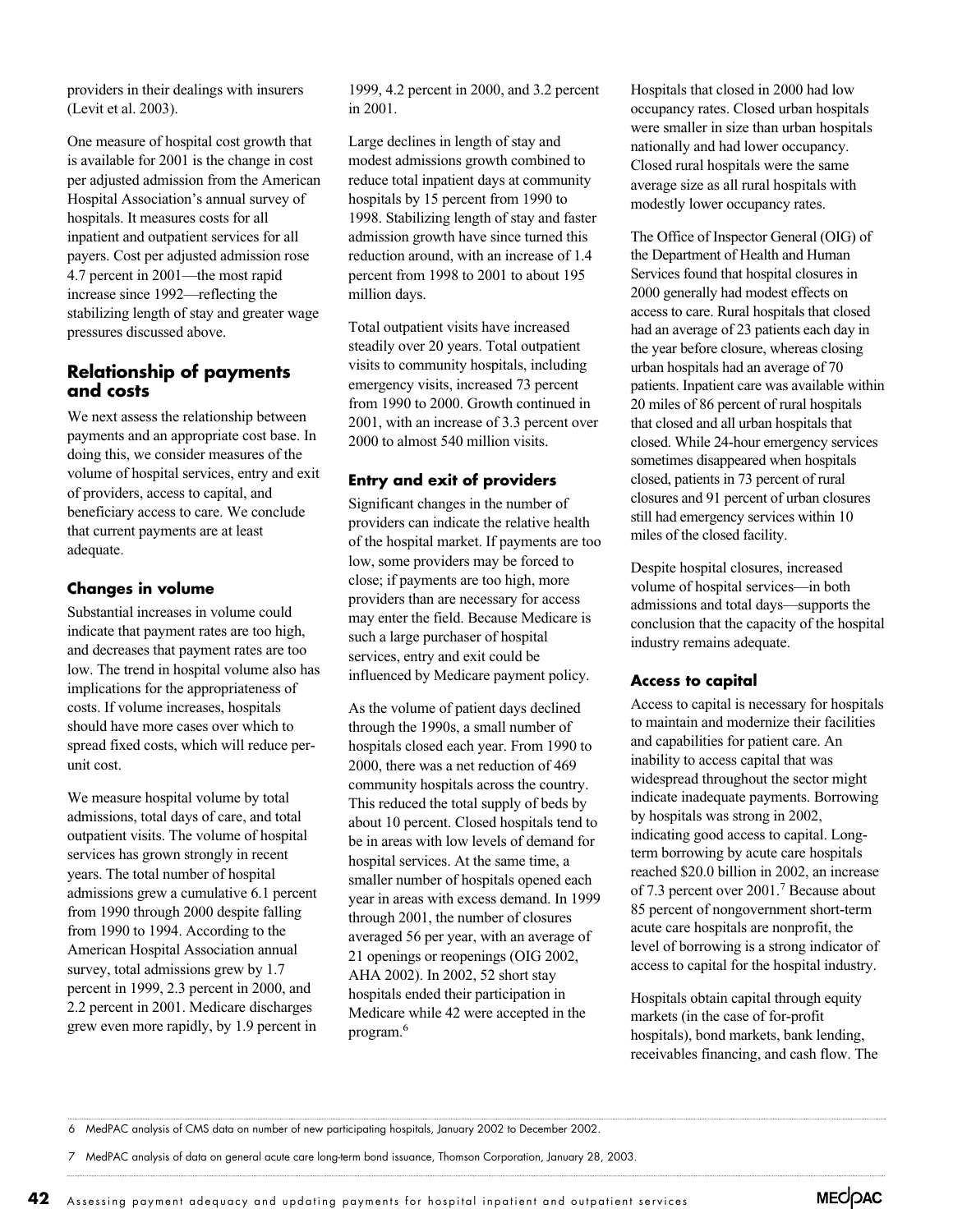providers in their dealings with insurers (Levit et al. 2003).

One measure of hospital cost growth that is available for 2001 is the change in cost per adjusted admission from the American Hospital Association's annual survey of hospitals. It measures costs for all inpatient and outpatient services for all payers. Cost per adjusted admission rose 4.7 percent in 2001—the most rapid increase since 1992—reflecting the stabilizing length of stay and greater wage pressures discussed above.

## Relationship of payments and costs

We next assess the relationship between payments and an appropriate cost base. In doing this, we consider measures of the volume of hospital services, entry and exit of providers, access to capital, and beneficiary access to care. We conclude that current payments are at least adequate.

### Changes in volume

Substantial increases in volume could indicate that payment rates are too high, and decreases that payment rates are too low. The trend in hospital volume also has implications for the appropriateness of costs. If volume increases, hospitals should have more cases over which to spread fixed costs, which will reduce per-unit cost.

We measure hospital volume by total admissions, total days of care, and total outpatient visits. The volume of hospital services has grown strongly in recent years. The total number of hospital admissions grew a cumulative 6.1 percent from 1990 through 2000 despite falling from 1990 to 1994. According to the American Hospital Association annual survey, total admissions grew by 1.7 percent in 1999, 2.3 percent in 2000, and 2.2 percent in 2001. Medicare discharges grew even more rapidly, by 1.9 percent in 1999, 4.2 percent in 2000, and 3.2 percent in 2001.

Large declines in length of stay and modest admissions growth combined to reduce total inpatient days at community hospitals by 15 percent from 1990 to 1998. Stabilizing length of stay and faster admission growth have since turned this reduction around, with an increase of 1.4 percent from 1998 to 2001 to about 195 million days.

Total outpatient visits have increased steadily over 20 years. Total outpatient visits to community hospitals, including emergency visits, increased 73 percent from 1990 to 2000. Growth continued in 2001, with an increase of 3.3 percent over 2000 to almost 540 million visits.

### Entry and exit of providers

Significant changes in the number of providers can indicate the relative health of the hospital market. If payments are too low, some providers may be forced to close; if payments are too high, more providers than are necessary for access may enter the field. Because Medicare is such a large purchaser of hospital services, entry and exit could be influenced by Medicare payment policy.

As the volume of patient days declined through the 1990s, a small number of hospitals closed each year. From 1990 to 2000, there was a net reduction of 469 community hospitals across the country. This reduced the total supply of beds by about 10 percent. Closed hospitals tend to be in areas with low levels of demand for hospital services. At the same time, a smaller number of hospitals opened each year in areas with excess demand. In 1999 through 2001, the number of closures averaged 56 per year, with an average of 21 openings or reopenings (OIG 2002, AHA 2002). In 2002, 52 short stay hospitals ended their participation in Medicare while 42 were accepted in the program.[6]

Hospitals that closed in 2000 had low occupancy rates. Closed urban hospitals were smaller in size than urban hospitals nationally and had lower occupancy. Closed rural hospitals were the same average size as all rural hospitals with modestly lower occupancy rates.

The Office of Inspector General (OIG) of the Department of Health and Human Services found that hospital closures in 2000 generally had modest effects on access to care. Rural hospitals that closed had an average of 23 patients each day in the year before closure, whereas closing urban hospitals had an average of 70 patients. Inpatient care was available within 20 miles of 86 percent of rural hospitals that closed and all urban hospitals that closed. While 24-hour emergency services sometimes disappeared when hospitals closed, patients in 73 percent of rural closures and 91 percent of urban closures still had emergency services within 10 miles of the closed facility.

Despite hospital closures, increased volume of hospital services—in both admissions and total days—supports the conclusion that the capacity of the hospital industry remains adequate.

### Access to capital

Access to capital is necessary for hospitals to maintain and modernize their facilities and capabilities for patient care. An inability to access capital that was widespread throughout the sector might indicate inadequate payments. Borrowing by hospitals was strong in 2002, indicating good access to capital. Long-term borrowing by acute care hospitals reached \$20.0 billion in 2002, an increase of 7.3 percent over 2001.[7] Because about 85 percent of nongovernment short-term acute care hospitals are nonprofit, the level of borrowing is a strong indicator of access to capital for the hospital industry.

Hospitals obtain capital through equity markets (in the case of for-profit hospitals), bond markets, bank lending, receivables financing, and cash flow. The

---

6 MedPAC analysis of CMS data on number of new participating hospitals, January 2002 to December 2002.

7 MedPAC analysis of data on general acute care long-term bond issuance, Thomson Corporation, January 28, 2003.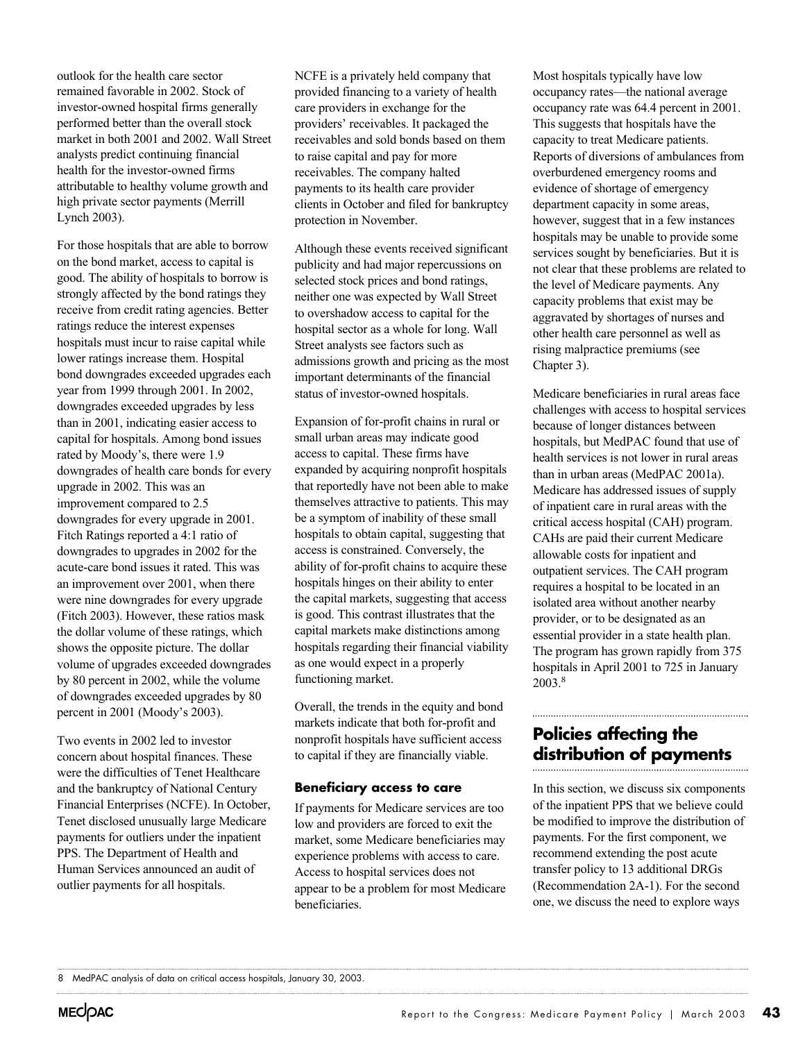outlook for the health care sector remained favorable in 2002. Stock of investor-owned hospital firms generally performed better than the overall stock market in both 2001 and 2002. Wall Street analysts predict continuing financial health for the investor-owned firms attributable to healthy volume growth and high private sector payments (Merrill Lynch 2003).

For those hospitals that are able to borrow on the bond market, access to capital is good. The ability of hospitals to borrow is strongly affected by the bond ratings they receive from credit rating agencies. Better ratings reduce the interest expenses hospitals must incur to raise capital while lower ratings increase them. Hospital bond downgrades exceeded upgrades each year from 1999 through 2001. In 2002, downgrades exceeded upgrades by less than in 2001, indicating easier access to capital for hospitals. Among bond issues rated by Moody's, there were 1.9 downgrades of health care bonds for every upgrade in 2002. This was an improvement compared to 2.5 downgrades for every upgrade in 2001. Fitch Ratings reported a 4:1 ratio of downgrades to upgrades in 2002 for the acute-care bond issues it rated. This was an improvement over 2001, when there were nine downgrades for every upgrade (Fitch 2003). However, these ratios mask the dollar volume of these ratings, which shows the opposite picture. The dollar volume of upgrades exceeded downgrades by 80 percent in 2002, while the volume of downgrades exceeded upgrades by 80 percent in 2001 (Moody's 2003).

Two events in 2002 led to investor concern about hospital finances. These were the difficulties of Tenet Healthcare and the bankruptcy of National Century Financial Enterprises (NCFE). In October, Tenet disclosed unusually large Medicare payments for outliers under the inpatient PPS. The Department of Health and Human Services announced an audit of outlier payments for all hospitals.

NCFE is a privately held company that provided financing to a variety of health care providers in exchange for the providers' receivables. It packaged the receivables and sold bonds based on them to raise capital and pay for more receivables. The company halted payments to its health care provider clients in October and filed for bankruptcy protection in November.

Although these events received significant publicity and had major repercussions on selected stock prices and bond ratings, neither one was expected by Wall Street to overshadow access to capital for the hospital sector as a whole for long. Wall Street analysts see factors such as admissions growth and pricing as the most important determinants of the financial status of investor-owned hospitals.

Expansion of for-profit chains in rural or small urban areas may indicate good access to capital. These firms have expanded by acquiring nonprofit hospitals that reportedly have not been able to make themselves attractive to patients. This may be a symptom of inability of these small hospitals to obtain capital, suggesting that access is constrained. Conversely, the ability of for-profit chains to acquire these hospitals hinges on their ability to enter the capital markets, suggesting that access is good. This contrast illustrates that the capital markets make distinctions among hospitals regarding their financial viability as one would expect in a properly functioning market.

Overall, the trends in the equity and bond markets indicate that both for-profit and nonprofit hospitals have sufficient access to capital if they are financially viable.

### Beneficiary access to care

If payments for Medicare services are too low and providers are forced to exit the market, some Medicare beneficiaries may experience problems with access to care. Access to hospital services does not appear to be a problem for most Medicare beneficiaries.

Most hospitals typically have low occupancy rates—the national average occupancy rate was 64.4 percent in 2001. This suggests that hospitals have the capacity to treat Medicare patients. Reports of diversions of ambulances from overburdened emergency rooms and evidence of shortage of emergency department capacity in some areas, however, suggest that in a few instances hospitals may be unable to provide some services sought by beneficiaries. But it is not clear that these problems are related to the level of Medicare payments. Any capacity problems that exist may be aggravated by shortages of nurses and other health care personnel as well as rising malpractice premiums (see Chapter 3).

Medicare beneficiaries in rural areas face challenges with access to hospital services because of longer distances between hospitals, but MedPAC found that use of health services is not lower in rural areas than in urban areas (MedPAC 2001a). Medicare has addressed issues of supply of inpatient care in rural areas with the critical access hospital (CAH) program. CAHs are paid their current Medicare allowable costs for inpatient and outpatient services. The CAH program requires a hospital to be located in an isolated area without another nearby provider, or to be designated as an essential provider in a state health plan. The program has grown rapidly from 375 hospitals in April 2001 to 725 in January 2003.[8]

## Policies affecting the distribution of payments

In this section, we discuss six components of the inpatient PPS that we believe could be modified to improve the distribution of payments. For the first component, we recommend extending the post acute transfer policy to 13 additional DRGs (Recommendation 2A-1). For the second one, we discuss the need to explore ways

8 MedPAC analysis of data on critical access hospitals, January 30, 2003.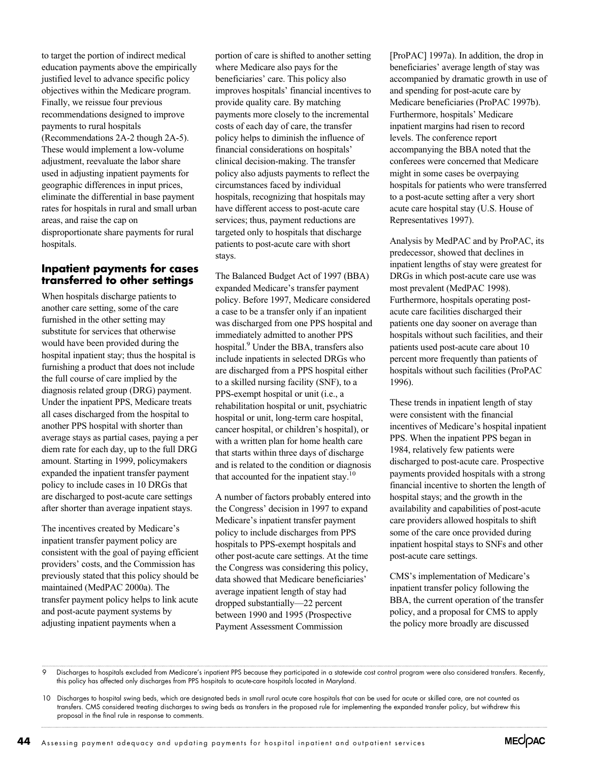to target the portion of indirect medical education payments above the empirically justified level to advance specific policy objectives within the Medicare program. Finally, we reissue four previous recommendations designed to improve payments to rural hospitals (Recommendations 2A-2 though 2A-5). These would implement a low-volume adjustment, reevaluate the labor share used in adjusting inpatient payments for geographic differences in input prices, eliminate the differential in base payment rates for hospitals in rural and small urban areas, and raise the cap on disproportionate share payments for rural hospitals.

## Inpatient payments for cases transferred to other settings

When hospitals discharge patients to another care setting, some of the care furnished in the other setting may substitute for services that otherwise would have been provided during the hospital inpatient stay; thus the hospital is furnishing a product that does not include the full course of care implied by the diagnosis related group (DRG) payment. Under the inpatient PPS, Medicare treats all cases discharged from the hospital to another PPS hospital with shorter than average stays as partial cases, paying a per diem rate for each day, up to the full DRG amount. Starting in 1999, policymakers expanded the inpatient transfer payment policy to include cases in 10 DRGs that are discharged to post-acute care settings after shorter than average inpatient stays.

The incentives created by Medicare's inpatient transfer payment policy are consistent with the goal of paying efficient providers' costs, and the Commission has previously stated that this policy should be maintained (MedPAC 2000a). The transfer payment policy helps to link acute and post-acute payment systems by adjusting inpatient payments when a portion of care is shifted to another setting where Medicare also pays for the beneficiaries' care. This policy also improves hospitals' financial incentives to provide quality care. By matching payments more closely to the incremental costs of each day of care, the transfer policy helps to diminish the influence of financial considerations on hospitals' clinical decision-making. The transfer policy also adjusts payments to reflect the circumstances faced by individual hospitals, recognizing that hospitals may have different access to post-acute care services; thus, payment reductions are targeted only to hospitals that discharge patients to post-acute care with short stays.

The Balanced Budget Act of 1997 (BBA) expanded Medicare's transfer payment policy. Before 1997, Medicare considered a case to be a transfer only if an inpatient was discharged from one PPS hospital and immediately admitted to another PPS hospital.[9] Under the BBA, transfers also include inpatients in selected DRGs who are discharged from a PPS hospital either to a skilled nursing facility (SNF), to a PPS-exempt hospital or unit (i.e., a rehabilitation hospital or unit, psychiatric hospital or unit, long-term care hospital, cancer hospital, or children's hospital), or with a written plan for home health care that starts within three days of discharge and is related to the condition or diagnosis that accounted for the inpatient stay.[10]

A number of factors probably entered into the Congress' decision in 1997 to expand Medicare's inpatient transfer payment policy to include discharges from PPS hospitals to PPS-exempt hospitals and other post-acute care settings. At the time the Congress was considering this policy, data showed that Medicare beneficiaries' average inpatient length of stay had dropped substantially—22 percent between 1990 and 1995 (Prospective Payment Assessment Commission [ProPAC] 1997a). In addition, the drop in beneficiaries' average length of stay was accompanied by dramatic growth in use of and spending for post-acute care by Medicare beneficiaries (ProPAC 1997b). Furthermore, hospitals' Medicare inpatient margins had risen to record levels. The conference report accompanying the BBA noted that the conferees were concerned that Medicare might in some cases be overpaying hospitals for patients who were transferred to a post-acute setting after a very short acute care hospital stay (U.S. House of Representatives 1997).

Analysis by MedPAC and by ProPAC, its predecessor, showed that declines in inpatient lengths of stay were greatest for DRGs in which post-acute care use was most prevalent (MedPAC 1998). Furthermore, hospitals operating post-acute care facilities discharged their patients one day sooner on average than hospitals without such facilities, and their patients used post-acute care about 10 percent more frequently than patients of hospitals without such facilities (ProPAC 1996).

These trends in inpatient length of stay were consistent with the financial incentives of Medicare's hospital inpatient PPS. When the inpatient PPS began in 1984, relatively few patients were discharged to post-acute care. Prospective payments provided hospitals with a strong financial incentive to shorten the length of hospital stays; and the growth in the availability and capabilities of post-acute care providers allowed hospitals to shift some of the care once provided during inpatient hospital stays to SNFs and other post-acute care settings.

CMS's implementation of Medicare's inpatient transfer policy following the BBA, the current operation of the transfer policy, and a proposal for CMS to apply the policy more broadly are discussed

---

9 Discharges to hospitals excluded from Medicare's inpatient PPS because they participated in a statewide cost control program were also considered transfers. Recently, this policy has affected only discharges from PPS hospitals to acute-care hospitals located in Maryland.

10 Discharges to hospital swing beds, which are designated beds in small rural acute care hospitals that can be used for acute or skilled care, are not counted as transfers. CMS considered treating discharges to swing beds as transfers in the proposed rule for implementing the expanded transfer policy, but withdrew this proposal in the final rule in response to comments.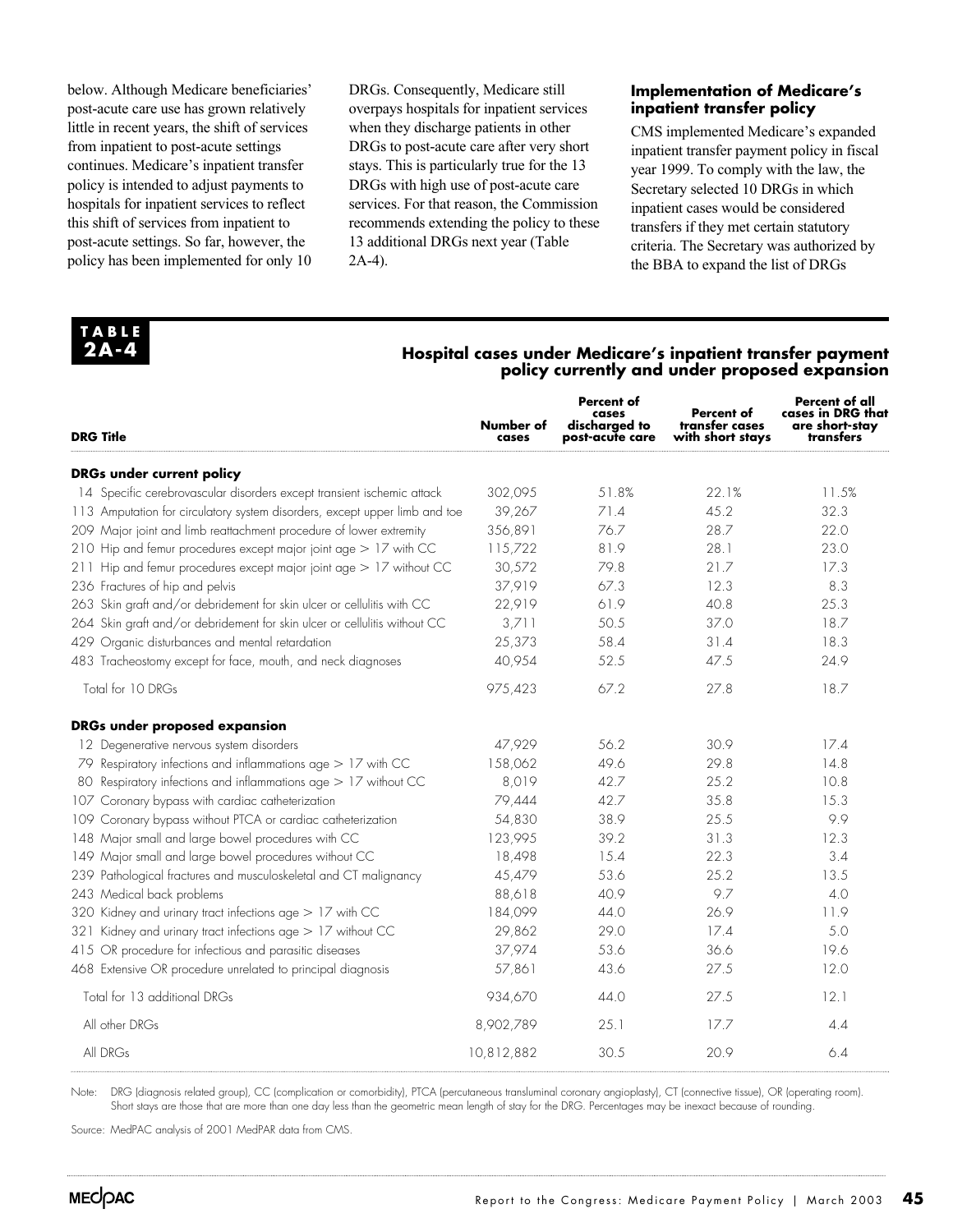below. Although Medicare beneficiaries' post-acute care use has grown relatively little in recent years, the shift of services from inpatient to post-acute settings continues. Medicare's inpatient transfer policy is intended to adjust payments to hospitals for inpatient services to reflect this shift of services from inpatient to post-acute settings. So far, however, the policy has been implemented for only 10 DRGs. Consequently, Medicare still overpays hospitals for inpatient services when they discharge patients in other DRGs to post-acute care after very short stays. This is particularly true for the 13 DRGs with high use of post-acute care services. For that reason, the Commission recommends extending the policy to these 13 additional DRGs next year (Table 2A-4).

### Implementation of Medicare's inpatient transfer policy

CMS implemented Medicare's expanded inpatient transfer payment policy in fiscal year 1999. To comply with the law, the Secretary selected 10 DRGs in which inpatient cases would be considered transfers if they met certain statutory criteria. The Secretary was authorized by the BBA to expand the list of DRGs

**TABLE 2A-4**

**Hospital cases under Medicare's inpatient transfer payment policy currently and under proposed expansion**

| DRG Title | Number of cases | Percent of cases discharged to post-acute care | Percent of transfer cases with short stays | Percent of all cases in DRG that are short-stay transfers |
|---|---|---|---|---|
| **DRGs under current policy** | | | | |
| 14 Specific cerebrovascular disorders except transient ischemic attack | 302,095 | 51.8% | 22.1% | 11.5% |
| 113 Amputation for circulatory system disorders, except upper limb and toe | 39,267 | 71.4 | 45.2 | 32.3 |
| 209 Major joint and limb reattachment procedure of lower extremity | 356,891 | 76.7 | 28.7 | 22.0 |
| 210 Hip and femur procedures except major joint age > 17 with CC | 115,722 | 81.9 | 28.1 | 23.0 |
| 211 Hip and femur procedures except major joint age > 17 without CC | 30,572 | 79.8 | 21.7 | 17.3 |
| 236 Fractures of hip and pelvis | 37,919 | 67.3 | 12.3 | 8.3 |
| 263 Skin graft and/or debridement for skin ulcer or cellulitis with CC | 22,919 | 61.9 | 40.8 | 25.3 |
| 264 Skin graft and/or debridement for skin ulcer or cellulitis without CC | 3,711 | 50.5 | 37.0 | 18.7 |
| 429 Organic disturbances and mental retardation | 25,373 | 58.4 | 31.4 | 18.3 |
| 483 Tracheostomy except for face, mouth, and neck diagnoses | 40,954 | 52.5 | 47.5 | 24.9 |
| Total for 10 DRGs | 975,423 | 67.2 | 27.8 | 18.7 |
| **DRGs under proposed expansion** | | | | |
| 12 Degenerative nervous system disorders | 47,929 | 56.2 | 30.9 | 17.4 |
| 79 Respiratory infections and inflammations age > 17 with CC | 158,062 | 49.6 | 29.8 | 14.8 |
| 80 Respiratory infections and inflammations age > 17 without CC | 8,019 | 42.7 | 25.2 | 10.8 |
| 107 Coronary bypass with cardiac catheterization | 79,444 | 42.7 | 35.8 | 15.3 |
| 109 Coronary bypass without PTCA or cardiac catheterization | 54,830 | 38.9 | 25.5 | 9.9 |
| 148 Major small and large bowel procedures with CC | 123,995 | 39.2 | 31.3 | 12.3 |
| 149 Major small and large bowel procedures without CC | 18,498 | 15.4 | 22.3 | 3.4 |
| 239 Pathological fractures and musculoskeletal and CT malignancy | 45,479 | 53.6 | 25.2 | 13.5 |
| 243 Medical back problems | 88,618 | 40.9 | 9.7 | 4.0 |
| 320 Kidney and urinary tract infections age > 17 with CC | 184,099 | 44.0 | 26.9 | 11.9 |
| 321 Kidney and urinary tract infections age > 17 without CC | 29,862 | 29.0 | 17.4 | 5.0 |
| 415 OR procedure for infectious and parasitic diseases | 37,974 | 53.6 | 36.6 | 19.6 |
| 468 Extensive OR procedure unrelated to principal diagnosis | 57,861 | 43.6 | 27.5 | 12.0 |
| Total for 13 additional DRGs | 934,670 | 44.0 | 27.5 | 12.1 |
| All other DRGs | 8,902,789 | 25.1 | 17.7 | 4.4 |
| All DRGs | 10,812,882 | 30.5 | 20.9 | 6.4 |

Note: DRG (diagnosis related group), CC (complication or comorbidity), PTCA (percutaneous transluminal coronary angioplasty), CT (connective tissue), OR (operating room). Short stays are those that are more than one day less than the geometric mean length of stay for the DRG. Percentages may be inexact because of rounding.

Source: MedPAC analysis of 2001 MedPAR data from CMS.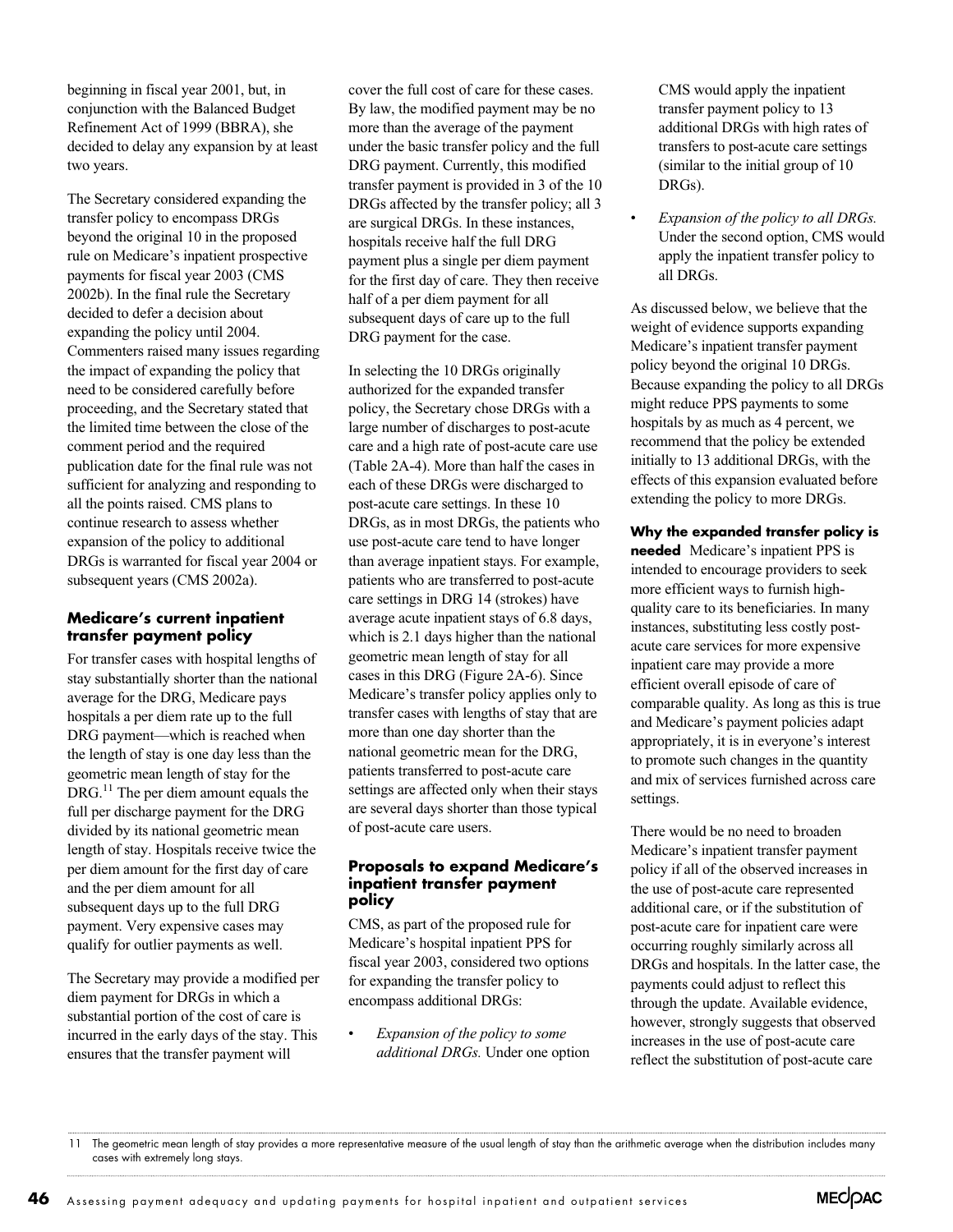beginning in fiscal year 2001, but, in conjunction with the Balanced Budget Refinement Act of 1999 (BBRA), she decided to delay any expansion by at least two years.

The Secretary considered expanding the transfer policy to encompass DRGs beyond the original 10 in the proposed rule on Medicare's inpatient prospective payments for fiscal year 2003 (CMS 2002b). In the final rule the Secretary decided to defer a decision about expanding the policy until 2004. Commenters raised many issues regarding the impact of expanding the policy that need to be considered carefully before proceeding, and the Secretary stated that the limited time between the close of the comment period and the required publication date for the final rule was not sufficient for analyzing and responding to all the points raised. CMS plans to continue research to assess whether expansion of the policy to additional DRGs is warranted for fiscal year 2004 or subsequent years (CMS 2002a).

### Medicare's current inpatient transfer payment policy

For transfer cases with hospital lengths of stay substantially shorter than the national average for the DRG, Medicare pays hospitals a per diem rate up to the full DRG payment—which is reached when the length of stay is one day less than the geometric mean length of stay for the DRG.[11] The per diem amount equals the full per discharge payment for the DRG divided by its national geometric mean length of stay. Hospitals receive twice the per diem amount for the first day of care and the per diem amount for all subsequent days up to the full DRG payment. Very expensive cases may qualify for outlier payments as well.

The Secretary may provide a modified per diem payment for DRGs in which a substantial portion of the cost of care is incurred in the early days of the stay. This ensures that the transfer payment will cover the full cost of care for these cases. By law, the modified payment may be no more than the average of the payment under the basic transfer policy and the full DRG payment. Currently, this modified transfer payment is provided in 3 of the 10 DRGs affected by the transfer policy; all 3 are surgical DRGs. In these instances, hospitals receive half the full DRG payment plus a single per diem payment for the first day of care. They then receive half of a per diem payment for all subsequent days of care up to the full DRG payment for the case.

In selecting the 10 DRGs originally authorized for the expanded transfer policy, the Secretary chose DRGs with a large number of discharges to post-acute care and a high rate of post-acute care use (Table 2A-4). More than half the cases in each of these DRGs were discharged to post-acute care settings. In these 10 DRGs, as in most DRGs, the patients who use post-acute care tend to have longer than average inpatient stays. For example, patients who are transferred to post-acute care settings in DRG 14 (strokes) have average acute inpatient stays of 6.8 days, which is 2.1 days higher than the national geometric mean length of stay for all cases in this DRG (Figure 2A-6). Since Medicare's transfer policy applies only to transfer cases with lengths of stay that are more than one day shorter than the national geometric mean for the DRG, patients transferred to post-acute care settings are affected only when their stays are several days shorter than those typical of post-acute care users.

### Proposals to expand Medicare's inpatient transfer payment policy

CMS, as part of the proposed rule for Medicare's hospital inpatient PPS for fiscal year 2003, considered two options for expanding the transfer policy to encompass additional DRGs:

- *Expansion of the policy to some additional DRGs.* Under one option CMS would apply the inpatient transfer payment policy to 13 additional DRGs with high rates of transfers to post-acute care settings (similar to the initial group of 10 DRGs).
- *Expansion of the policy to all DRGs.* Under the second option, CMS would apply the inpatient transfer policy to all DRGs.

As discussed below, we believe that the weight of evidence supports expanding Medicare's inpatient transfer payment policy beyond the original 10 DRGs. Because expanding the policy to all DRGs might reduce PPS payments to some hospitals by as much as 4 percent, we recommend that the policy be extended initially to 13 additional DRGs, with the effects of this expansion evaluated before extending the policy to more DRGs.

**Why the expanded transfer policy is needed** Medicare's inpatient PPS is intended to encourage providers to seek more efficient ways to furnish high-quality care to its beneficiaries. In many instances, substituting less costly post-acute care services for more expensive inpatient care may provide a more efficient overall episode of care of comparable quality. As long as this is true and Medicare's payment policies adapt appropriately, it is in everyone's interest to promote such changes in the quantity and mix of services furnished across care settings.

There would be no need to broaden Medicare's inpatient transfer payment policy if all of the observed increases in the use of post-acute care represented additional care, or if the substitution of post-acute care for inpatient care were occurring roughly similarly across all DRGs and hospitals. In the latter case, the payments could adjust to reflect this through the update. Available evidence, however, strongly suggests that observed increases in the use of post-acute care reflect the substitution of post-acute care

---

11 The geometric mean length of stay provides a more representative measure of the usual length of stay than the arithmetic average when the distribution includes many cases with extremely long stays.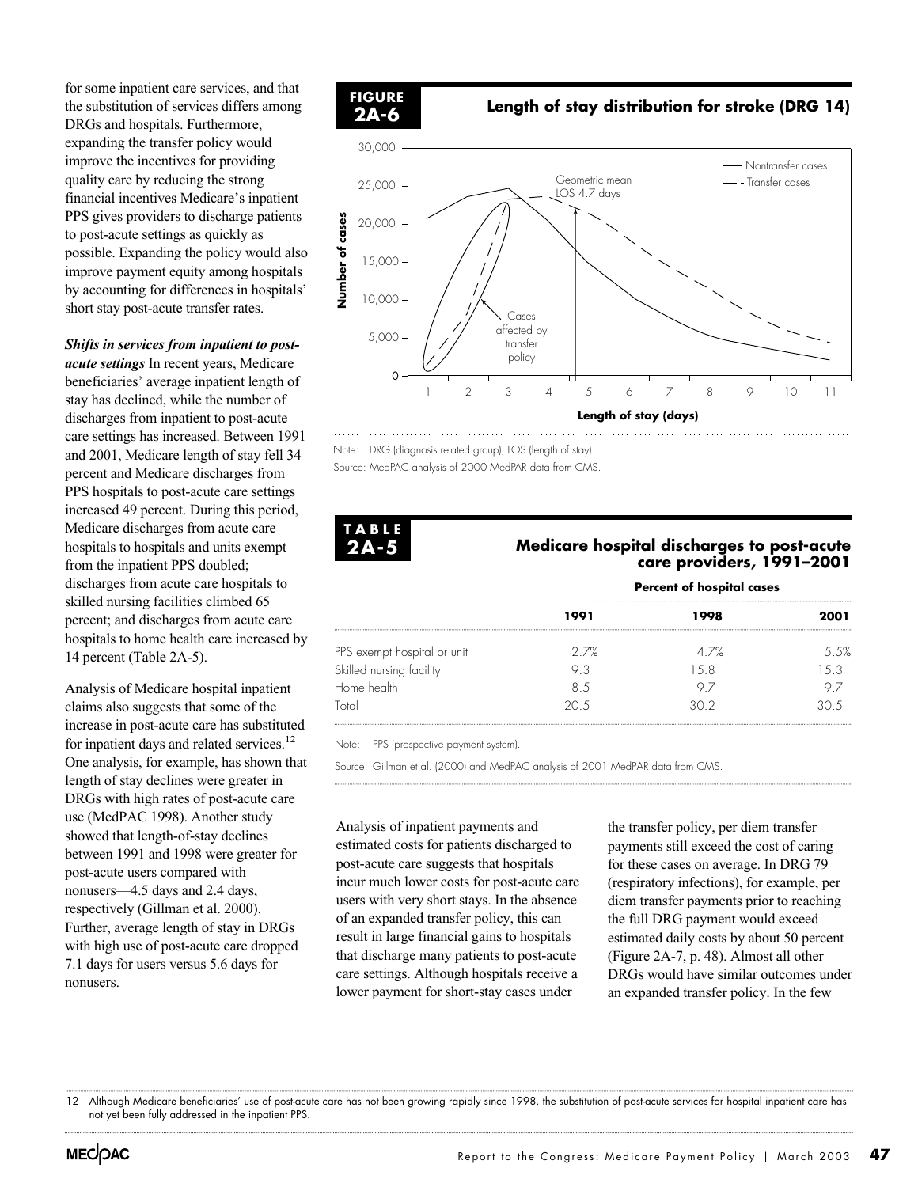for some inpatient care services, and that the substitution of services differs among DRGs and hospitals. Furthermore, expanding the transfer policy would improve the incentives for providing quality care by reducing the strong financial incentives Medicare's inpatient PPS gives providers to discharge patients to post-acute settings as quickly as possible. Expanding the policy would also improve payment equity among hospitals by accounting for differences in hospitals' short stay post-acute transfer rates.

***Shifts in services from inpatient to post-acute settings*** In recent years, Medicare beneficiaries' average inpatient length of stay has declined, while the number of discharges from inpatient to post-acute care settings has increased. Between 1991 and 2001, Medicare length of stay fell 34 percent and Medicare discharges from PPS hospitals to post-acute care settings increased 49 percent. During this period, Medicare discharges from acute care hospitals to hospitals and units exempt from the inpatient PPS doubled; discharges from acute care hospitals to skilled nursing facilities climbed 65 percent; and discharges from acute care hospitals to home health care increased by 14 percent (Table 2A-5).

Analysis of Medicare hospital inpatient claims also suggests that some of the increase in post-acute care has substituted for inpatient days and related services.[12] One analysis, for example, has shown that length of stay declines were greater in DRGs with high rates of post-acute care use (MedPAC 1998). Another study showed that length-of-stay declines between 1991 and 1998 were greater for post-acute users compared with nonusers—4.5 days and 2.4 days, respectively (Gillman et al. 2000). Further, average length of stay in DRGs with high use of post-acute care dropped 7.1 days for users versus 5.6 days for nonusers.

**FIGURE 2A-6**

**Length of stay distribution for stroke (DRG 14)**

Note: DRG (diagnosis related group), LOS (length of stay).

Source: MedPAC analysis of 2000 MedPAR data from CMS.

**TABLE 2A-5**

**Medicare hospital discharges to post-acute care providers, 1991–2001**

| | Percent of hospital cases | | |
|---|---|---|---|
| | **1991** | **1998** | **2001** |
| PPS exempt hospital or unit | 2.7% | 4.7% | 5.5% |
| Skilled nursing facility | 9.3 | 15.8 | 15.3 |
| Home health | 8.5 | 9.7 | 9.7 |
| Total | 20.5 | 30.2 | 30.5 |

Note: PPS (prospective payment system).

Source: Gillman et al. (2000) and MedPAC analysis of 2001 MedPAR data from CMS.

Analysis of inpatient payments and estimated costs for patients discharged to post-acute care suggests that hospitals incur much lower costs for post-acute care users with very short stays. In the absence of an expanded transfer policy, this can result in large financial gains to hospitals that discharge many patients to post-acute care settings. Although hospitals receive a lower payment for short-stay cases under the transfer policy, per diem transfer payments still exceed the cost of caring for these cases on average. In DRG 79 (respiratory infections), for example, per diem transfer payments prior to reaching the full DRG payment would exceed estimated daily costs by about 50 percent (Figure 2A-7, p. 48). Almost all other DRGs would have similar outcomes under an expanded transfer policy. In the few

12 Although Medicare beneficiaries' use of post-acute care has not been growing rapidly since 1998, the substitution of post-acute services for hospital inpatient care has not yet been fully addressed in the inpatient PPS.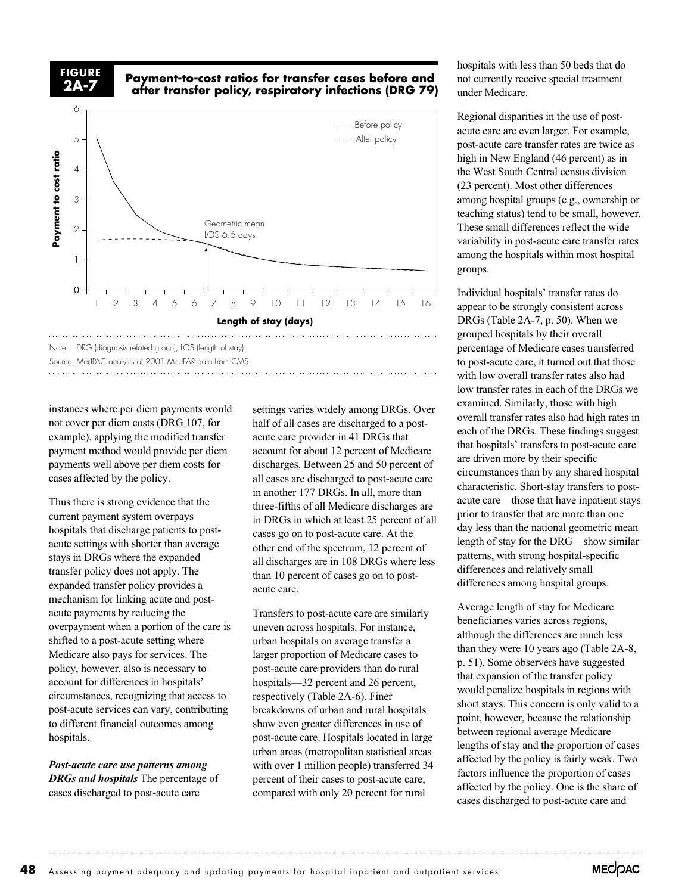**FIGURE 2A-7**

**Payment-to-cost ratios for transfer cases before and after transfer policy, respiratory infections (DRG 79)**

Note: DRG (diagnosis related group), LOS (length of stay).
Source: MedPAC analysis of 2001 MedPAR data from CMS.

instances where per diem payments would not cover per diem costs (DRG 107, for example), applying the modified transfer payment method would provide per diem payments well above per diem costs for cases affected by the policy.

Thus there is strong evidence that the current payment system overpays hospitals that discharge patients to post-acute settings with shorter than average stays in DRGs where the expanded transfer policy does not apply. The expanded transfer policy provides a mechanism for linking acute and post-acute payments by reducing the overpayment when a portion of the care is shifted to a post-acute setting where Medicare also pays for services. The policy, however, also is necessary to account for differences in hospitals' circumstances, recognizing that access to post-acute services can vary, contributing to different financial outcomes among hospitals.

***Post-acute care use patterns among DRGs and hospitals*** The percentage of cases discharged to post-acute care settings varies widely among DRGs. Over half of all cases are discharged to a post-acute care provider in 41 DRGs that account for about 12 percent of Medicare discharges. Between 25 and 50 percent of all cases are discharged to post-acute care in another 177 DRGs. In all, more than three-fifths of all Medicare discharges are in DRGs in which at least 25 percent of all cases go on to post-acute care. At the other end of the spectrum, 12 percent of all discharges are in 108 DRGs where less than 10 percent of cases go on to post-acute care.

Transfers to post-acute care are similarly uneven across hospitals. For instance, urban hospitals on average transfer a larger proportion of Medicare cases to post-acute care providers than do rural hospitals—32 percent and 26 percent, respectively (Table 2A-6). Finer breakdowns of urban and rural hospitals show even greater differences in use of post-acute care. Hospitals located in large urban areas (metropolitan statistical areas with over 1 million people) transferred 34 percent of their cases to post-acute care, compared with only 20 percent for rural hospitals with less than 50 beds that do not currently receive special treatment under Medicare.

Regional disparities in the use of post-acute care are even larger. For example, post-acute care transfer rates are twice as high in New England (46 percent) as in the West South Central census division (23 percent). Most other differences among hospital groups (e.g., ownership or teaching status) tend to be small, however. These small differences reflect the wide variability in post-acute care transfer rates among the hospitals within most hospital groups.

Individual hospitals' transfer rates do appear to be strongly consistent across DRGs (Table 2A-7, p. 50). When we grouped hospitals by their overall percentage of Medicare cases transferred to post-acute care, it turned out that those with low overall transfer rates also had low transfer rates in each of the DRGs we examined. Similarly, those with high overall transfer rates also had high rates in each of the DRGs. These findings suggest that hospitals' transfers to post-acute care are driven more by their specific circumstances than by any shared hospital characteristic. Short-stay transfers to post-acute care—those that have inpatient stays prior to transfer that are more than one day less than the national geometric mean length of stay for the DRG—show similar patterns, with strong hospital-specific differences and relatively small differences among hospital groups.

Average length of stay for Medicare beneficiaries varies across regions, although the differences are much less than they were 10 years ago (Table 2A-8, p. 51). Some observers have suggested that expansion of the transfer policy would penalize hospitals in regions with short stays. This concern is only valid to a point, however, because the relationship between regional average Medicare lengths of stay and the proportion of cases affected by the policy is fairly weak. Two factors influence the proportion of cases affected by the policy. One is the share of cases discharged to post-acute care and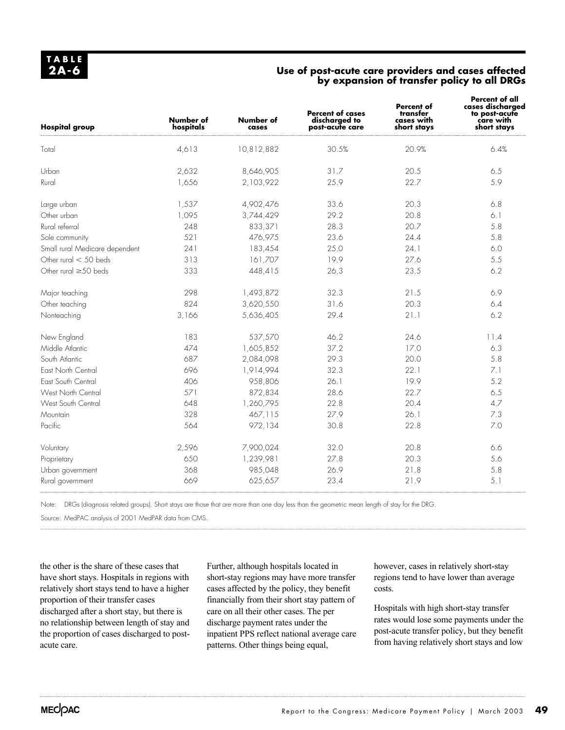**TABLE 2A-6**

**Use of post-acute care providers and cases affected by expansion of transfer policy to all DRGs**

| Hospital group | Number of hospitals | Number of cases | Percent of cases discharged to post-acute care | Percent of transfer cases with short stays | Percent of all cases discharged to post-acute care with short stays |
|---|---|---|---|---|---|
| Total | 4,613 | 10,812,882 | 30.5% | 20.9% | 6.4% |
| Urban | 2,632 | 8,646,905 | 31.7 | 20.5 | 6.5 |
| Rural | 1,656 | 2,103,922 | 25.9 | 22.7 | 5.9 |
| Large urban | 1,537 | 4,902,476 | 33.6 | 20.3 | 6.8 |
| Other urban | 1,095 | 3,744,429 | 29.2 | 20.8 | 6.1 |
| Rural referral | 248 | 833,371 | 28.3 | 20.7 | 5.8 |
| Sole community | 521 | 476,975 | 23.6 | 24.4 | 5.8 |
| Small rural Medicare dependent | 241 | 183,454 | 25.0 | 24.1 | 6.0 |
| Other rural < 50 beds | 313 | 161,707 | 19.9 | 27.6 | 5.5 |
| Other rural ≥50 beds | 333 | 448,415 | 26.3 | 23.5 | 6.2 |
| Major teaching | 298 | 1,493,872 | 32.3 | 21.5 | 6.9 |
| Other teaching | 824 | 3,620,550 | 31.6 | 20.3 | 6.4 |
| Nonteaching | 3,166 | 5,636,405 | 29.4 | 21.1 | 6.2 |
| New England | 183 | 537,570 | 46.2 | 24.6 | 11.4 |
| Middle Atlantic | 474 | 1,605,852 | 37.2 | 17.0 | 6.3 |
| South Atlantic | 687 | 2,084,098 | 29.3 | 20.0 | 5.8 |
| East North Central | 696 | 1,914,994 | 32.3 | 22.1 | 7.1 |
| East South Central | 406 | 958,806 | 26.1 | 19.9 | 5.2 |
| West North Central | 571 | 872,834 | 28.6 | 22.7 | 6.5 |
| West South Central | 648 | 1,260,795 | 22.8 | 20.4 | 4.7 |
| Mountain | 328 | 467,115 | 27.9 | 26.1 | 7.3 |
| Pacific | 564 | 972,134 | 30.8 | 22.8 | 7.0 |
| Voluntary | 2,596 | 7,900,024 | 32.0 | 20.8 | 6.6 |
| Proprietary | 650 | 1,239,981 | 27.8 | 20.3 | 5.6 |
| Urban government | 368 | 985,048 | 26.9 | 21.8 | 5.8 |
| Rural government | 669 | 625,657 | 23.4 | 21.9 | 5.1 |

Note: DRGs (diagnosis related groups). Short stays are those that are more than one day less than the geometric mean length of stay for the DRG.

Source: MedPAC analysis of 2001 MedPAR data from CMS.

the other is the share of these cases that have short stays. Hospitals in regions with relatively short stays tend to have a higher proportion of their transfer cases discharged after a short stay, but there is no relationship between length of stay and the proportion of cases discharged to post-acute care.

Further, although hospitals located in short-stay regions may have more transfer cases affected by the policy, they benefit financially from their short stay pattern of care on all their other cases. The per discharge payment rates under the inpatient PPS reflect national average care patterns. Other things being equal, however, cases in relatively short-stay regions tend to have lower than average costs.

Hospitals with high short-stay transfer rates would lose some payments under the post-acute transfer policy, but they benefit from having relatively short stays and low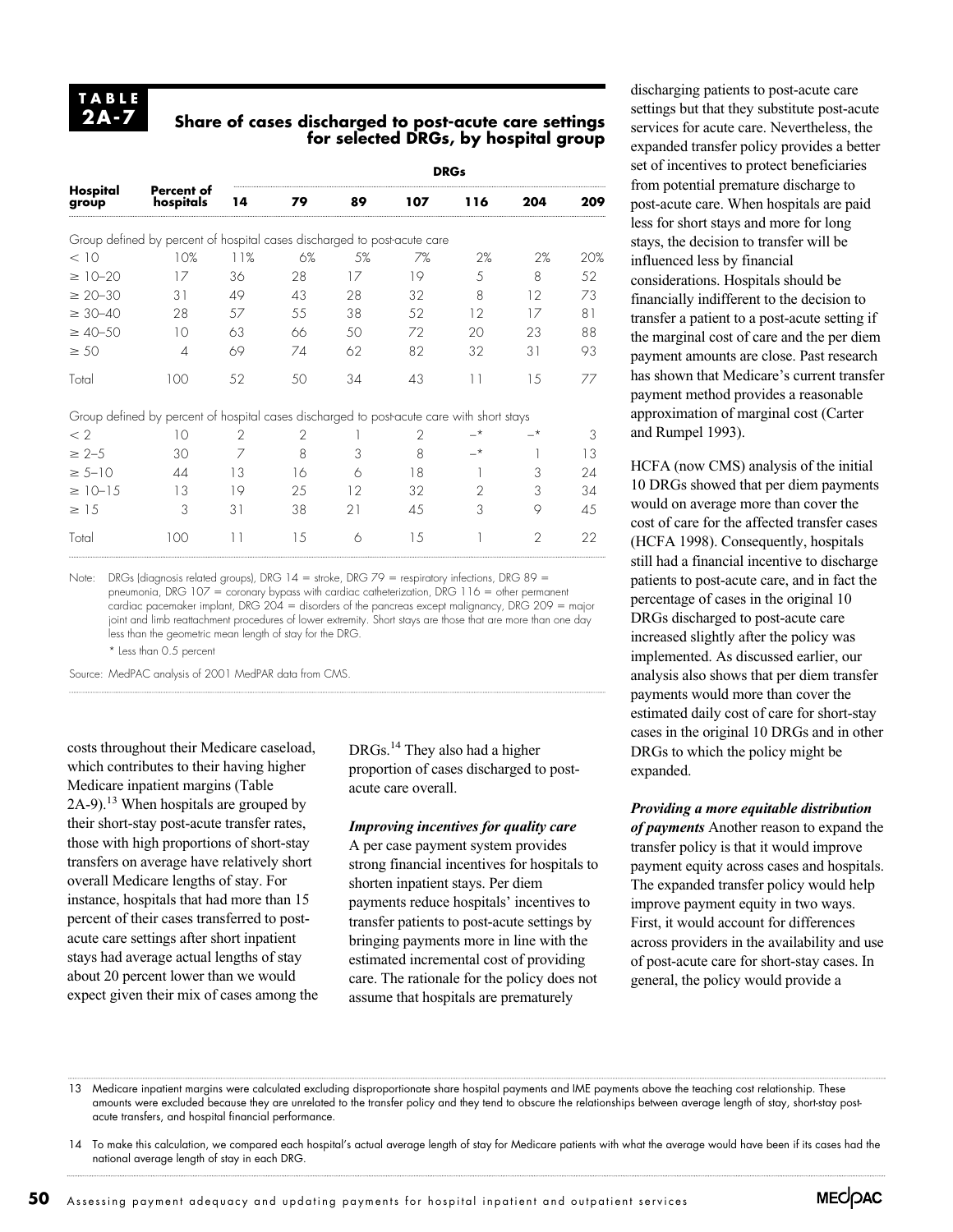**TABLE 2A-7**

**Share of cases discharged to post-acute care settings for selected DRGs, by hospital group**

| Hospital group | Percent of hospitals | DRGs 14 | 79 | 89 | 107 | 116 | 204 | 209 |
|---|---|---|---|---|---|---|---|---|
| *Group defined by percent of hospital cases discharged to post-acute care* | | | | | | | | |
| < 10 | 10% | 11% | 6% | 5% | 7% | 2% | 2% | 20% |
| ≥ 10–20 | 17 | 36 | 28 | 17 | 19 | 5 | 8 | 52 |
| ≥ 20–30 | 31 | 49 | 43 | 28 | 32 | 8 | 12 | 73 |
| ≥ 30–40 | 28 | 57 | 55 | 38 | 52 | 12 | 17 | 81 |
| ≥ 40–50 | 10 | 63 | 66 | 50 | 72 | 20 | 23 | 88 |
| ≥ 50 | 4 | 69 | 74 | 62 | 82 | 32 | 31 | 93 |
| Total | 100 | 52 | 50 | 34 | 43 | 11 | 15 | 77 |
| *Group defined by percent of hospital cases discharged to post-acute care with short stays* | | | | | | | | |
| < 2 | 10 | 2 | 2 | 1 | 2 | –* | –* | 3 |
| ≥ 2–5 | 30 | 7 | 8 | 3 | 8 | –* | 1 | 13 |
| ≥ 5–10 | 44 | 13 | 16 | 6 | 18 | 1 | 3 | 24 |
| ≥ 10–15 | 13 | 19 | 25 | 12 | 32 | 2 | 3 | 34 |
| ≥ 15 | 3 | 31 | 38 | 21 | 45 | 3 | 9 | 45 |
| Total | 100 | 11 | 15 | 6 | 15 | 1 | 2 | 22 |

Note: DRGs (diagnosis related groups), DRG 14 = stroke, DRG 79 = respiratory infections, DRG 89 = pneumonia, DRG 107 = coronary bypass with cardiac catheterization, DRG 116 = other permanent cardiac pacemaker implant, DRG 204 = disorders of the pancreas except malignancy, DRG 209 = major joint and limb reattachment procedures of lower extremity. Short stays are those that are more than one day less than the geometric mean length of stay for the DRG.
\* Less than 0.5 percent

Source: MedPAC analysis of 2001 MedPAR data from CMS.

costs throughout their Medicare caseload, which contributes to their having higher Medicare inpatient margins (Table 2A-9).[13] When hospitals are grouped by their short-stay post-acute transfer rates, those with high proportions of short-stay transfers on average have relatively short overall Medicare lengths of stay. For instance, hospitals that had more than 15 percent of their cases transferred to post-acute care settings after short inpatient stays had average actual lengths of stay about 20 percent lower than we would expect given their mix of cases among the DRGs.[14] They also had a higher proportion of cases discharged to post-acute care overall.

***Improving incentives for quality care*** A per case payment system provides strong financial incentives for hospitals to shorten inpatient stays. Per diem payments reduce hospitals' incentives to transfer patients to post-acute settings by bringing payments more in line with the estimated incremental cost of providing care. The rationale for the policy does not assume that hospitals are prematurely discharging patients to post-acute care settings but that they substitute post-acute services for acute care. Nevertheless, the expanded transfer policy provides a better set of incentives to protect beneficiaries from potential premature discharge to post-acute care. When hospitals are paid less for short stays and more for long stays, the decision to transfer will be influenced less by financial considerations. Hospitals should be financially indifferent to the decision to transfer a patient to a post-acute setting if the marginal cost of care and the per diem payment amounts are close. Past research has shown that Medicare's current transfer payment method provides a reasonable approximation of marginal cost (Carter and Rumpel 1993).

HCFA (now CMS) analysis of the initial 10 DRGs showed that per diem payments would on average more than cover the cost of care for the affected transfer cases (HCFA 1998). Consequently, hospitals still had a financial incentive to discharge patients to post-acute care, and in fact the percentage of cases in the original 10 DRGs discharged to post-acute care increased slightly after the policy was implemented. As discussed earlier, our analysis also shows that per diem transfer payments would more than cover the estimated daily cost of care for short-stay cases in the original 10 DRGs and in other DRGs to which the policy might be expanded.

***Providing a more equitable distribution of payments*** Another reason to expand the transfer policy is that it would improve payment equity across cases and hospitals. The expanded transfer policy would help improve payment equity in two ways. First, it would account for differences across providers in the availability and use of post-acute care for short-stay cases. In general, the policy would provide a

13 Medicare inpatient margins were calculated excluding disproportionate share hospital payments and IME payments above the teaching cost relationship. These amounts were excluded because they are unrelated to the transfer policy and they tend to obscure the relationships between average length of stay, short-stay post-acute transfers, and hospital financial performance.

14 To make this calculation, we compared each hospital's actual average length of stay for Medicare patients with what the average would have been if its cases had the national average length of stay in each DRG.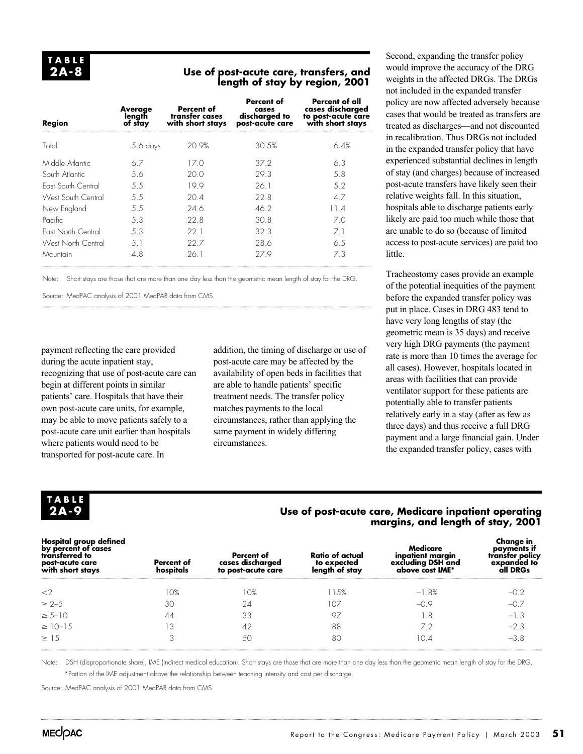## TABLE 2A-8 Use of post-acute care, transfers, and length of stay by region, 2001

| Region | Average length of stay | Percent of transfer cases with short stays | Percent of cases discharged to post-acute care | Percent of all cases discharged to post-acute care with short stays |
|---|---|---|---|---|
| Total | 5.6 days | 20.9% | 30.5% | 6.4% |
| Middle Atlantic | 6.7 | 17.0 | 37.2 | 6.3 |
| South Atlantic | 5.6 | 20.0 | 29.3 | 5.8 |
| East South Central | 5.5 | 19.9 | 26.1 | 5.2 |
| West South Central | 5.5 | 20.4 | 22.8 | 4.7 |
| New England | 5.5 | 24.6 | 46.2 | 11.4 |
| Pacific | 5.3 | 22.8 | 30.8 | 7.0 |
| East North Central | 5.3 | 22.1 | 32.3 | 7.1 |
| West North Central | 5.1 | 22.7 | 28.6 | 6.5 |
| Mountain | 4.8 | 26.1 | 27.9 | 7.3 |

Note: Short stays are those that are more than one day less than the geometric mean length of stay for the DRG.

Source: MedPAC analysis of 2001 MedPAR data from CMS.

payment reflecting the care provided during the acute inpatient stay, recognizing that use of post-acute care can begin at different points in similar patients' care. Hospitals that have their own post-acute care units, for example, may be able to move patients safely to a post-acute care unit earlier than hospitals where patients would need to be transported for post-acute care. In addition, the timing of discharge or use of post-acute care may be affected by the availability of open beds in facilities that are able to handle patients' specific treatment needs. The transfer policy matches payments to the local circumstances, rather than applying the same payment in widely differing circumstances.

Second, expanding the transfer policy would improve the accuracy of the DRG weights in the affected DRGs. The DRGs not included in the expanded transfer policy are now affected adversely because cases that would be treated as transfers are treated as discharges—and not discounted in recalibration. Thus DRGs not included in the expanded transfer policy that have experienced substantial declines in length of stay (and charges) because of increased post-acute transfers have likely seen their relative weights fall. In this situation, hospitals able to discharge patients early likely are paid too much while those that are unable to do so (because of limited access to post-acute services) are paid too little.

Tracheostomy cases provide an example of the potential inequities of the payment before the expanded transfer policy was put in place. Cases in DRG 483 tend to have very long lengths of stay (the geometric mean is 35 days) and receive very high DRG payments (the payment rate is more than 10 times the average for all cases). However, hospitals located in areas with facilities that can provide ventilator support for these patients are potentially able to transfer patients relatively early in a stay (after as few as three days) and thus receive a full DRG payment and a large financial gain. Under the expanded transfer policy, cases with

## TABLE 2A-9 Use of post-acute care, Medicare inpatient operating margins, and length of stay, 2001

| Hospital group defined by percent of cases transferred to post-acute care with short stays | Percent of hospitals | Percent of cases discharged to post-acute care | Ratio of actual to expected length of stay | Medicare inpatient margin excluding DSH and above cost IME* | Change in payments if transfer policy expanded to all DRGs |
|---|---|---|---|---|---|
| <2 | 10% | 10% | 115% | −1.8% | −0.2 |
| ≥ 2–5 | 30 | 24 | 107 | −0.9 | −0.7 |
| ≥ 5–10 | 44 | 33 | 97 | 1.8 | −1.3 |
| ≥ 10–15 | 13 | 42 | 88 | 7.2 | −2.3 |
| ≥ 15 | 3 | 50 | 80 | 10.4 | −3.8 |

Note: DSH (disproportionate share), IME (indirect medical education). Short stays are those that are more than one day less than the geometric mean length of stay for the DRG.
*Portion of the IME adjustment above the relationship between teaching intensity and cost per discharge.

Source: MedPAC analysis of 2001 MedPAR data from CMS.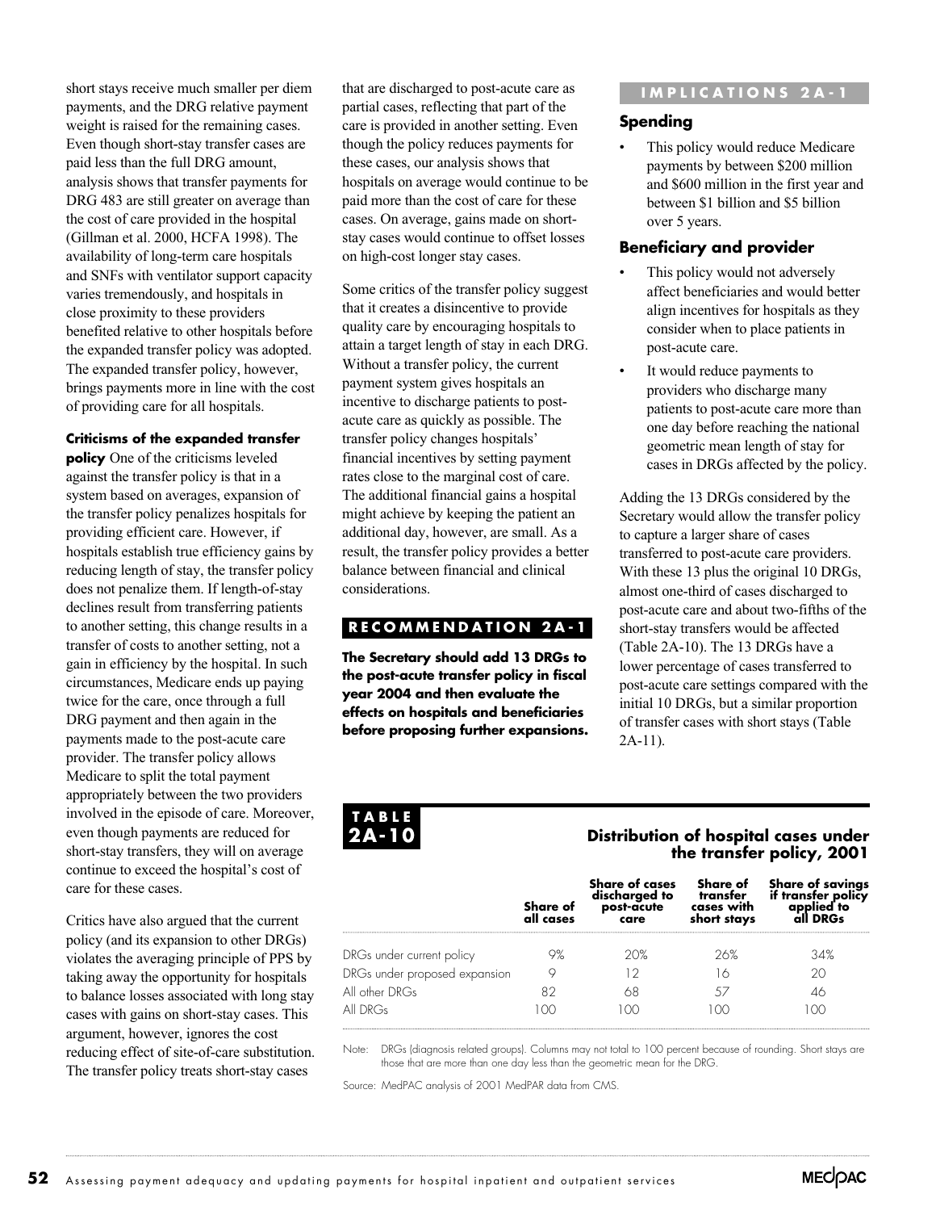short stays receive much smaller per diem payments, and the DRG relative payment weight is raised for the remaining cases. Even though short-stay transfer cases are paid less than the full DRG amount, analysis shows that transfer payments for DRG 483 are still greater on average than the cost of care provided in the hospital (Gillman et al. 2000, HCFA 1998). The availability of long-term care hospitals and SNFs with ventilator support capacity varies tremendously, and hospitals in close proximity to these providers benefited relative to other hospitals before the expanded transfer policy was adopted. The expanded transfer policy, however, brings payments more in line with the cost of providing care for all hospitals.

**Criticisms of the expanded transfer policy** One of the criticisms leveled against the transfer policy is that in a system based on averages, expansion of the transfer policy penalizes hospitals for providing efficient care. However, if hospitals establish true efficiency gains by reducing length of stay, the transfer policy does not penalize them. If length-of-stay declines result from transferring patients to another setting, this change results in a transfer of costs to another setting, not a gain in efficiency by the hospital. In such circumstances, Medicare ends up paying twice for the care, once through a full DRG payment and then again in the payments made to the post-acute care provider. The transfer policy allows Medicare to split the total payment appropriately between the two providers involved in the episode of care. Moreover, even though payments are reduced for short-stay transfers, they will on average continue to exceed the hospital's cost of care for these cases.

Critics have also argued that the current policy (and its expansion to other DRGs) violates the averaging principle of PPS by taking away the opportunity for hospitals to balance losses associated with long stay cases with gains on short-stay cases. This argument, however, ignores the cost reducing effect of site-of-care substitution. The transfer policy treats short-stay cases that are discharged to post-acute care as partial cases, reflecting that part of the care is provided in another setting. Even though the policy reduces payments for these cases, our analysis shows that hospitals on average would continue to be paid more than the cost of care for these cases. On average, gains made on short-stay cases would continue to offset losses on high-cost longer stay cases.

Some critics of the transfer policy suggest that it creates a disincentive to provide quality care by encouraging hospitals to attain a target length of stay in each DRG. Without a transfer policy, the current payment system gives hospitals an incentive to discharge patients to post-acute care as quickly as possible. The transfer policy changes hospitals' financial incentives by setting payment rates close to the marginal cost of care. The additional financial gains a hospital might achieve by keeping the patient an additional day, however, are small. As a result, the transfer policy provides a better balance between financial and clinical considerations.

## RECOMMENDATION 2A-1

**The Secretary should add 13 DRGs to the post-acute transfer policy in fiscal year 2004 and then evaluate the effects on hospitals and beneficiaries before proposing further expansions.**

## IMPLICATIONS 2A-1

### Spending

- This policy would reduce Medicare payments by between $200 million and $600 million in the first year and between $1 billion and $5 billion over 5 years.

### Beneficiary and provider

- This policy would not adversely affect beneficiaries and would better align incentives for hospitals as they consider when to place patients in post-acute care.
- It would reduce payments to providers who discharge many patients to post-acute care more than one day before reaching the national geometric mean length of stay for cases in DRGs affected by the policy.

Adding the 13 DRGs considered by the Secretary would allow the transfer policy to capture a larger share of cases transferred to post-acute care providers. With these 13 plus the original 10 DRGs, almost one-third of cases discharged to post-acute care and about two-fifths of the short-stay transfers would be affected (Table 2A-10). The 13 DRGs have a lower percentage of cases transferred to post-acute care settings compared with the initial 10 DRGs, but a similar proportion of transfer cases with short stays (Table 2A-11).

**TABLE 2A-10 Distribution of hospital cases under the transfer policy, 2001**

| | Share of all cases | Share of cases discharged to post-acute care | Share of transfer cases with short stays | Share of savings if transfer policy applied to all DRGs |
|---|---|---|---|---|
| DRGs under current policy | 9% | 20% | 26% | 34% |
| DRGs under proposed expansion | 9 | 12 | 16 | 20 |
| All other DRGs | 82 | 68 | 57 | 46 |
| All DRGs | 100 | 100 | 100 | 100 |

Note: DRGs (diagnosis related groups). Columns may not total to 100 percent because of rounding. Short stays are those that are more than one day less than the geometric mean for the DRG.

Source: MedPAC analysis of 2001 MedPAR data from CMS.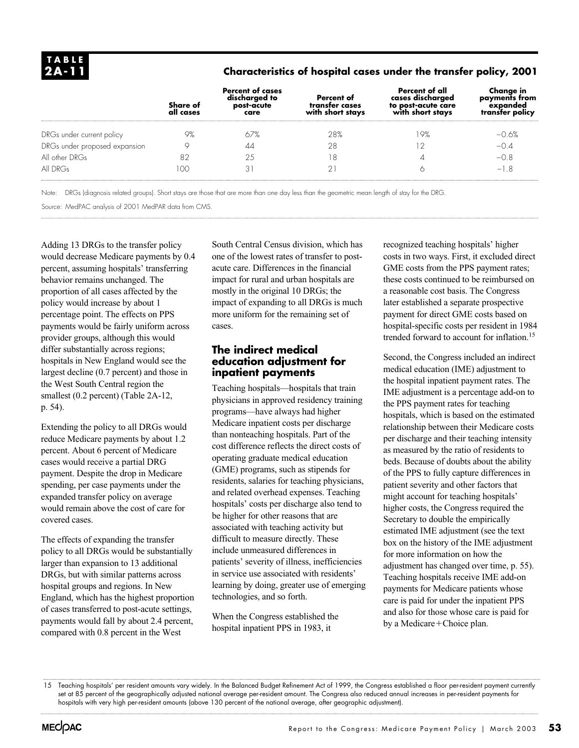**TABLE 2A-11**

**Characteristics of hospital cases under the transfer policy, 2001**

| | Share of all cases | Percent of cases discharged to post-acute care | Percent of transfer cases with short stays | Percent of all cases discharged to post-acute care with short stays | Change in payments from expanded transfer policy |
|---|---|---|---|---|---|
| DRGs under current policy | 9% | 67% | 28% | 19% | −0.6% |
| DRGs under proposed expansion | 9 | 44 | 28 | 12 | −0.4 |
| All other DRGs | 82 | 25 | 18 | 4 | −0.8 |
| All DRGs | 100 | 31 | 21 | 6 | −1.8 |

Note: DRGs (diagnosis related groups). Short stays are those that are more than one day less than the geometric mean length of stay for the DRG.

Source: MedPAC analysis of 2001 MedPAR data from CMS.

Adding 13 DRGs to the transfer policy would decrease Medicare payments by 0.4 percent, assuming hospitals' transferring behavior remains unchanged. The proportion of all cases affected by the policy would increase by about 1 percentage point. The effects on PPS payments would be fairly uniform across provider groups, although this would differ substantially across regions; hospitals in New England would see the largest decline (0.7 percent) and those in the West South Central region the smallest (0.2 percent) (Table 2A-12, p. 54).

Extending the policy to all DRGs would reduce Medicare payments by about 1.2 percent. About 6 percent of Medicare cases would receive a partial DRG payment. Despite the drop in Medicare spending, per case payments under the expanded transfer policy on average would remain above the cost of care for covered cases.

The effects of expanding the transfer policy to all DRGs would be substantially larger than expansion to 13 additional DRGs, but with similar patterns across hospital groups and regions. In New England, which has the highest proportion of cases transferred to post-acute settings, payments would fall by about 2.4 percent, compared with 0.8 percent in the West South Central Census division, which has one of the lowest rates of transfer to post-acute care. Differences in the financial impact for rural and urban hospitals are mostly in the original 10 DRGs; the impact of expanding to all DRGs is much more uniform for the remaining set of cases.

## The indirect medical education adjustment for inpatient payments

Teaching hospitals—hospitals that train physicians in approved residency training programs—have always had higher Medicare inpatient costs per discharge than nonteaching hospitals. Part of the cost difference reflects the direct costs of operating graduate medical education (GME) programs, such as stipends for residents, salaries for teaching physicians, and related overhead expenses. Teaching hospitals' costs per discharge also tend to be higher for other reasons that are associated with teaching activity but difficult to measure directly. These include unmeasured differences in patients' severity of illness, inefficiencies in service use associated with residents' learning by doing, greater use of emerging technologies, and so forth.

When the Congress established the hospital inpatient PPS in 1983, it recognized teaching hospitals' higher costs in two ways. First, it excluded direct GME costs from the PPS payment rates; these costs continued to be reimbursed on a reasonable cost basis. The Congress later established a separate prospective payment for direct GME costs based on hospital-specific costs per resident in 1984 trended forward to account for inflation.[15]

Second, the Congress included an indirect medical education (IME) adjustment to the hospital inpatient payment rates. The IME adjustment is a percentage add-on to the PPS payment rates for teaching hospitals, which is based on the estimated relationship between their Medicare costs per discharge and their teaching intensity as measured by the ratio of residents to beds. Because of doubts about the ability of the PPS to fully capture differences in patient severity and other factors that might account for teaching hospitals' higher costs, the Congress required the Secretary to double the empirically estimated IME adjustment (see the text box on the history of the IME adjustment for more information on how the adjustment has changed over time, p. 55). Teaching hospitals receive IME add-on payments for Medicare patients whose care is paid for under the inpatient PPS and also for those whose care is paid for by a Medicare+Choice plan.

15 Teaching hospitals' per resident amounts vary widely. In the Balanced Budget Refinement Act of 1999, the Congress established a floor per-resident payment currently set at 85 percent of the geographically adjusted national average per-resident amount. The Congress also reduced annual increases in per-resident payments for hospitals with very high per-resident amounts (above 130 percent of the national average, after geographic adjustment).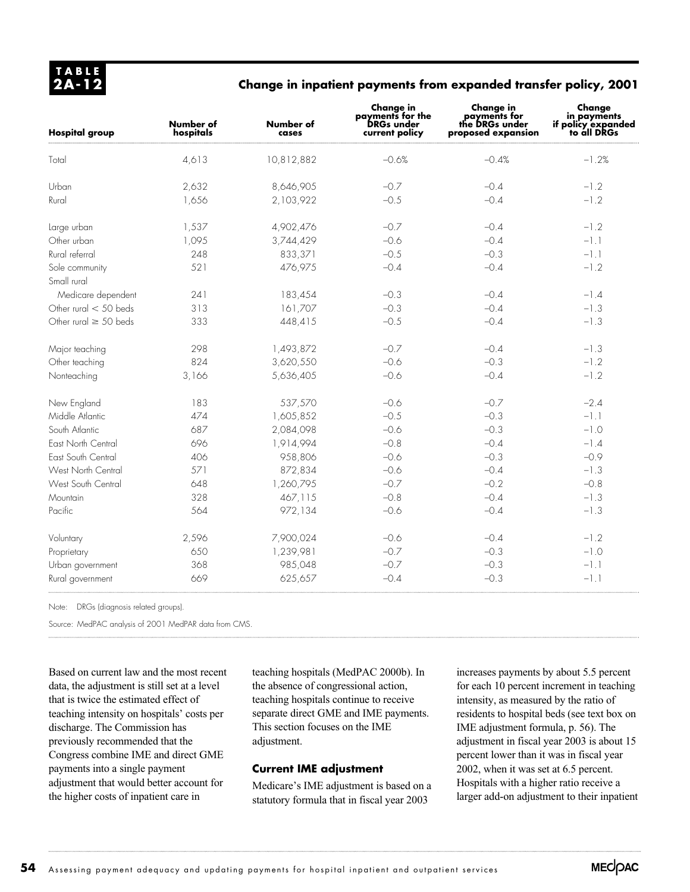**TABLE 2A-12**

**Change in inpatient payments from expanded transfer policy, 2001**

| Hospital group | Number of hospitals | Number of cases | Change in payments for the DRGs under current policy | Change in payments for the DRGs under proposed expansion | Change in payments if policy expanded to all DRGs |
|---|---|---|---|---|---|
| Total | 4,613 | 10,812,882 | –0.6% | –0.4% | –1.2% |
| Urban | 2,632 | 8,646,905 | –0.7 | –0.4 | –1.2 |
| Rural | 1,656 | 2,103,922 | –0.5 | –0.4 | –1.2 |
| Large urban | 1,537 | 4,902,476 | –0.7 | –0.4 | –1.2 |
| Other urban | 1,095 | 3,744,429 | –0.6 | –0.4 | –1.1 |
| Rural referral | 248 | 833,371 | –0.5 | –0.3 | –1.1 |
| Sole community | 521 | 476,975 | –0.4 | –0.4 | –1.2 |
| Small rural Medicare dependent | 241 | 183,454 | –0.3 | –0.4 | –1.4 |
| Other rural < 50 beds | 313 | 161,707 | –0.3 | –0.4 | –1.3 |
| Other rural ≥ 50 beds | 333 | 448,415 | –0.5 | –0.4 | –1.3 |
| Major teaching | 298 | 1,493,872 | –0.7 | –0.4 | –1.3 |
| Other teaching | 824 | 3,620,550 | –0.6 | –0.3 | –1.2 |
| Nonteaching | 3,166 | 5,636,405 | –0.6 | –0.4 | –1.2 |
| New England | 183 | 537,570 | –0.6 | –0.7 | –2.4 |
| Middle Atlantic | 474 | 1,605,852 | –0.5 | –0.3 | –1.1 |
| South Atlantic | 687 | 2,084,098 | –0.6 | –0.3 | –1.0 |
| East North Central | 696 | 1,914,994 | –0.8 | –0.4 | –1.4 |
| East South Central | 406 | 958,806 | –0.6 | –0.3 | –0.9 |
| West North Central | 571 | 872,834 | –0.6 | –0.4 | –1.3 |
| West South Central | 648 | 1,260,795 | –0.7 | –0.2 | –0.8 |
| Mountain | 328 | 467,115 | –0.8 | –0.4 | –1.3 |
| Pacific | 564 | 972,134 | –0.6 | –0.4 | –1.3 |
| Voluntary | 2,596 | 7,900,024 | –0.6 | –0.4 | –1.2 |
| Proprietary | 650 | 1,239,981 | –0.7 | –0.3 | –1.0 |
| Urban government | 368 | 985,048 | –0.7 | –0.3 | –1.1 |
| Rural government | 669 | 625,657 | –0.4 | –0.3 | –1.1 |

Note: DRGs (diagnosis related groups).

Source: MedPAC analysis of 2001 MedPAR data from CMS.

Based on current law and the most recent data, the adjustment is still set at a level that is twice the estimated effect of teaching intensity on hospitals' costs per discharge. The Commission has previously recommended that the Congress combine IME and direct GME payments into a single payment adjustment that would better account for the higher costs of inpatient care in teaching hospitals (MedPAC 2000b). In the absence of congressional action, teaching hospitals continue to receive separate direct GME and IME payments. This section focuses on the IME adjustment.

### Current IME adjustment

Medicare's IME adjustment is based on a statutory formula that in fiscal year 2003 increases payments by about 5.5 percent for each 10 percent increment in teaching intensity, as measured by the ratio of residents to hospital beds (see text box on IME adjustment formula, p. 56). The adjustment in fiscal year 2003 is about 15 percent lower than it was in fiscal year 2002, when it was set at 6.5 percent. Hospitals with a higher ratio receive a larger add-on adjustment to their inpatient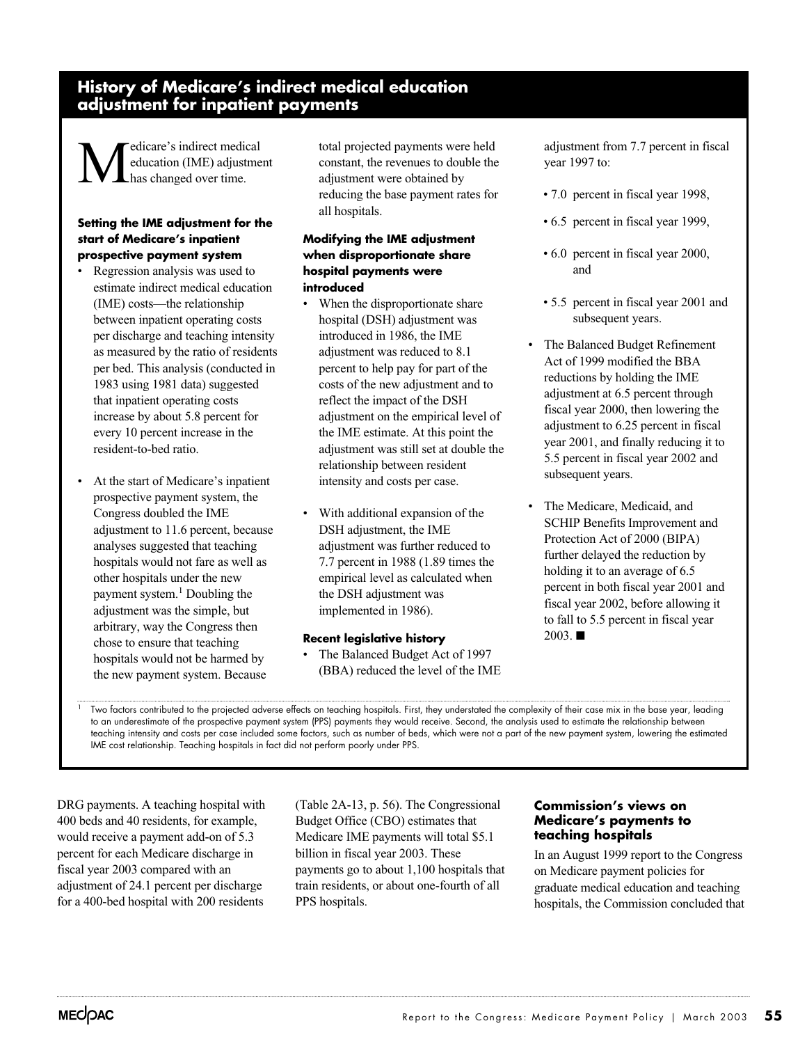## History of Medicare's indirect medical education adjustment for inpatient payments

Medicare's indirect medical education (IME) adjustment has changed over time.

**Setting the IME adjustment for the start of Medicare's inpatient prospective payment system**

- Regression analysis was used to estimate indirect medical education (IME) costs—the relationship between inpatient operating costs per discharge and teaching intensity as measured by the ratio of residents per bed. This analysis (conducted in 1983 using 1981 data) suggested that inpatient operating costs increase by about 5.8 percent for every 10 percent increase in the resident-to-bed ratio.
- At the start of Medicare's inpatient prospective payment system, the Congress doubled the IME adjustment to 11.6 percent, because analyses suggested that teaching hospitals would not fare as well as other hospitals under the new payment system.[1] Doubling the adjustment was the simple, but arbitrary, way the Congress then chose to ensure that teaching hospitals would not be harmed by the new payment system. Because total projected payments were held constant, the revenues to double the adjustment were obtained by reducing the base payment rates for all hospitals.

**Modifying the IME adjustment when disproportionate share hospital payments were introduced**

- When the disproportionate share hospital (DSH) adjustment was introduced in 1986, the IME adjustment was reduced to 8.1 percent to help pay for part of the costs of the new adjustment and to reflect the impact of the DSH adjustment on the empirical level of the IME estimate. At this point the adjustment was still set at double the relationship between resident intensity and costs per case.
- With additional expansion of the DSH adjustment, the IME adjustment was further reduced to 7.7 percent in 1988 (1.89 times the empirical level as calculated when the DSH adjustment was implemented in 1986).

**Recent legislative history**

- The Balanced Budget Act of 1997 (BBA) reduced the level of the IME adjustment from 7.7 percent in fiscal year 1997 to:
  - 7.0 percent in fiscal year 1998,
  - 6.5 percent in fiscal year 1999,
  - 6.0 percent in fiscal year 2000, and
  - 5.5 percent in fiscal year 2001 and subsequent years.
- The Balanced Budget Refinement Act of 1999 modified the BBA reductions by holding the IME adjustment at 6.5 percent through fiscal year 2000, then lowering the adjustment to 6.25 percent in fiscal year 2001, and finally reducing it to 5.5 percent in fiscal year 2002 and subsequent years.
- The Medicare, Medicaid, and SCHIP Benefits Improvement and Protection Act of 2000 (BIPA) further delayed the reduction by holding it to an average of 6.5 percent in both fiscal year 2001 and fiscal year 2002, before allowing it to fall to 5.5 percent in fiscal year 2003. ■

[1] Two factors contributed to the projected adverse effects on teaching hospitals. First, they understated the complexity of their case mix in the base year, leading to an underestimate of the prospective payment system (PPS) payments they would receive. Second, the analysis used to estimate the relationship between teaching intensity and costs per case included some factors, such as number of beds, which were not a part of the new payment system, lowering the estimated IME cost relationship. Teaching hospitals in fact did not perform poorly under PPS.

DRG payments. A teaching hospital with 400 beds and 40 residents, for example, would receive a payment add-on of 5.3 percent for each Medicare discharge in fiscal year 2003 compared with an adjustment of 24.1 percent per discharge for a 400-bed hospital with 200 residents (Table 2A-13, p. 56). The Congressional Budget Office (CBO) estimates that Medicare IME payments will total $5.1 billion in fiscal year 2003. These payments go to about 1,100 hospitals that train residents, or about one-fourth of all PPS hospitals.

### Commission's views on Medicare's payments to teaching hospitals

In an August 1999 report to the Congress on Medicare payment policies for graduate medical education and teaching hospitals, the Commission concluded that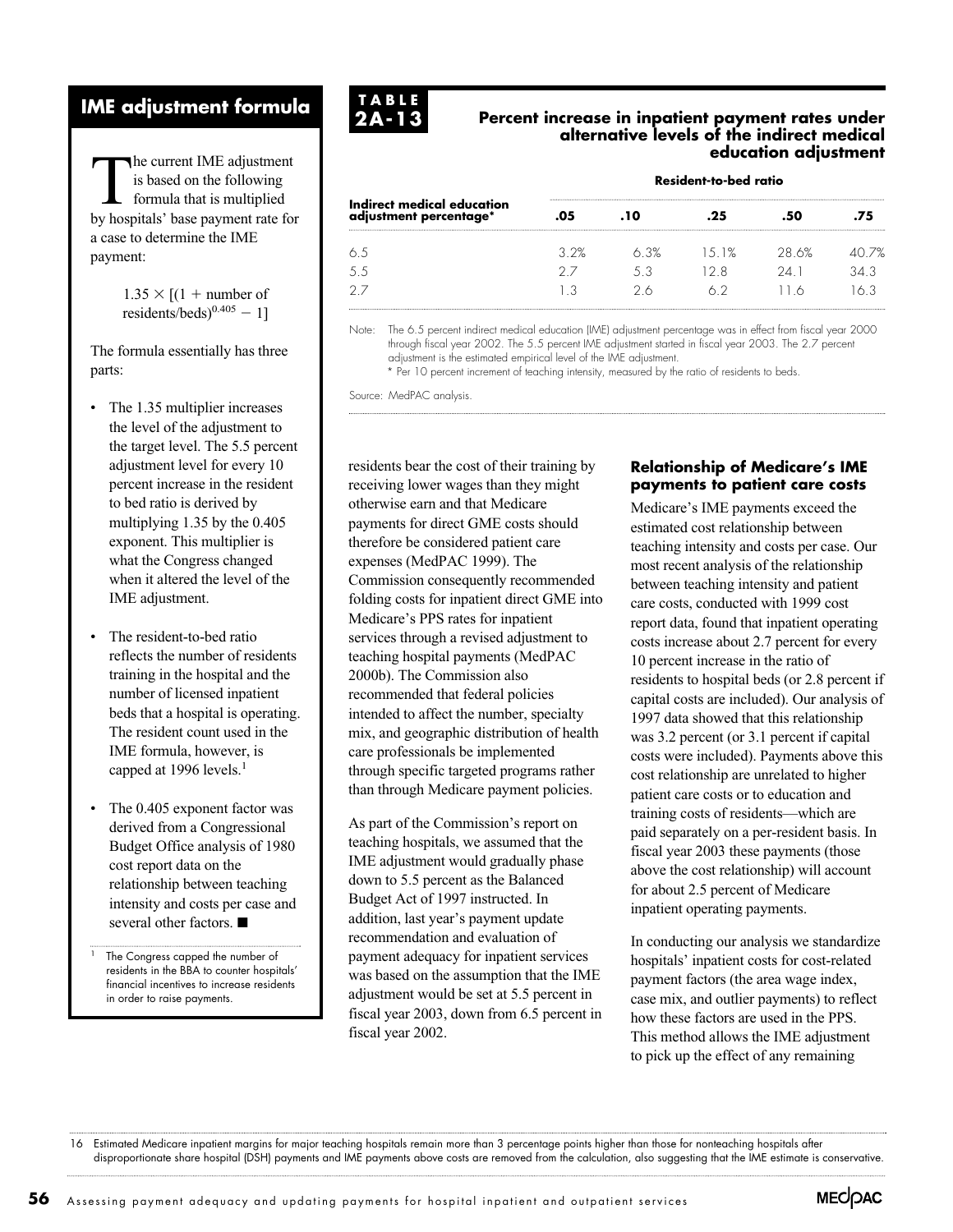## IME adjustment formula

The current IME adjustment is based on the following formula that is multiplied by hospitals' base payment rate for a case to determine the IME payment:

$$1.35 \times [(1 + \text{number of residents/beds})^{0.405} - 1]$$

The formula essentially has three parts:

- The 1.35 multiplier increases the level of the adjustment to the target level. The 5.5 percent adjustment level for every 10 percent increase in the resident to bed ratio is derived by multiplying 1.35 by the 0.405 exponent. This multiplier is what the Congress changed when it altered the level of the IME adjustment.
- The resident-to-bed ratio reflects the number of residents training in the hospital and the number of licensed inpatient beds that a hospital is operating. The resident count used in the IME formula, however, is capped at 1996 levels.[1]
- The 0.405 exponent factor was derived from a Congressional Budget Office analysis of 1980 cost report data on the relationship between teaching intensity and costs per case and several other factors. ■

[1] The Congress capped the number of residents in the BBA to counter hospitals' financial incentives to increase residents in order to raise payments.

**TABLE 2A-13**

**Percent increase in inpatient payment rates under alternative levels of the indirect medical education adjustment**

| Indirect medical education adjustment percentage* | Resident-to-bed ratio .05 | .10 | .25 | .50 | .75 |
|---|---|---|---|---|---|
| 6.5 | 3.2% | 6.3% | 15.1% | 28.6% | 40.7% |
| 5.5 | 2.7 | 5.3 | 12.8 | 24.1 | 34.3 |
| 2.7 | 1.3 | 2.6 | 6.2 | 11.6 | 16.3 |

Note: The 6.5 percent indirect medical education (IME) adjustment percentage was in effect from fiscal year 2000 through fiscal year 2002. The 5.5 percent IME adjustment started in fiscal year 2003. The 2.7 percent adjustment is the estimated empirical level of the IME adjustment.
* Per 10 percent increment of teaching intensity, measured by the ratio of residents to beds.

Source: MedPAC analysis.

residents bear the cost of their training by receiving lower wages than they might otherwise earn and that Medicare payments for direct GME costs should therefore be considered patient care expenses (MedPAC 1999). The Commission consequently recommended folding costs for inpatient direct GME into Medicare's PPS rates for inpatient services through a revised adjustment to teaching hospital payments (MedPAC 2000b). The Commission also recommended that federal policies intended to affect the number, specialty mix, and geographic distribution of health care professionals be implemented through specific targeted programs rather than through Medicare payment policies.

As part of the Commission's report on teaching hospitals, we assumed that the IME adjustment would gradually phase down to 5.5 percent as the Balanced Budget Act of 1997 instructed. In addition, last year's payment update recommendation and evaluation of payment adequacy for inpatient services was based on the assumption that the IME adjustment would be set at 5.5 percent in fiscal year 2003, down from 6.5 percent in fiscal year 2002.

### Relationship of Medicare's IME payments to patient care costs

Medicare's IME payments exceed the estimated cost relationship between teaching intensity and costs per case. Our most recent analysis of the relationship between teaching intensity and patient care costs, conducted with 1999 cost report data, found that inpatient operating costs increase about 2.7 percent for every 10 percent increase in the ratio of residents to hospital beds (or 2.8 percent if capital costs are included). Our analysis of 1997 data showed that this relationship was 3.2 percent (or 3.1 percent if capital costs were included). Payments above this cost relationship are unrelated to higher patient care costs or to education and training costs of residents—which are paid separately on a per-resident basis. In fiscal year 2003 these payments (those above the cost relationship) will account for about 2.5 percent of Medicare inpatient operating payments.

In conducting our analysis we standardize hospitals' inpatient costs for cost-related payment factors (the area wage index, case mix, and outlier payments) to reflect how these factors are used in the PPS. This method allows the IME adjustment to pick up the effect of any remaining

16 Estimated Medicare inpatient margins for major teaching hospitals remain more than 3 percentage points higher than those for nonteaching hospitals after disproportionate share hospital (DSH) payments and IME payments above costs are removed from the calculation, also suggesting that the IME estimate is conservative.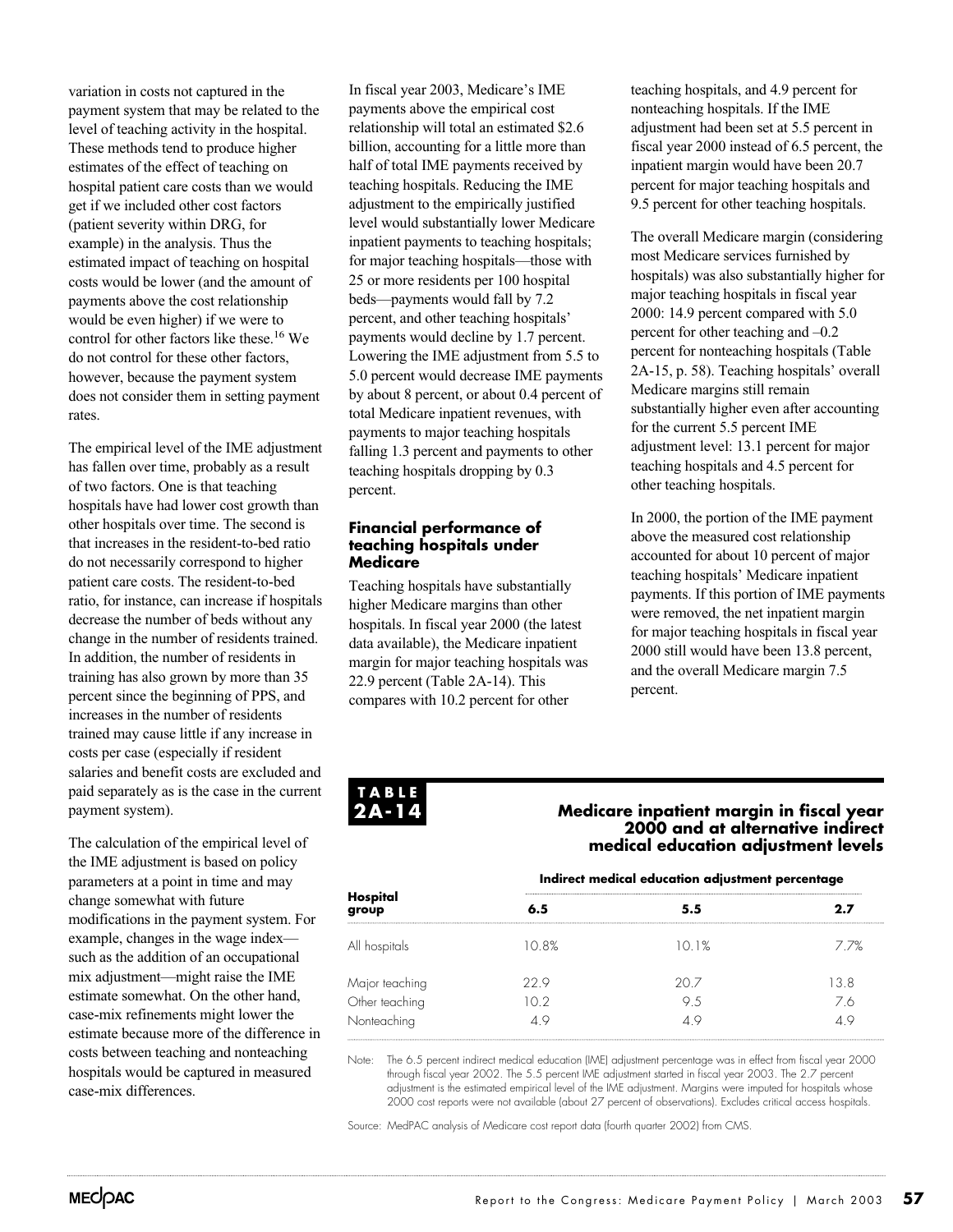variation in costs not captured in the payment system that may be related to the level of teaching activity in the hospital. These methods tend to produce higher estimates of the effect of teaching on hospital patient care costs than we would get if we included other cost factors (patient severity within DRG, for example) in the analysis. Thus the estimated impact of teaching on hospital costs would be lower (and the amount of payments above the cost relationship would be even higher) if we were to control for other factors like these.[16] We do not control for these other factors, however, because the payment system does not consider them in setting payment rates.

The empirical level of the IME adjustment has fallen over time, probably as a result of two factors. One is that teaching hospitals have had lower cost growth than other hospitals over time. The second is that increases in the resident-to-bed ratio do not necessarily correspond to higher patient care costs. The resident-to-bed ratio, for instance, can increase if hospitals decrease the number of beds without any change in the number of residents trained. In addition, the number of residents in training has also grown by more than 35 percent since the beginning of PPS, and increases in the number of residents trained may cause little if any increase in costs per case (especially if resident salaries and benefit costs are excluded and paid separately as is the case in the current payment system).

The calculation of the empirical level of the IME adjustment is based on policy parameters at a point in time and may change somewhat with future modifications in the payment system. For example, changes in the wage index—such as the addition of an occupational mix adjustment—might raise the IME estimate somewhat. On the other hand, case-mix refinements might lower the estimate because more of the difference in costs between teaching and nonteaching hospitals would be captured in measured case-mix differences.

In fiscal year 2003, Medicare's IME payments above the empirical cost relationship will total an estimated $2.6 billion, accounting for a little more than half of total IME payments received by teaching hospitals. Reducing the IME adjustment to the empirically justified level would substantially lower Medicare inpatient payments to teaching hospitals; for major teaching hospitals—those with 25 or more residents per 100 hospital beds—payments would fall by 7.2 percent, and other teaching hospitals' payments would decline by 1.7 percent. Lowering the IME adjustment from 5.5 to 5.0 percent would decrease IME payments by about 8 percent, or about 0.4 percent of total Medicare inpatient revenues, with payments to major teaching hospitals falling 1.3 percent and payments to other teaching hospitals dropping by 0.3 percent.

### Financial performance of teaching hospitals under Medicare

Teaching hospitals have substantially higher Medicare margins than other hospitals. In fiscal year 2000 (the latest data available), the Medicare inpatient margin for major teaching hospitals was 22.9 percent (Table 2A-14). This compares with 10.2 percent for other teaching hospitals, and 4.9 percent for nonteaching hospitals. If the IME adjustment had been set at 5.5 percent in fiscal year 2000 instead of 6.5 percent, the inpatient margin would have been 20.7 percent for major teaching hospitals and 9.5 percent for other teaching hospitals.

The overall Medicare margin (considering most Medicare services furnished by hospitals) was also substantially higher for major teaching hospitals in fiscal year 2000: 14.9 percent compared with 5.0 percent for other teaching and –0.2 percent for nonteaching hospitals (Table 2A-15, p. 58). Teaching hospitals' overall Medicare margins still remain substantially higher even after accounting for the current 5.5 percent IME adjustment level: 13.1 percent for major teaching hospitals and 4.5 percent for other teaching hospitals.

In 2000, the portion of the IME payment above the measured cost relationship accounted for about 10 percent of major teaching hospitals' Medicare inpatient payments. If this portion of IME payments were removed, the net inpatient margin for major teaching hospitals in fiscal year 2000 still would have been 13.8 percent, and the overall Medicare margin 7.5 percent.

**TABLE 2A-14**

**Medicare inpatient margin in fiscal year 2000 and at alternative indirect medical education adjustment levels**

| Hospital group | Indirect medical education adjustment percentage | | |
|---|---|---|---|
| | 6.5 | 5.5 | 2.7 |
| All hospitals | 10.8% | 10.1% | 7.7% |
| Major teaching | 22.9 | 20.7 | 13.8 |
| Other teaching | 10.2 | 9.5 | 7.6 |
| Nonteaching | 4.9 | 4.9 | 4.9 |

Note: The 6.5 percent indirect medical education (IME) adjustment percentage was in effect from fiscal year 2000 through fiscal year 2002. The 5.5 percent IME adjustment started in fiscal year 2003. The 2.7 percent adjustment is the estimated empirical level of the IME adjustment. Margins were imputed for hospitals whose 2000 cost reports were not available (about 27 percent of observations). Excludes critical access hospitals.

Source: MedPAC analysis of Medicare cost report data (fourth quarter 2002) from CMS.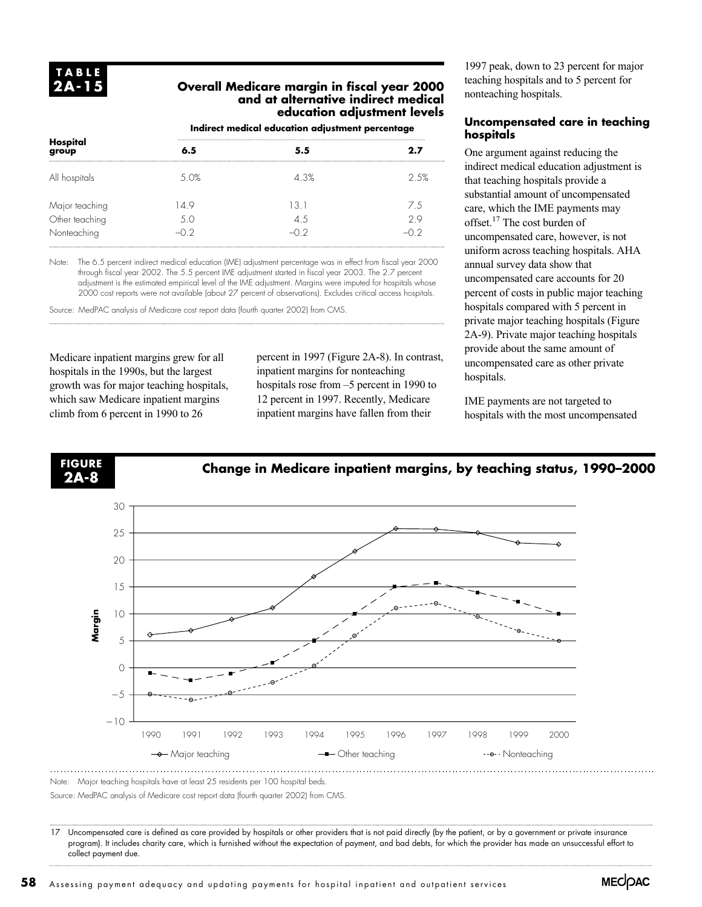**TABLE 2A-15**

**Overall Medicare margin in fiscal year 2000 and at alternative indirect medical education adjustment levels**

| Hospital group | Indirect medical education adjustment percentage | | |
|---|---|---|---|
| | 6.5 | 5.5 | 2.7 |
| All hospitals | 5.0% | 4.3% | 2.5% |
| Major teaching | 14.9 | 13.1 | 7.5 |
| Other teaching | 5.0 | 4.5 | 2.9 |
| Nonteaching | –0.2 | –0.2 | –0.2 |

Note: The 6.5 percent indirect medical education (IME) adjustment percentage was in effect from fiscal year 2000 through fiscal year 2002. The 5.5 percent IME adjustment started in fiscal year 2003. The 2.7 percent adjustment is the estimated empirical level of the IME adjustment. Margins were imputed for hospitals whose 2000 cost reports were not available (about 27 percent of observations). Excludes critical access hospitals.

Source: MedPAC analysis of Medicare cost report data (fourth quarter 2002) from CMS.

Medicare inpatient margins grew for all hospitals in the 1990s, but the largest growth was for major teaching hospitals, which saw Medicare inpatient margins climb from 6 percent in 1990 to 26 percent in 1997 (Figure 2A-8). In contrast, inpatient margins for nonteaching hospitals rose from –5 percent in 1990 to 12 percent in 1997. Recently, Medicare inpatient margins have fallen from their 1997 peak, down to 23 percent for major teaching hospitals and to 5 percent for nonteaching hospitals.

### Uncompensated care in teaching hospitals

One argument against reducing the indirect medical education adjustment is that teaching hospitals provide a substantial amount of uncompensated care, which the IME payments may offset.[17] The cost burden of uncompensated care, however, is not uniform across teaching hospitals. AHA annual survey data show that uncompensated care accounts for 20 percent of costs in public major teaching hospitals compared with 5 percent in private major teaching hospitals (Figure 2A-9). Private major teaching hospitals provide about the same amount of uncompensated care as other private hospitals.

IME payments are not targeted to hospitals with the most uncompensated

**FIGURE 2A-8**

**Change in Medicare inpatient margins, by teaching status, 1990–2000**

Note: Major teaching hospitals have at least 25 residents per 100 hospital beds.

Source: MedPAC analysis of Medicare cost report data (fourth quarter 2002) from CMS.

17 Uncompensated care is defined as care provided by hospitals or other providers that is not paid directly (by the patient, or by a government or private insurance program). It includes charity care, which is furnished without the expectation of payment, and bad debts, for which the provider has made an unsuccessful effort to collect payment due.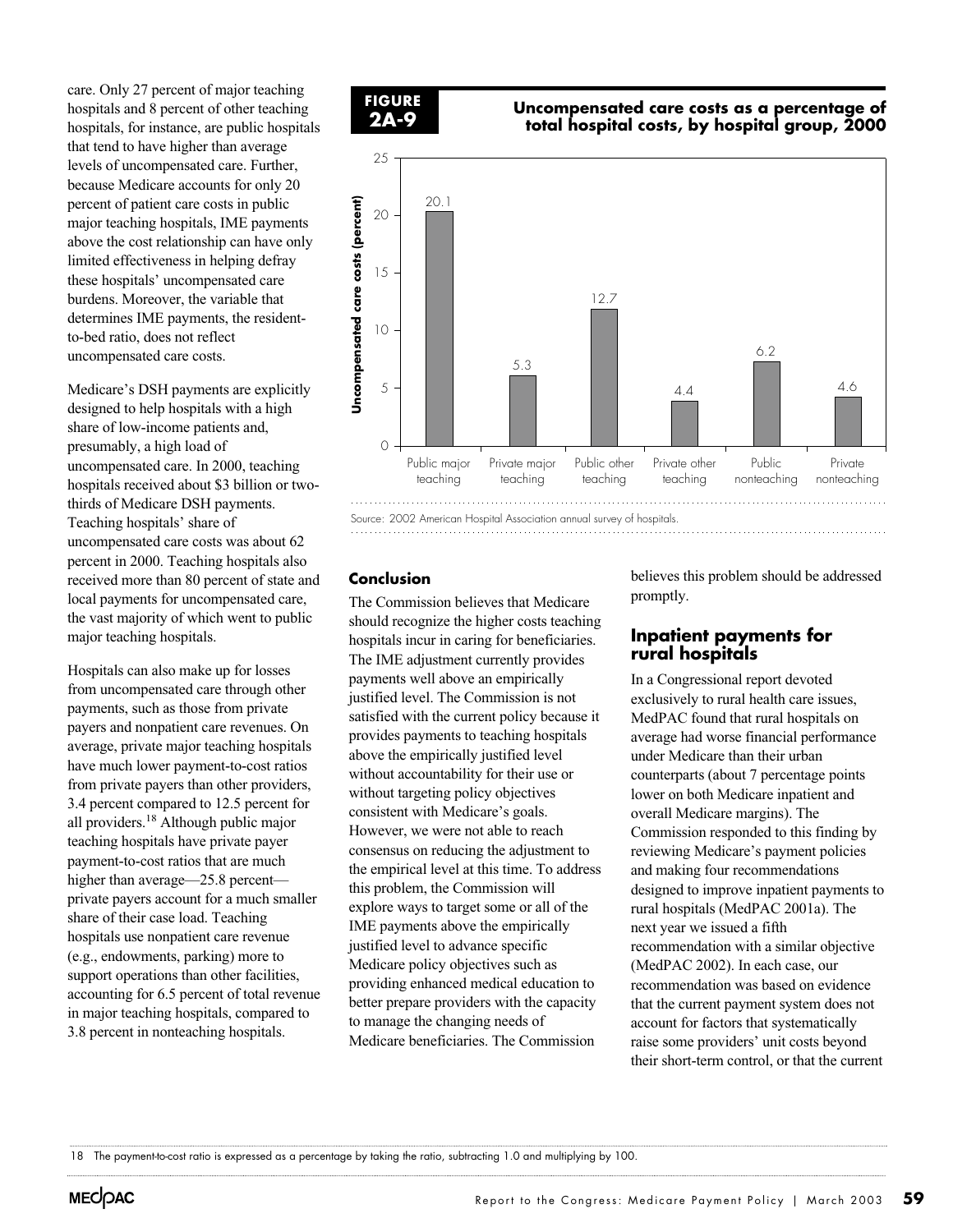care. Only 27 percent of major teaching hospitals and 8 percent of other teaching hospitals, for instance, are public hospitals that tend to have higher than average levels of uncompensated care. Further, because Medicare accounts for only 20 percent of patient care costs in public major teaching hospitals, IME payments above the cost relationship can have only limited effectiveness in helping defray these hospitals' uncompensated care burdens. Moreover, the variable that determines IME payments, the resident-to-bed ratio, does not reflect uncompensated care costs.

Medicare's DSH payments are explicitly designed to help hospitals with a high share of low-income patients and, presumably, a high load of uncompensated care. In 2000, teaching hospitals received about $3 billion or two-thirds of Medicare DSH payments. Teaching hospitals' share of uncompensated care costs was about 62 percent in 2000. Teaching hospitals also received more than 80 percent of state and local payments for uncompensated care, the vast majority of which went to public major teaching hospitals.

Hospitals can also make up for losses from uncompensated care through other payments, such as those from private payers and nonpatient care revenues. On average, private major teaching hospitals have much lower payment-to-cost ratios from private payers than other providers, 3.4 percent compared to 12.5 percent for all providers.[18] Although public major teaching hospitals have private payer payment-to-cost ratios that are much higher than average—25.8 percent—private payers account for a much smaller share of their case load. Teaching hospitals use nonpatient care revenue (e.g., endowments, parking) more to support operations than other facilities, accounting for 6.5 percent of total revenue in major teaching hospitals, compared to 3.8 percent in nonteaching hospitals.

**FIGURE 2A-9**

**Uncompensated care costs as a percentage of total hospital costs, by hospital group, 2000**

| Hospital group | Uncompensated care costs (percent) |
|---|---|
| Public major teaching | 20.1 |
| Private major teaching | 5.3 |
| Public other teaching | 12.7 |
| Private other teaching | 4.4 |
| Public nonteaching | 6.2 |
| Private nonteaching | 4.6 |

Source: 2002 American Hospital Association annual survey of hospitals.

### Conclusion

The Commission believes that Medicare should recognize the higher costs teaching hospitals incur in caring for beneficiaries. The IME adjustment currently provides payments well above an empirically justified level. The Commission is not satisfied with the current policy because it provides payments to teaching hospitals above the empirically justified level without accountability for their use or without targeting policy objectives consistent with Medicare's goals. However, we were not able to reach consensus on reducing the adjustment to the empirical level at this time. To address this problem, the Commission will explore ways to target some or all of the IME payments above the empirically justified level to advance specific Medicare policy objectives such as providing enhanced medical education to better prepare providers with the capacity to manage the changing needs of Medicare beneficiaries. The Commission believes this problem should be addressed promptly.

## Inpatient payments for rural hospitals

In a Congressional report devoted exclusively to rural health care issues, MedPAC found that rural hospitals on average had worse financial performance under Medicare than their urban counterparts (about 7 percentage points lower on both Medicare inpatient and overall Medicare margins). The Commission responded to this finding by reviewing Medicare's payment policies and making four recommendations designed to improve inpatient payments to rural hospitals (MedPAC 2001a). The next year we issued a fifth recommendation with a similar objective (MedPAC 2002). In each case, our recommendation was based on evidence that the current payment system does not account for factors that systematically raise some providers' unit costs beyond their short-term control, or that the current

18 The payment-to-cost ratio is expressed as a percentage by taking the ratio, subtracting 1.0 and multiplying by 100.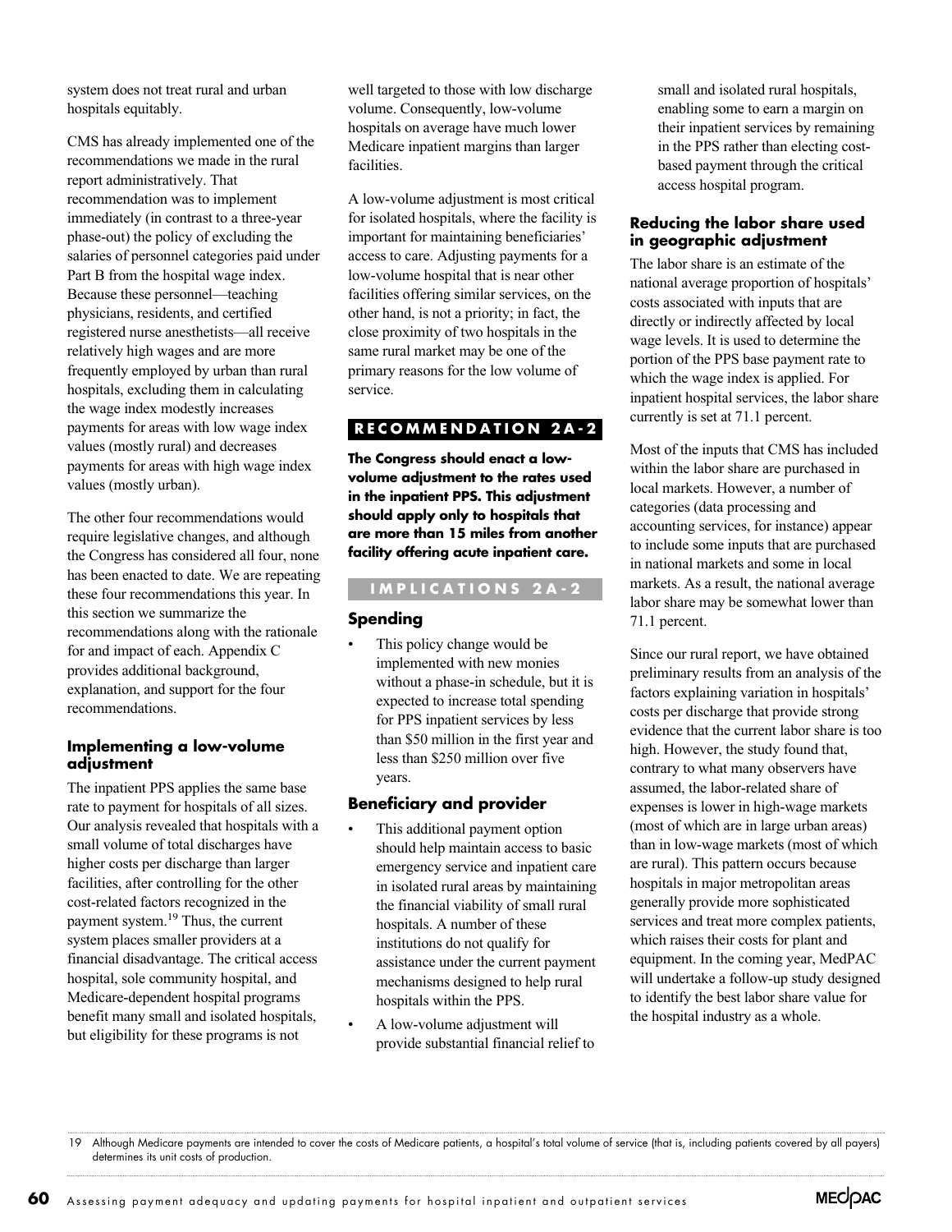system does not treat rural and urban hospitals equitably.

CMS has already implemented one of the recommendations we made in the rural report administratively. That recommendation was to implement immediately (in contrast to a three-year phase-out) the policy of excluding the salaries of personnel categories paid under Part B from the hospital wage index. Because these personnel—teaching physicians, residents, and certified registered nurse anesthetists—all receive relatively high wages and are more frequently employed by urban than rural hospitals, excluding them in calculating the wage index modestly increases payments for areas with low wage index values (mostly rural) and decreases payments for areas with high wage index values (mostly urban).

The other four recommendations would require legislative changes, and although the Congress has considered all four, none has been enacted to date. We are repeating these four recommendations this year. In this section we summarize the recommendations along with the rationale for and impact of each. Appendix C provides additional background, explanation, and support for the four recommendations.

### Implementing a low-volume adjustment

The inpatient PPS applies the same base rate to payment for hospitals of all sizes. Our analysis revealed that hospitals with a small volume of total discharges have higher costs per discharge than larger facilities, after controlling for the other cost-related factors recognized in the payment system.[19] Thus, the current system places smaller providers at a financial disadvantage. The critical access hospital, sole community hospital, and Medicare-dependent hospital programs benefit many small and isolated hospitals, but eligibility for these programs is not well targeted to those with low discharge volume. Consequently, low-volume hospitals on average have much lower Medicare inpatient margins than larger facilities.

A low-volume adjustment is most critical for isolated hospitals, where the facility is important for maintaining beneficiaries' access to care. Adjusting payments for a low-volume hospital that is near other facilities offering similar services, on the other hand, is not a priority; in fact, the close proximity of two hospitals in the same rural market may be one of the primary reasons for the low volume of service.

**RECOMMENDATION 2A-2**

**The Congress should enact a low-volume adjustment to the rates used in the inpatient PPS. This adjustment should apply only to hospitals that are more than 15 miles from another facility offering acute inpatient care.**

**IMPLICATIONS 2A-2**

#### Spending

- This policy change would be implemented with new monies without a phase-in schedule, but it is expected to increase total spending for PPS inpatient services by less than $50 million in the first year and less than $250 million over five years.

#### Beneficiary and provider

- This additional payment option should help maintain access to basic emergency service and inpatient care in isolated rural areas by maintaining the financial viability of small rural hospitals. A number of these institutions do not qualify for assistance under the current payment mechanisms designed to help rural hospitals within the PPS.
- A low-volume adjustment will provide substantial financial relief to small and isolated rural hospitals, enabling some to earn a margin on their inpatient services by remaining in the PPS rather than electing cost-based payment through the critical access hospital program.

### Reducing the labor share used in geographic adjustment

The labor share is an estimate of the national average proportion of hospitals' costs associated with inputs that are directly or indirectly affected by local wage levels. It is used to determine the portion of the PPS base payment rate to which the wage index is applied. For inpatient hospital services, the labor share currently is set at 71.1 percent.

Most of the inputs that CMS has included within the labor share are purchased in local markets. However, a number of categories (data processing and accounting services, for instance) appear to include some inputs that are purchased in national markets and some in local markets. As a result, the national average labor share may be somewhat lower than 71.1 percent.

Since our rural report, we have obtained preliminary results from an analysis of the factors explaining variation in hospitals' costs per discharge that provide strong evidence that the current labor share is too high. However, the study found that, contrary to what many observers have assumed, the labor-related share of expenses is lower in high-wage markets (most of which are in large urban areas) than in low-wage markets (most of which are rural). This pattern occurs because hospitals in major metropolitan areas generally provide more sophisticated services and treat more complex patients, which raises their costs for plant and equipment. In the coming year, MedPAC will undertake a follow-up study designed to identify the best labor share value for the hospital industry as a whole.

---

19 Although Medicare payments are intended to cover the costs of Medicare patients, a hospital's total volume of service (that is, including patients covered by all payers) determines its unit costs of production.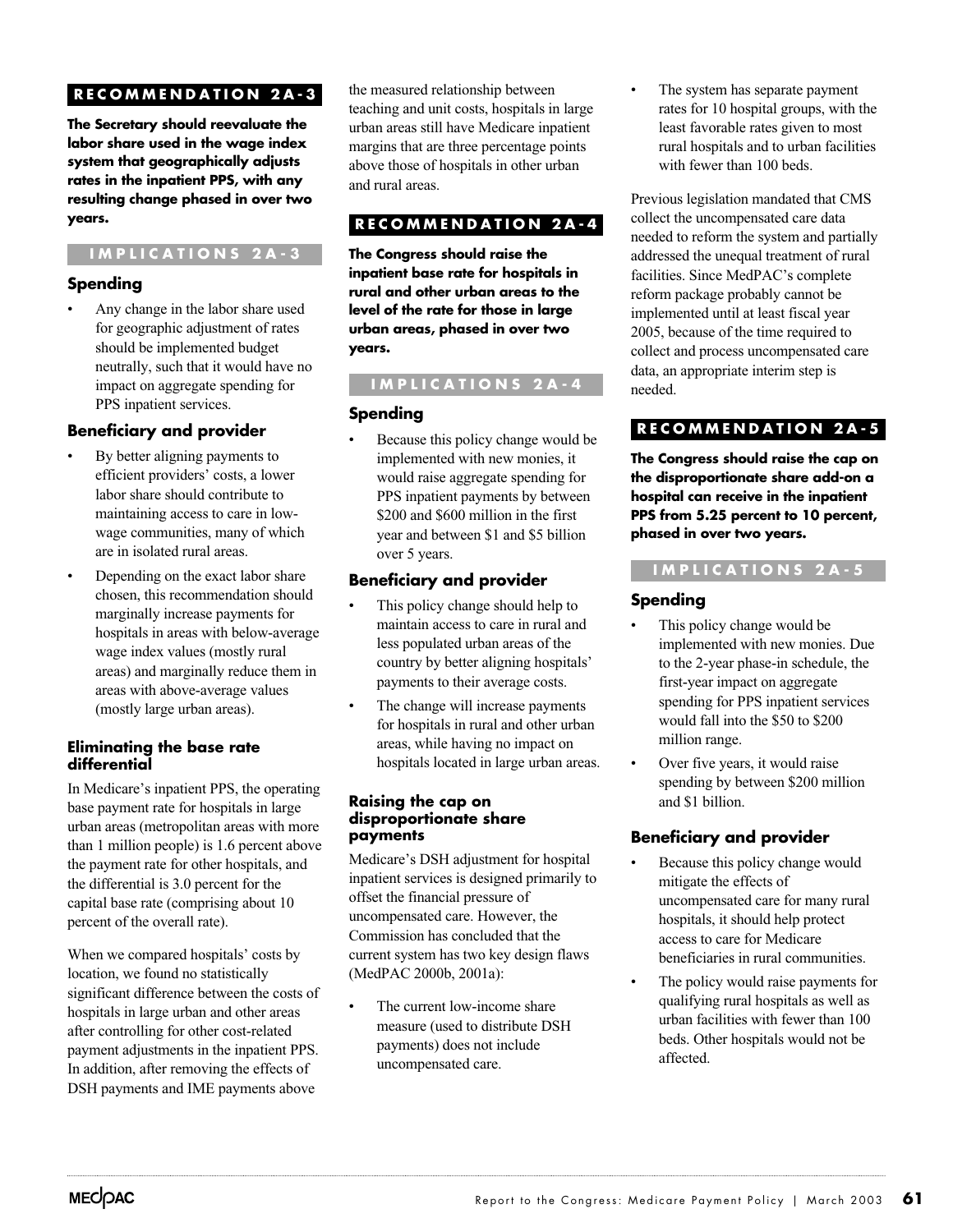**RECOMMENDATION 2A-3**

**The Secretary should reevaluate the labor share used in the wage index system that geographically adjusts rates in the inpatient PPS, with any resulting change phased in over two years.**

**IMPLICATIONS 2A-3**

### Spending

- Any change in the labor share used for geographic adjustment of rates should be implemented budget neutrally, such that it would have no impact on aggregate spending for PPS inpatient services.

### Beneficiary and provider

- By better aligning payments to efficient providers' costs, a lower labor share should contribute to maintaining access to care in low-wage communities, many of which are in isolated rural areas.
- Depending on the exact labor share chosen, this recommendation should marginally increase payments for hospitals in areas with below-average wage index values (mostly rural areas) and marginally reduce them in areas with above-average values (mostly large urban areas).

### Eliminating the base rate differential

In Medicare's inpatient PPS, the operating base payment rate for hospitals in large urban areas (metropolitan areas with more than 1 million people) is 1.6 percent above the payment rate for other hospitals, and the differential is 3.0 percent for the capital base rate (comprising about 10 percent of the overall rate).

When we compared hospitals' costs by location, we found no statistically significant difference between the costs of hospitals in large urban and other areas after controlling for other cost-related payment adjustments in the inpatient PPS. In addition, after removing the effects of DSH payments and IME payments above the measured relationship between teaching and unit costs, hospitals in large urban areas still have Medicare inpatient margins that are three percentage points above those of hospitals in other urban and rural areas.

**RECOMMENDATION 2A-4**

**The Congress should raise the inpatient base rate for hospitals in rural and other urban areas to the level of the rate for those in large urban areas, phased in over two years.**

**IMPLICATIONS 2A-4**

### Spending

- Because this policy change would be implemented with new monies, it would raise aggregate spending for PPS inpatient payments by between \$200 and \$600 million in the first year and between \$1 and \$5 billion over 5 years.

### Beneficiary and provider

- This policy change should help to maintain access to care in rural and less populated urban areas of the country by better aligning hospitals' payments to their average costs.
- The change will increase payments for hospitals in rural and other urban areas, while having no impact on hospitals located in large urban areas.

### Raising the cap on disproportionate share payments

Medicare's DSH adjustment for hospital inpatient services is designed primarily to offset the financial pressure of uncompensated care. However, the Commission has concluded that the current system has two key design flaws (MedPAC 2000b, 2001a):

- The current low-income share measure (used to distribute DSH payments) does not include uncompensated care.
- The system has separate payment rates for 10 hospital groups, with the least favorable rates given to most rural hospitals and to urban facilities with fewer than 100 beds.

Previous legislation mandated that CMS collect the uncompensated care data needed to reform the system and partially addressed the unequal treatment of rural facilities. Since MedPAC's complete reform package probably cannot be implemented until at least fiscal year 2005, because of the time required to collect and process uncompensated care data, an appropriate interim step is needed.

**RECOMMENDATION 2A-5**

**The Congress should raise the cap on the disproportionate share add-on a hospital can receive in the inpatient PPS from 5.25 percent to 10 percent, phased in over two years.**

**IMPLICATIONS 2A-5**

### Spending

- This policy change would be implemented with new monies. Due to the 2-year phase-in schedule, the first-year impact on aggregate spending for PPS inpatient services would fall into the \$50 to \$200 million range.
- Over five years, it would raise spending by between \$200 million and \$1 billion.

### Beneficiary and provider

- Because this policy change would mitigate the effects of uncompensated care for many rural hospitals, it should help protect access to care for Medicare beneficiaries in rural communities.
- The policy would raise payments for qualifying rural hospitals as well as urban facilities with fewer than 100 beds. Other hospitals would not be affected.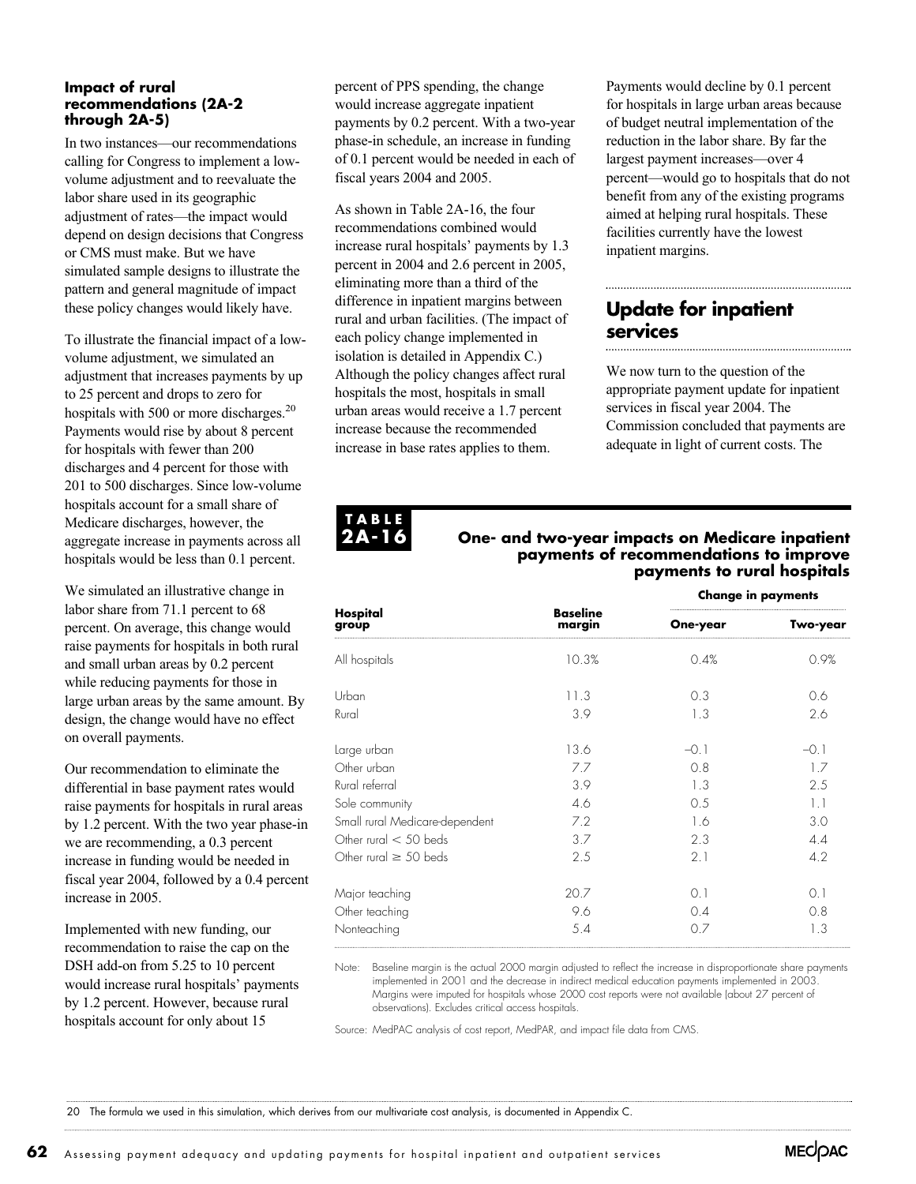### Impact of rural recommendations (2A-2 through 2A-5)

In two instances—our recommendations calling for Congress to implement a low-volume adjustment and to reevaluate the labor share used in its geographic adjustment of rates—the impact would depend on design decisions that Congress or CMS must make. But we have simulated sample designs to illustrate the pattern and general magnitude of impact these policy changes would likely have.

To illustrate the financial impact of a low-volume adjustment, we simulated an adjustment that increases payments by up to 25 percent and drops to zero for hospitals with 500 or more discharges.[20] Payments would rise by about 8 percent for hospitals with fewer than 200 discharges and 4 percent for those with 201 to 500 discharges. Since low-volume hospitals account for a small share of Medicare discharges, however, the aggregate increase in payments across all hospitals would be less than 0.1 percent.

We simulated an illustrative change in labor share from 71.1 percent to 68 percent. On average, this change would raise payments for hospitals in both rural and small urban areas by 0.2 percent while reducing payments for those in large urban areas by the same amount. By design, the change would have no effect on overall payments.

Our recommendation to eliminate the differential in base payment rates would raise payments for hospitals in rural areas by 1.2 percent. With the two year phase-in we are recommending, a 0.3 percent increase in funding would be needed in fiscal year 2004, followed by a 0.4 percent increase in 2005.

Implemented with new funding, our recommendation to raise the cap on the DSH add-on from 5.25 to 10 percent would increase rural hospitals' payments by 1.2 percent. However, because rural hospitals account for only about 15 percent of PPS spending, the change would increase aggregate inpatient payments by 0.2 percent. With a two-year phase-in schedule, an increase in funding of 0.1 percent would be needed in each of fiscal years 2004 and 2005.

As shown in Table 2A-16, the four recommendations combined would increase rural hospitals' payments by 1.3 percent in 2004 and 2.6 percent in 2005, eliminating more than a third of the difference in inpatient margins between rural and urban facilities. (The impact of each policy change implemented in isolation is detailed in Appendix C.) Although the policy changes affect rural hospitals the most, hospitals in small urban areas would receive a 1.7 percent increase because the recommended increase in base rates applies to them.

Payments would decline by 0.1 percent for hospitals in large urban areas because of budget neutral implementation of the reduction in the labor share. By far the largest payment increases—over 4 percent—would go to hospitals that do not benefit from any of the existing programs aimed at helping rural hospitals. These facilities currently have the lowest inpatient margins.

## Update for inpatient services

We now turn to the question of the appropriate payment update for inpatient services in fiscal year 2004. The Commission concluded that payments are adequate in light of current costs. The

**TABLE 2A-16**

**One- and two-year impacts on Medicare inpatient payments of recommendations to improve payments to rural hospitals**

| Hospital group | Baseline margin | Change in payments | |
|---|---|---|---|
| | | One-year | Two-year |
| All hospitals | 10.3% | 0.4% | 0.9% |
| Urban | 11.3 | 0.3 | 0.6 |
| Rural | 3.9 | 1.3 | 2.6 |
| Large urban | 13.6 | –0.1 | –0.1 |
| Other urban | 7.7 | 0.8 | 1.7 |
| Rural referral | 3.9 | 1.3 | 2.5 |
| Sole community | 4.6 | 0.5 | 1.1 |
| Small rural Medicare-dependent | 7.2 | 1.6 | 3.0 |
| Other rural < 50 beds | 3.7 | 2.3 | 4.4 |
| Other rural ≥ 50 beds | 2.5 | 2.1 | 4.2 |
| Major teaching | 20.7 | 0.1 | 0.1 |
| Other teaching | 9.6 | 0.4 | 0.8 |
| Nonteaching | 5.4 | 0.7 | 1.3 |

Note: Baseline margin is the actual 2000 margin adjusted to reflect the increase in disproportionate share payments implemented in 2001 and the decrease in indirect medical education payments implemented in 2003. Margins were imputed for hospitals whose 2000 cost reports were not available (about 27 percent of observations). Excludes critical access hospitals.

Source: MedPAC analysis of cost report, MedPAR, and impact file data from CMS.

20 The formula we used in this simulation, which derives from our multivariate cost analysis, is documented in Appendix C.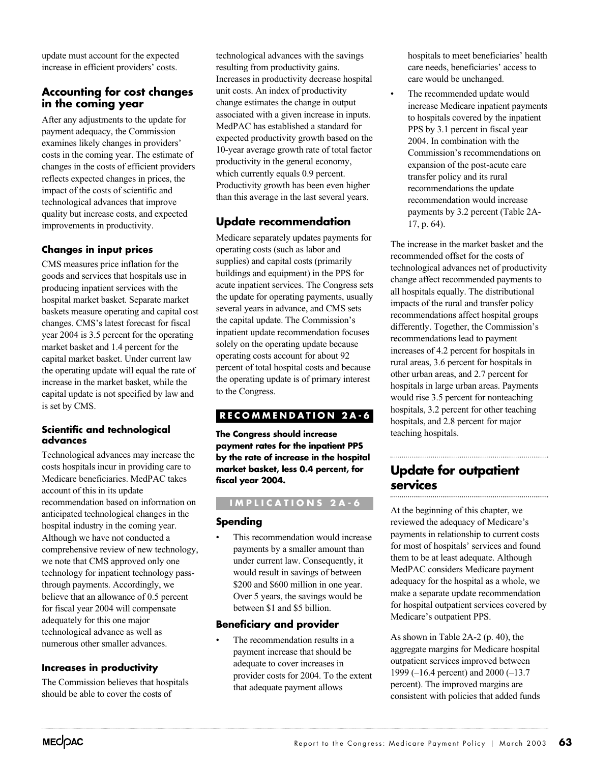update must account for the expected increase in efficient providers' costs.

### Accounting for cost changes in the coming year

After any adjustments to the update for payment adequacy, the Commission examines likely changes in providers' costs in the coming year. The estimate of changes in the costs of efficient providers reflects expected changes in prices, the impact of the costs of scientific and technological advances that improve quality but increase costs, and expected improvements in productivity.

#### Changes in input prices

CMS measures price inflation for the goods and services that hospitals use in producing inpatient services with the hospital market basket. Separate market baskets measure operating and capital cost changes. CMS's latest forecast for fiscal year 2004 is 3.5 percent for the operating market basket and 1.4 percent for the capital market basket. Under current law the operating update will equal the rate of increase in the market basket, while the capital update is not specified by law and is set by CMS.

#### Scientific and technological advances

Technological advances may increase the costs hospitals incur in providing care to Medicare beneficiaries. MedPAC takes account of this in its update recommendation based on information on anticipated technological changes in the hospital industry in the coming year. Although we have not conducted a comprehensive review of new technology, we note that CMS approved only one technology for inpatient technology pass-through payments. Accordingly, we believe that an allowance of 0.5 percent for fiscal year 2004 will compensate adequately for this one major technological advance as well as numerous other smaller advances.

#### Increases in productivity

The Commission believes that hospitals should be able to cover the costs of technological advances with the savings resulting from productivity gains. Increases in productivity decrease hospital unit costs. An index of productivity change estimates the change in output associated with a given increase in inputs. MedPAC has established a standard for expected productivity growth based on the 10-year average growth rate of total factor productivity in the general economy, which currently equals 0.9 percent. Productivity growth has been even higher than this average in the last several years.

### Update recommendation

Medicare separately updates payments for operating costs (such as labor and supplies) and capital costs (primarily buildings and equipment) in the PPS for acute inpatient services. The Congress sets the update for operating payments, usually several years in advance, and CMS sets the capital update. The Commission's inpatient update recommendation focuses solely on the operating update because operating costs account for about 92 percent of total hospital costs and because the operating update is of primary interest to the Congress.

**RECOMMENDATION 2A-6**

**The Congress should increase payment rates for the inpatient PPS by the rate of increase in the hospital market basket, less 0.4 percent, for fiscal year 2004.**

**IMPLICATIONS 2A-6**

#### Spending

- This recommendation would increase payments by a smaller amount than under current law. Consequently, it would result in savings of between $200 and $600 million in one year. Over 5 years, the savings would be between $1 and $5 billion.

#### Beneficiary and provider

- The recommendation results in a payment increase that should be adequate to cover increases in provider costs for 2004. To the extent that adequate payment allows hospitals to meet beneficiaries' health care needs, beneficiaries' access to care would be unchanged.
- The recommended update would increase Medicare inpatient payments to hospitals covered by the inpatient PPS by 3.1 percent in fiscal year 2004. In combination with the Commission's recommendations on expansion of the post-acute care transfer policy and its rural recommendations the update recommendation would increase payments by 3.2 percent (Table 2A-17, p. 64).

The increase in the market basket and the recommended offset for the costs of technological advances net of productivity change affect recommended payments to all hospitals equally. The distributional impacts of the rural and transfer policy recommendations affect hospital groups differently. Together, the Commission's recommendations lead to payment increases of 4.2 percent for hospitals in rural areas, 3.6 percent for hospitals in other urban areas, and 2.7 percent for hospitals in large urban areas. Payments would rise 3.5 percent for nonteaching hospitals, 3.2 percent for other teaching hospitals, and 2.8 percent for major teaching hospitals.

## Update for outpatient services

At the beginning of this chapter, we reviewed the adequacy of Medicare's payments in relationship to current costs for most of hospitals' services and found them to be at least adequate. Although MedPAC considers Medicare payment adequacy for the hospital as a whole, we make a separate update recommendation for hospital outpatient services covered by Medicare's outpatient PPS.

As shown in Table 2A-2 (p. 40), the aggregate margins for Medicare hospital outpatient services improved between 1999 (–16.4 percent) and 2000 (–13.7 percent). The improved margins are consistent with policies that added funds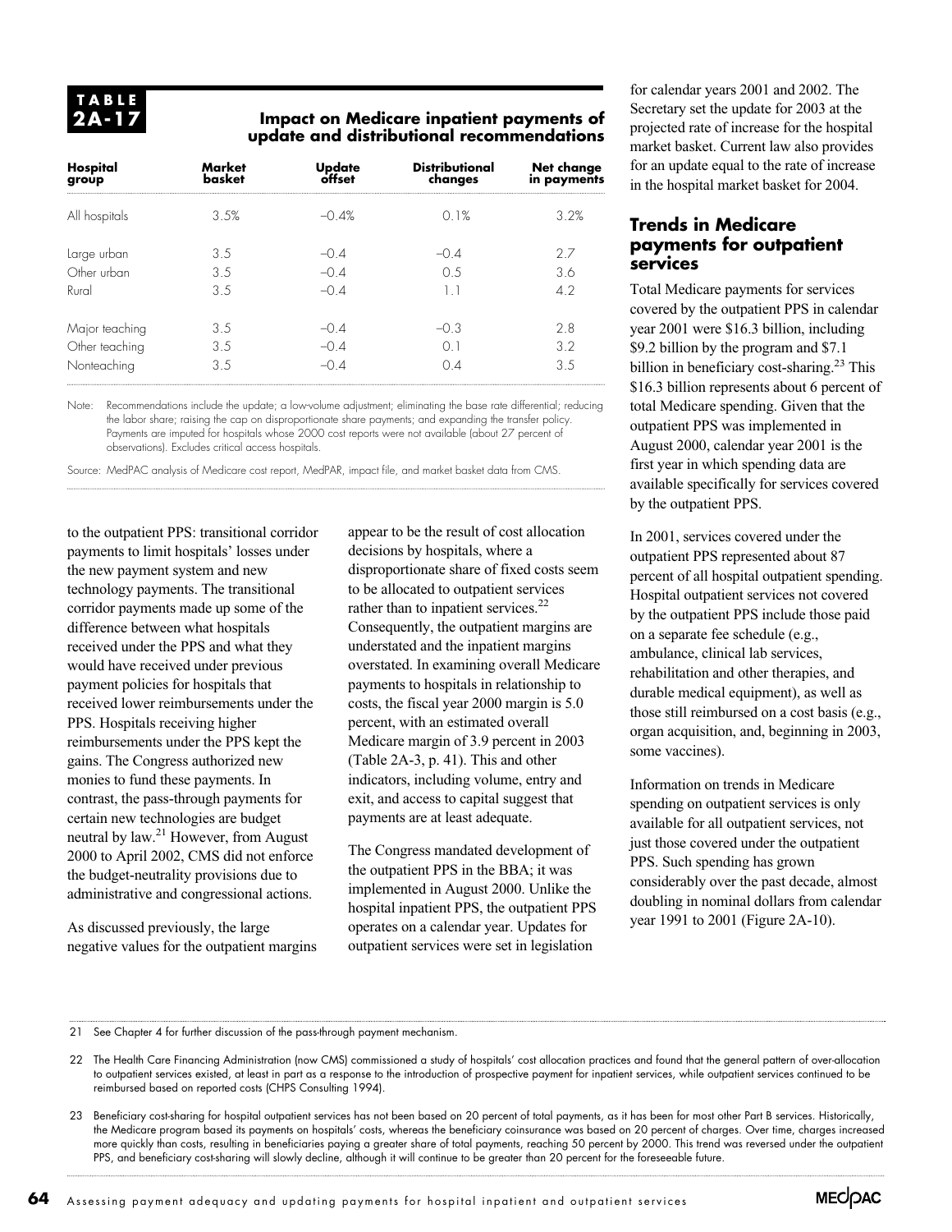**TABLE 2A-17**

**Impact on Medicare inpatient payments of update and distributional recommendations**

| Hospital group | Market basket | Update offset | Distributional changes | Net change in payments |
|---|---|---|---|---|
| All hospitals | 3.5% | –0.4% | 0.1% | 3.2% |
| Large urban | 3.5 | –0.4 | –0.4 | 2.7 |
| Other urban | 3.5 | –0.4 | 0.5 | 3.6 |
| Rural | 3.5 | –0.4 | 1.1 | 4.2 |
| Major teaching | 3.5 | –0.4 | –0.3 | 2.8 |
| Other teaching | 3.5 | –0.4 | 0.1 | 3.2 |
| Nonteaching | 3.5 | –0.4 | 0.4 | 3.5 |

Note: Recommendations include the update; a low-volume adjustment; eliminating the base rate differential; reducing the labor share; raising the cap on disproportionate share payments; and expanding the transfer policy. Payments are imputed for hospitals whose 2000 cost reports were not available (about 27 percent of observations). Excludes critical access hospitals.

Source: MedPAC analysis of Medicare cost report, MedPAR, impact file, and market basket data from CMS.

to the outpatient PPS: transitional corridor payments to limit hospitals' losses under the new payment system and new technology payments. The transitional corridor payments made up some of the difference between what hospitals received under the PPS and what they would have received under previous payment policies for hospitals that received lower reimbursements under the PPS. Hospitals receiving higher reimbursements under the PPS kept the gains. The Congress authorized new monies to fund these payments. In contrast, the pass-through payments for certain new technologies are budget neutral by law.[21] However, from August 2000 to April 2002, CMS did not enforce the budget-neutrality provisions due to administrative and congressional actions.

As discussed previously, the large negative values for the outpatient margins appear to be the result of cost allocation decisions by hospitals, where a disproportionate share of fixed costs seem to be allocated to outpatient services rather than to inpatient services.[22] Consequently, the outpatient margins are understated and the inpatient margins overstated. In examining overall Medicare payments to hospitals in relationship to costs, the fiscal year 2000 margin is 5.0 percent, with an estimated overall Medicare margin of 3.9 percent in 2003 (Table 2A-3, p. 41). This and other indicators, including volume, entry and exit, and access to capital suggest that payments are at least adequate.

The Congress mandated development of the outpatient PPS in the BBA; it was implemented in August 2000. Unlike the hospital inpatient PPS, the outpatient PPS operates on a calendar year. Updates for outpatient services were set in legislation for calendar years 2001 and 2002. The Secretary set the update for 2003 at the projected rate of increase for the hospital market basket. Current law also provides for an update equal to the rate of increase in the hospital market basket for 2004.

## Trends in Medicare payments for outpatient services

Total Medicare payments for services covered by the outpatient PPS in calendar year 2001 were $16.3 billion, including $9.2 billion by the program and $7.1 billion in beneficiary cost-sharing.[23] This $16.3 billion represents about 6 percent of total Medicare spending. Given that the outpatient PPS was implemented in August 2000, calendar year 2001 is the first year in which spending data are available specifically for services covered by the outpatient PPS.

In 2001, services covered under the outpatient PPS represented about 87 percent of all hospital outpatient spending. Hospital outpatient services not covered by the outpatient PPS include those paid on a separate fee schedule (e.g., ambulance, clinical lab services, rehabilitation and other therapies, and durable medical equipment), as well as those still reimbursed on a cost basis (e.g., organ acquisition, and, beginning in 2003, some vaccines).

Information on trends in Medicare spending on outpatient services is only available for all outpatient services, not just those covered under the outpatient PPS. Such spending has grown considerably over the past decade, almost doubling in nominal dollars from calendar year 1991 to 2001 (Figure 2A-10).

21 See Chapter 4 for further discussion of the pass-through payment mechanism.

22 The Health Care Financing Administration (now CMS) commissioned a study of hospitals' cost allocation practices and found that the general pattern of over-allocation to outpatient services existed, at least in part as a response to the introduction of prospective payment for inpatient services, while outpatient services continued to be reimbursed based on reported costs (CHPS Consulting 1994).

23 Beneficiary cost-sharing for hospital outpatient services has not been based on 20 percent of total payments, as it has been for most other Part B services. Historically, the Medicare program based its payments on hospitals' costs, whereas the beneficiary coinsurance was based on 20 percent of charges. Over time, charges increased more quickly than costs, resulting in beneficiaries paying a greater share of total payments, reaching 50 percent by 2000. This trend was reversed under the outpatient PPS, and beneficiary cost-sharing will slowly decline, although it will continue to be greater than 20 percent for the foreseeable future.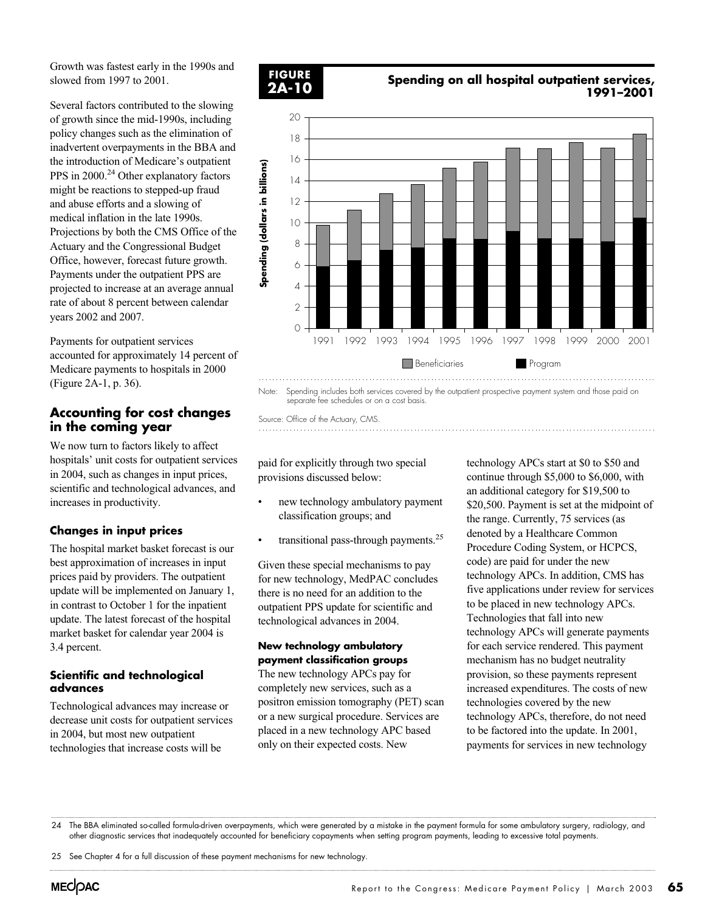Growth was fastest early in the 1990s and slowed from 1997 to 2001.

Several factors contributed to the slowing of growth since the mid-1990s, including policy changes such as the elimination of inadvertent overpayments in the BBA and the introduction of Medicare's outpatient PPS in 2000.[24] Other explanatory factors might be reactions to stepped-up fraud and abuse efforts and a slowing of medical inflation in the late 1990s. Projections by both the CMS Office of the Actuary and the Congressional Budget Office, however, forecast future growth. Payments under the outpatient PPS are projected to increase at an average annual rate of about 8 percent between calendar years 2002 and 2007.

Payments for outpatient services accounted for approximately 14 percent of Medicare payments to hospitals in 2000 (Figure 2A-1, p. 36).

**FIGURE 2A-10**

**Spending on all hospital outpatient services, 1991–2001**

Note: Spending includes both services covered by the outpatient prospective payment system and those paid on separate fee schedules or on a cost basis.

Source: Office of the Actuary, CMS.

## Accounting for cost changes in the coming year

We now turn to factors likely to affect hospitals' unit costs for outpatient services in 2004, such as changes in input prices, scientific and technological advances, and increases in productivity.

### Changes in input prices

The hospital market basket forecast is our best approximation of increases in input prices paid by providers. The outpatient update will be implemented on January 1, in contrast to October 1 for the inpatient update. The latest forecast of the hospital market basket for calendar year 2004 is 3.4 percent.

### Scientific and technological advances

Technological advances may increase or decrease unit costs for outpatient services in 2004, but most new outpatient technologies that increase costs will be paid for explicitly through two special provisions discussed below:

- new technology ambulatory payment classification groups; and
- transitional pass-through payments.[25]

Given these special mechanisms to pay for new technology, MedPAC concludes there is no need for an addition to the outpatient PPS update for scientific and technological advances in 2004.

#### New technology ambulatory payment classification groups

The new technology APCs pay for completely new services, such as a positron emission tomography (PET) scan or a new surgical procedure. Services are placed in a new technology APC based only on their expected costs. New technology APCs start at $0 to $50 and continue through $5,000 to $6,000, with an additional category for $19,500 to $20,500. Payment is set at the midpoint of the range. Currently, 75 services (as denoted by a Healthcare Common Procedure Coding System, or HCPCS, code) are paid for under the new technology APCs. In addition, CMS has five applications under review for services to be placed in new technology APCs. Technologies that fall into new technology APCs will generate payments for each service rendered. This payment mechanism has no budget neutrality provision, so these payments represent increased expenditures. The costs of new technologies covered by the new technology APCs, therefore, do not need to be factored into the update. In 2001, payments for services in new technology

24 The BBA eliminated so-called formula-driven overpayments, which were generated by a mistake in the payment formula for some ambulatory surgery, radiology, and other diagnostic services that inadequately accounted for beneficiary copayments when setting program payments, leading to excessive total payments.

25 See Chapter 4 for a full discussion of these payment mechanisms for new technology.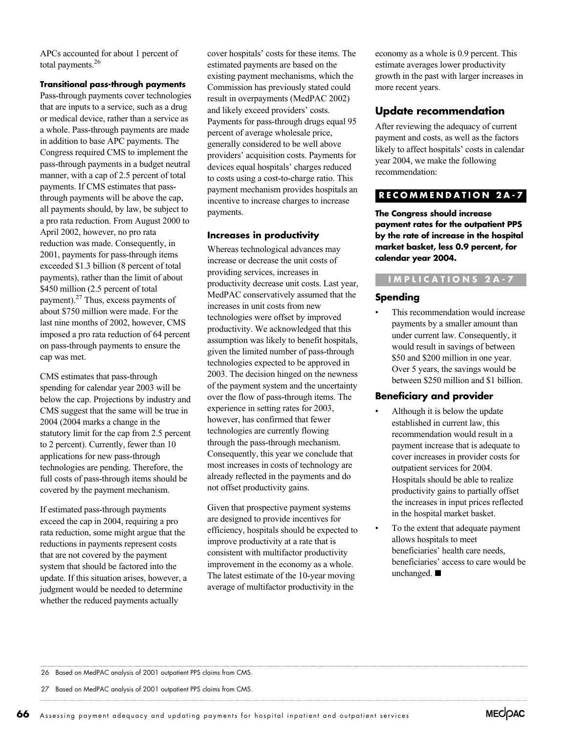APCs accounted for about 1 percent of total payments.[26]

#### Transitional pass-through payments

Pass-through payments cover technologies that are inputs to a service, such as a drug or medical device, rather than a service as a whole. Pass-through payments are made in addition to base APC payments. The Congress required CMS to implement the pass-through payments in a budget neutral manner, with a cap of 2.5 percent of total payments. If CMS estimates that pass-through payments will be above the cap, all payments should, by law, be subject to a pro rata reduction. From August 2000 to April 2002, however, no pro rata reduction was made. Consequently, in 2001, payments for pass-through items exceeded $1.3 billion (8 percent of total payments), rather than the limit of about $450 million (2.5 percent of total payment).[27] Thus, excess payments of about $750 million were made. For the last nine months of 2002, however, CMS imposed a pro rata reduction of 64 percent on pass-through payments to ensure the cap was met.

CMS estimates that pass-through spending for calendar year 2003 will be below the cap. Projections by industry and CMS suggest that the same will be true in 2004 (2004 marks a change in the statutory limit for the cap from 2.5 percent to 2 percent). Currently, fewer than 10 applications for new pass-through technologies are pending. Therefore, the full costs of pass-through items should be covered by the payment mechanism.

If estimated pass-through payments exceed the cap in 2004, requiring a pro rata reduction, some might argue that the reductions in payments represent costs that are not covered by the payment system that should be factored into the update. If this situation arises, however, a judgment would be needed to determine whether the reduced payments actually cover hospitals' costs for these items. The estimated payments are based on the existing payment mechanisms, which the Commission has previously stated could result in overpayments (MedPAC 2002) and likely exceed providers' costs. Payments for pass-through drugs equal 95 percent of average wholesale price, generally considered to be well above providers' acquisition costs. Payments for devices equal hospitals' charges reduced to costs using a cost-to-charge ratio. This payment mechanism provides hospitals an incentive to increase charges to increase payments.

### Increases in productivity

Whereas technological advances may increase or decrease the unit costs of providing services, increases in productivity decrease unit costs. Last year, MedPAC conservatively assumed that the increases in unit costs from new technologies were offset by improved productivity. We acknowledged that this assumption was likely to benefit hospitals, given the limited number of pass-through technologies expected to be approved in 2003. The decision hinged on the newness of the payment system and the uncertainty over the flow of pass-through items. The experience in setting rates for 2003, however, has confirmed that fewer technologies are currently flowing through the pass-through mechanism. Consequently, this year we conclude that most increases in costs of technology are already reflected in the payments and do not offset productivity gains.

Given that prospective payment systems are designed to provide incentives for efficiency, hospitals should be expected to improve productivity at a rate that is consistent with multifactor productivity improvement in the economy as a whole. The latest estimate of the 10-year moving average of multifactor productivity in the economy as a whole is 0.9 percent. This estimate averages lower productivity growth in the past with larger increases in more recent years.

## Update recommendation

After reviewing the adequacy of current payment and costs, as well as the factors likely to affect hospitals' costs in calendar year 2004, we make the following recommendation:

**RECOMMENDATION 2A-7**

**The Congress should increase payment rates for the outpatient PPS by the rate of increase in the hospital market basket, less 0.9 percent, for calendar year 2004.**

**IMPLICATIONS 2A-7**

### Spending

- This recommendation would increase payments by a smaller amount than under current law. Consequently, it would result in savings of between $50 and $200 million in one year. Over 5 years, the savings would be between $250 million and $1 billion.

### Beneficiary and provider

- Although it is below the update established in current law, this recommendation would result in a payment increase that is adequate to cover increases in provider costs for outpatient services for 2004. Hospitals should be able to realize productivity gains to partially offset the increases in input prices reflected in the hospital market basket.
- To the extent that adequate payment allows hospitals to meet beneficiaries' health care needs, beneficiaries' access to care would be unchanged. ■

---

26 Based on MedPAC analysis of 2001 outpatient PPS claims from CMS.

27 Based on MedPAC analysis of 2001 outpatient PPS claims from CMS.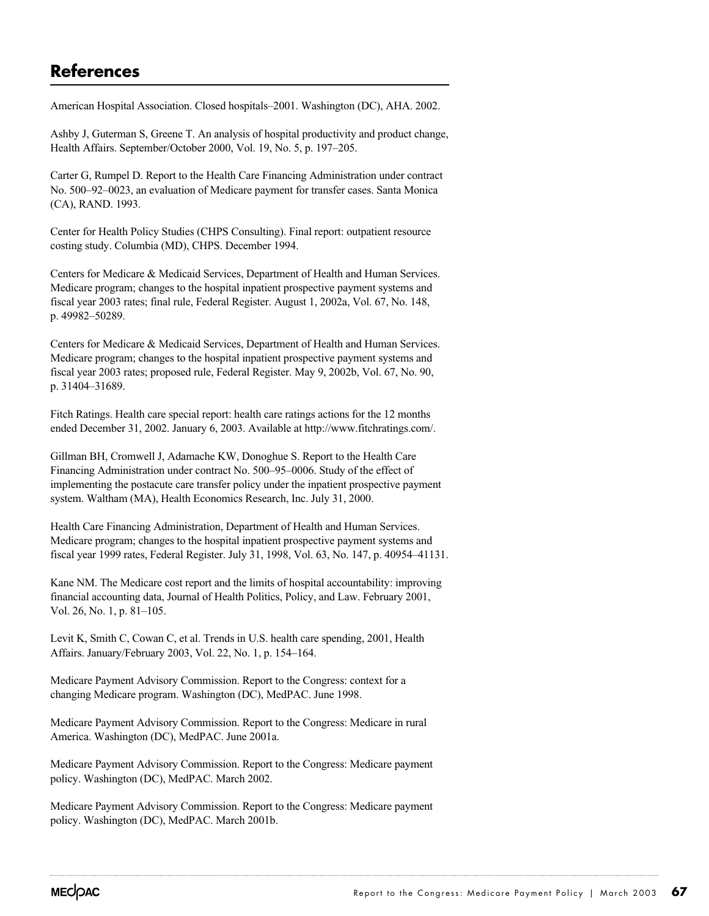## References

American Hospital Association. Closed hospitals–2001. Washington (DC), AHA. 2002.

Ashby J, Guterman S, Greene T. An analysis of hospital productivity and product change, Health Affairs. September/October 2000, Vol. 19, No. 5, p. 197–205.

Carter G, Rumpel D. Report to the Health Care Financing Administration under contract No. 500–92–0023, an evaluation of Medicare payment for transfer cases. Santa Monica (CA), RAND. 1993.

Center for Health Policy Studies (CHPS Consulting). Final report: outpatient resource costing study. Columbia (MD), CHPS. December 1994.

Centers for Medicare & Medicaid Services, Department of Health and Human Services. Medicare program; changes to the hospital inpatient prospective payment systems and fiscal year 2003 rates; final rule, Federal Register. August 1, 2002a, Vol. 67, No. 148, p. 49982–50289.

Centers for Medicare & Medicaid Services, Department of Health and Human Services. Medicare program; changes to the hospital inpatient prospective payment systems and fiscal year 2003 rates; proposed rule, Federal Register. May 9, 2002b, Vol. 67, No. 90, p. 31404–31689.

Fitch Ratings. Health care special report: health care ratings actions for the 12 months ended December 31, 2002. January 6, 2003. Available at http://www.fitchratings.com/.

Gillman BH, Cromwell J, Adamache KW, Donoghue S. Report to the Health Care Financing Administration under contract No. 500–95–0006. Study of the effect of implementing the postacute care transfer policy under the inpatient prospective payment system. Waltham (MA), Health Economics Research, Inc. July 31, 2000.

Health Care Financing Administration, Department of Health and Human Services. Medicare program; changes to the hospital inpatient prospective payment systems and fiscal year 1999 rates, Federal Register. July 31, 1998, Vol. 63, No. 147, p. 40954–41131.

Kane NM. The Medicare cost report and the limits of hospital accountability: improving financial accounting data, Journal of Health Politics, Policy, and Law. February 2001, Vol. 26, No. 1, p. 81–105.

Levit K, Smith C, Cowan C, et al. Trends in U.S. health care spending, 2001, Health Affairs. January/February 2003, Vol. 22, No. 1, p. 154–164.

Medicare Payment Advisory Commission. Report to the Congress: context for a changing Medicare program. Washington (DC), MedPAC. June 1998.

Medicare Payment Advisory Commission. Report to the Congress: Medicare in rural America. Washington (DC), MedPAC. June 2001a.

Medicare Payment Advisory Commission. Report to the Congress: Medicare payment policy. Washington (DC), MedPAC. March 2002.

Medicare Payment Advisory Commission. Report to the Congress: Medicare payment policy. Washington (DC), MedPAC. March 2001b.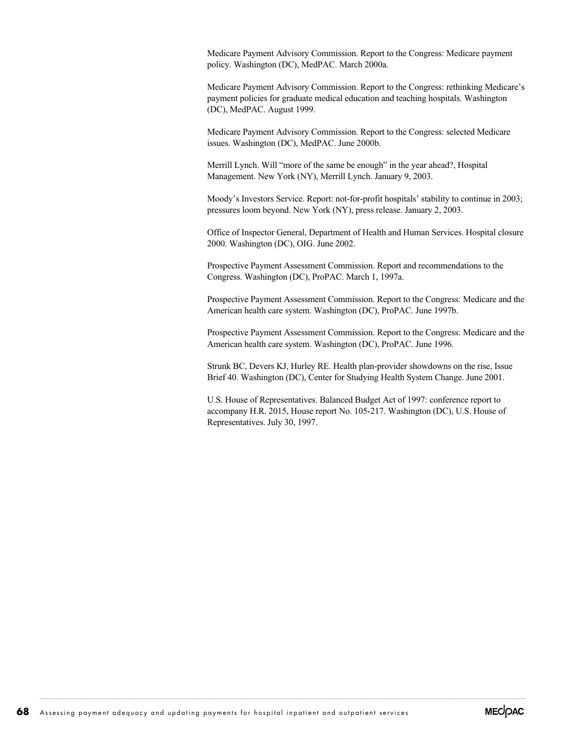Medicare Payment Advisory Commission. Report to the Congress: Medicare payment policy. Washington (DC), MedPAC. March 2000a.

Medicare Payment Advisory Commission. Report to the Congress: rethinking Medicare's payment policies for graduate medical education and teaching hospitals. Washington (DC), MedPAC. August 1999.

Medicare Payment Advisory Commission. Report to the Congress: selected Medicare issues. Washington (DC), MedPAC. June 2000b.

Merrill Lynch. Will "more of the same be enough" in the year ahead?, Hospital Management. New York (NY), Merrill Lynch. January 9, 2003.

Moody's Investors Service. Report: not-for-profit hospitals' stability to continue in 2003; pressures loom beyond. New York (NY), press release. January 2, 2003.

Office of Inspector General, Department of Health and Human Services. Hospital closure 2000. Washington (DC), OIG. June 2002.

Prospective Payment Assessment Commission. Report and recommendations to the Congress. Washington (DC), ProPAC. March 1, 1997a.

Prospective Payment Assessment Commission. Report to the Congress: Medicare and the American health care system. Washington (DC), ProPAC. June 1997b.

Prospective Payment Assessment Commission. Report to the Congress: Medicare and the American health care system. Washington (DC), ProPAC. June 1996.

Strunk BC, Devers KJ, Hurley RE. Health plan-provider showdowns on the rise, Issue Brief 40. Washington (DC), Center for Studying Health System Change. June 2001.

U.S. House of Representatives. Balanced Budget Act of 1997: conference report to accompany H.R. 2015, House report No. 105-217. Washington (DC), U.S. House of Representatives. July 30, 1997.